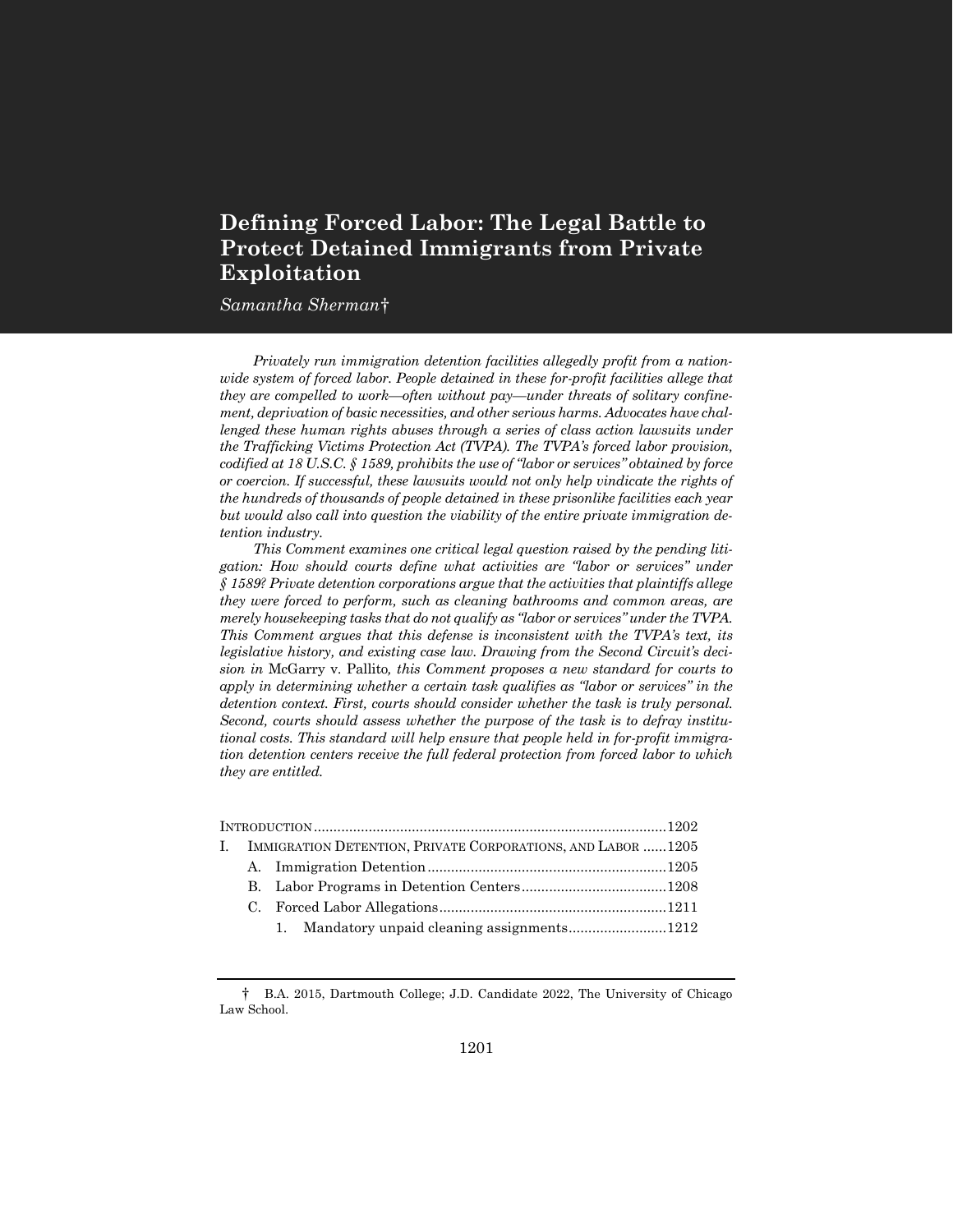# Defining Forced Labor: The Legal Battle to Protect Detained Immigrants from Private Exploitation

*Samantha Sherman*†

*Privately run immigration detention facilities allegedly profit from a nationwide system of forced labor. People detained in these for-profit facilities allege that they are compelled to work—often without pay—under threats of solitary confinement, deprivation of basic necessities, and other serious harms. Advocates have challenged these human rights abuses through a series of class action lawsuits under the Trafficking Victims Protection Act (TVPA). The TVPA's forced labor provision, codified at 18 U.S.C. § 1589, prohibits the use of "labor or services" obtained by force or coercion. If successful, these lawsuits would not only help vindicate the rights of the hundreds of thousands of people detained in these prisonlike facilities each year but would also call into question the viability of the entire private immigration detention industry.*

*This Comment examines one critical legal question raised by the pending litigation: How should courts define what activities are "labor or services" under § 1589? Private detention corporations argue that the activities that plaintiffs allege they were forced to perform, such as cleaning bathrooms and common areas, are merely housekeeping tasks that do not qualify as "labor or services" under the TVPA. This Comment argues that this defense is inconsistent with the TVPA's text, its legislative history, and existing case law. Drawing from the Second Circuit's decision in* McGarry v. Pallito*, this Comment proposes a new standard for courts to apply in determining whether a certain task qualifies as "labor or services" in the detention context. First, courts should consider whether the task is truly personal. Second, courts should assess whether the purpose of the task is to defray institutional costs. This standard will help ensure that people held in for-profit immigration detention centers receive the full federal protection from forced labor to which they are entitled.*

| | |
|---|---|
| INTRODUCTION | 1202 |
| I. IMMIGRATION DETENTION, PRIVATE CORPORATIONS, AND LABOR | 1205 |
| A. Immigration Detention | 1205 |
| B. Labor Programs in Detention Centers | 1208 |
| C. Forced Labor Allegations | 1211 |
| 1. Mandatory unpaid cleaning assignments | 1212 |

† B.A. 2015, Dartmouth College; J.D. Candidate 2022, The University of Chicago Law School.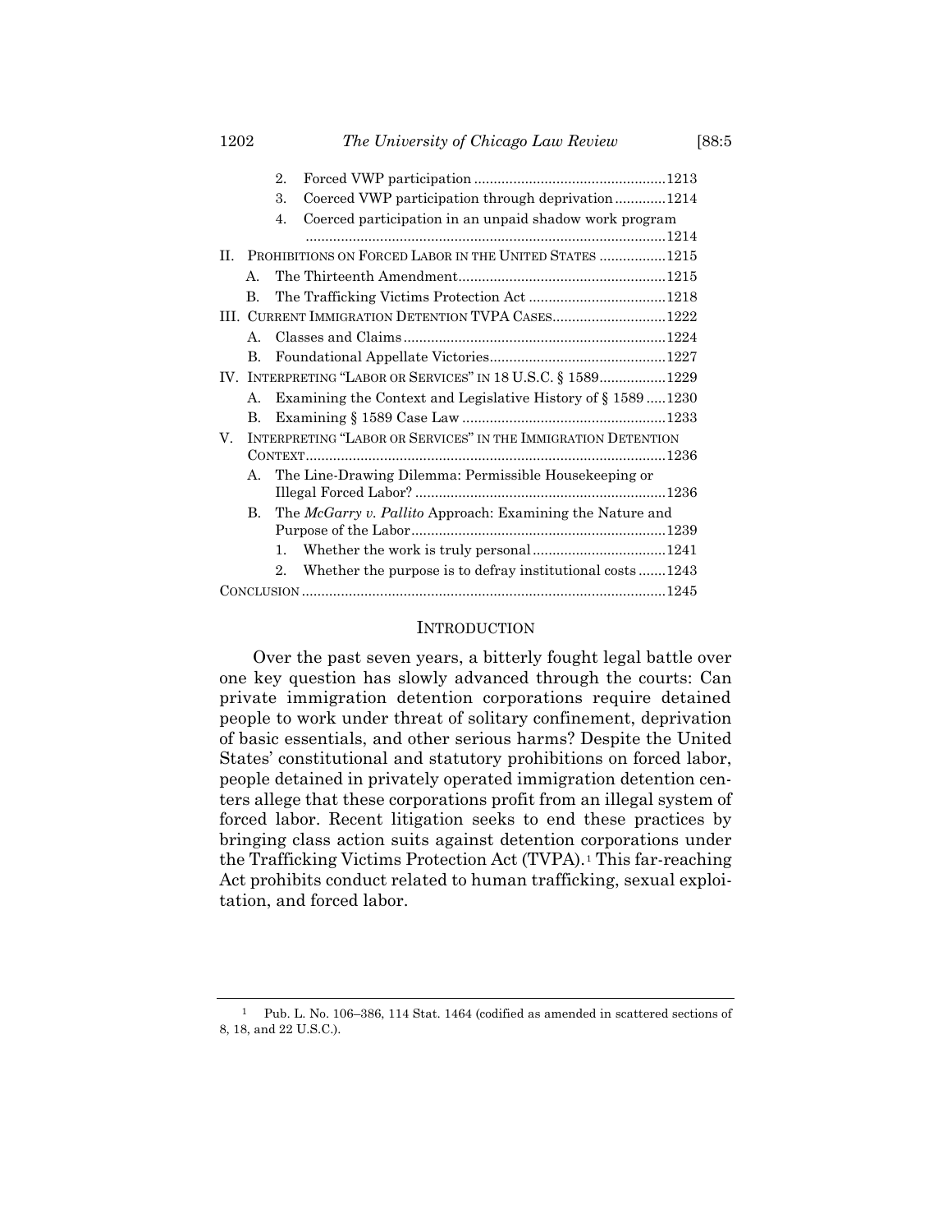- 2. Forced VWP participation ........ 1213
- 3. Coerced VWP participation through deprivation ........ 1214
- 4. Coerced participation in an unpaid shadow work program ........ 1214

II. PROHIBITIONS ON FORCED LABOR IN THE UNITED STATES ........ 1215
- A. The Thirteenth Amendment ........ 1215
- B. The Trafficking Victims Protection Act ........ 1218

III. CURRENT IMMIGRATION DETENTION TVPA CASES ........ 1222
- A. Classes and Claims ........ 1224
- B. Foundational Appellate Victories ........ 1227

IV. INTERPRETING "LABOR OR SERVICES" IN 18 U.S.C. § 1589 ........ 1229
- A. Examining the Context and Legislative History of § 1589 ........ 1230
- B. Examining § 1589 Case Law ........ 1233

V. INTERPRETING "LABOR OR SERVICES" IN THE IMMIGRATION DETENTION CONTEXT ........ 1236
- A. The Line-Drawing Dilemma: Permissible Housekeeping or Illegal Forced Labor? ........ 1236
- B. The *McGarry v. Pallito* Approach: Examining the Nature and Purpose of the Labor ........ 1239
  - 1. Whether the work is truly personal ........ 1241
  - 2. Whether the purpose is to defray institutional costs ........ 1243

CONCLUSION ........ 1245

## INTRODUCTION

Over the past seven years, a bitterly fought legal battle over one key question has slowly advanced through the courts: Can private immigration detention corporations require detained people to work under threat of solitary confinement, deprivation of basic essentials, and other serious harms? Despite the United States' constitutional and statutory prohibitions on forced labor, people detained in privately operated immigration detention centers allege that these corporations profit from an illegal system of forced labor. Recent litigation seeks to end these practices by bringing class action suits against detention corporations under the Trafficking Victims Protection Act (TVPA).[1] This far-reaching Act prohibits conduct related to human trafficking, sexual exploitation, and forced labor.

---

[1] Pub. L. No. 106–386, 114 Stat. 1464 (codified as amended in scattered sections of 8, 18, and 22 U.S.C.).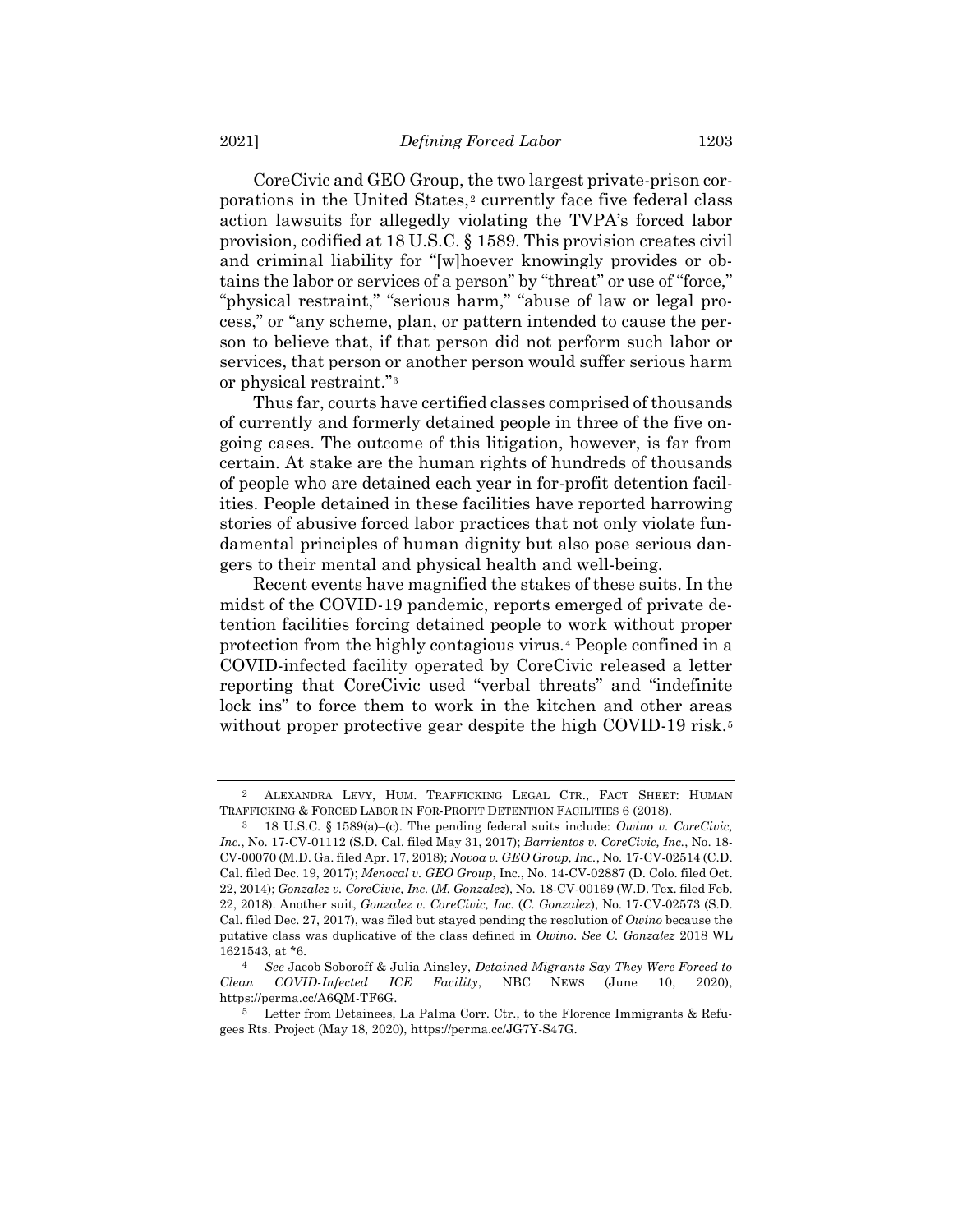CoreCivic and GEO Group, the two largest private-prison corporations in the United States,[2] currently face five federal class action lawsuits for allegedly violating the TVPA's forced labor provision, codified at 18 U.S.C. § 1589. This provision creates civil and criminal liability for "[w]hoever knowingly provides or obtains the labor or services of a person" by "threat" or use of "force," "physical restraint," "serious harm," "abuse of law or legal process," or "any scheme, plan, or pattern intended to cause the person to believe that, if that person did not perform such labor or services, that person or another person would suffer serious harm or physical restraint."[3]

Thus far, courts have certified classes comprised of thousands of currently and formerly detained people in three of the five ongoing cases. The outcome of this litigation, however, is far from certain. At stake are the human rights of hundreds of thousands of people who are detained each year in for-profit detention facilities. People detained in these facilities have reported harrowing stories of abusive forced labor practices that not only violate fundamental principles of human dignity but also pose serious dangers to their mental and physical health and well-being.

Recent events have magnified the stakes of these suits. In the midst of the COVID-19 pandemic, reports emerged of private detention facilities forcing detained people to work without proper protection from the highly contagious virus.[4] People confined in a COVID-infected facility operated by CoreCivic released a letter reporting that CoreCivic used "verbal threats" and "indefinite lock ins" to force them to work in the kitchen and other areas without proper protective gear despite the high COVID-19 risk.[5]

---

[2] ALEXANDRA LEVY, HUM. TRAFFICKING LEGAL CTR., FACT SHEET: HUMAN TRAFFICKING & FORCED LABOR IN FOR-PROFIT DETENTION FACILITIES 6 (2018).

[3] 18 U.S.C. § 1589(a)–(c). The pending federal suits include: *Owino v. CoreCivic, Inc.*, No. 17-CV-01112 (S.D. Cal. filed May 31, 2017); *Barrientos v. CoreCivic, Inc.*, No. 18-CV-00070 (M.D. Ga. filed Apr. 17, 2018); *Novoa v. GEO Group, Inc.*, No. 17-CV-02514 (C.D. Cal. filed Dec. 19, 2017); *Menocal v. GEO Group*, Inc., No. 14-CV-02887 (D. Colo. filed Oct. 22, 2014); *Gonzalez v. CoreCivic, Inc.* (*M. Gonzalez*), No. 18-CV-00169 (W.D. Tex. filed Feb. 22, 2018). Another suit, *Gonzalez v. CoreCivic, Inc.* (*C. Gonzalez*), No. 17-CV-02573 (S.D. Cal. filed Dec. 27, 2017), was filed but stayed pending the resolution of *Owino* because the putative class was duplicative of the class defined in *Owino*. *See C. Gonzalez* 2018 WL 1621543, at *6.

[4] *See* Jacob Soboroff & Julia Ainsley, *Detained Migrants Say They Were Forced to Clean COVID-Infected ICE Facility*, NBC NEWS (June 10, 2020), https://perma.cc/A6QM-TF6G.

[5] Letter from Detainees, La Palma Corr. Ctr., to the Florence Immigrants & Refugees Rts. Project (May 18, 2020), https://perma.cc/JG7Y-S47G.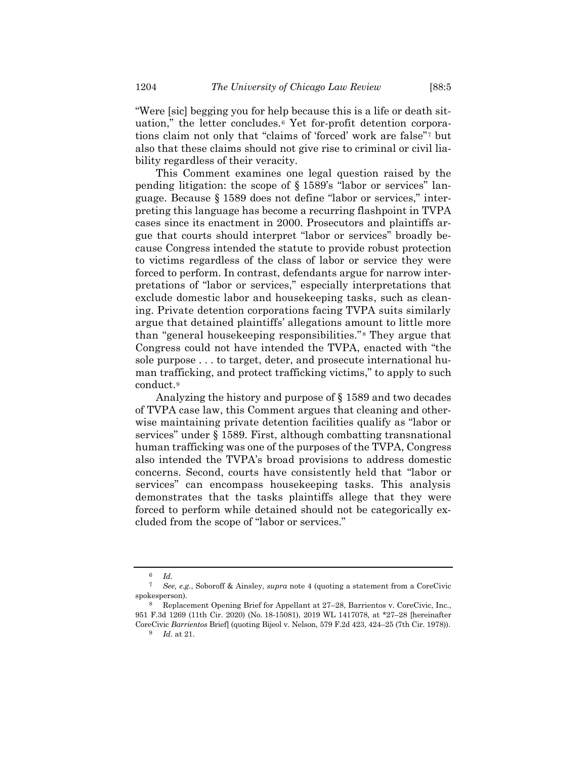"Were [sic] begging you for help because this is a life or death situation," the letter concludes.[6] Yet for-profit detention corporations claim not only that "claims of 'forced' work are false"[7] but also that these claims should not give rise to criminal or civil liability regardless of their veracity.

This Comment examines one legal question raised by the pending litigation: the scope of § 1589's "labor or services" language. Because § 1589 does not define "labor or services," interpreting this language has become a recurring flashpoint in TVPA cases since its enactment in 2000. Prosecutors and plaintiffs argue that courts should interpret "labor or services" broadly because Congress intended the statute to provide robust protection to victims regardless of the class of labor or service they were forced to perform. In contrast, defendants argue for narrow interpretations of "labor or services," especially interpretations that exclude domestic labor and housekeeping tasks, such as cleaning. Private detention corporations facing TVPA suits similarly argue that detained plaintiffs' allegations amount to little more than "general housekeeping responsibilities."[8] They argue that Congress could not have intended the TVPA, enacted with "the sole purpose . . . to target, deter, and prosecute international human trafficking, and protect trafficking victims," to apply to such conduct.[9]

Analyzing the history and purpose of § 1589 and two decades of TVPA case law, this Comment argues that cleaning and otherwise maintaining private detention facilities qualify as "labor or services" under § 1589. First, although combatting transnational human trafficking was one of the purposes of the TVPA, Congress also intended the TVPA's broad provisions to address domestic concerns. Second, courts have consistently held that "labor or services" can encompass housekeeping tasks. This analysis demonstrates that the tasks plaintiffs allege that they were forced to perform while detained should not be categorically excluded from the scope of "labor or services."

---

[6] *Id.*

[7] *See, e.g.*, Soboroff & Ainsley, *supra* note 4 (quoting a statement from a CoreCivic spokesperson).

[8] Replacement Opening Brief for Appellant at 27–28, Barrientos v. CoreCivic, Inc., 951 F.3d 1269 (11th Cir. 2020) (No. 18-15081), 2019 WL 1417078, at *27–28 [hereinafter CoreCivic *Barrientos* Brief] (quoting Bijeol v. Nelson, 579 F.2d 423, 424–25 (7th Cir. 1978)).

[9] *Id.* at 21.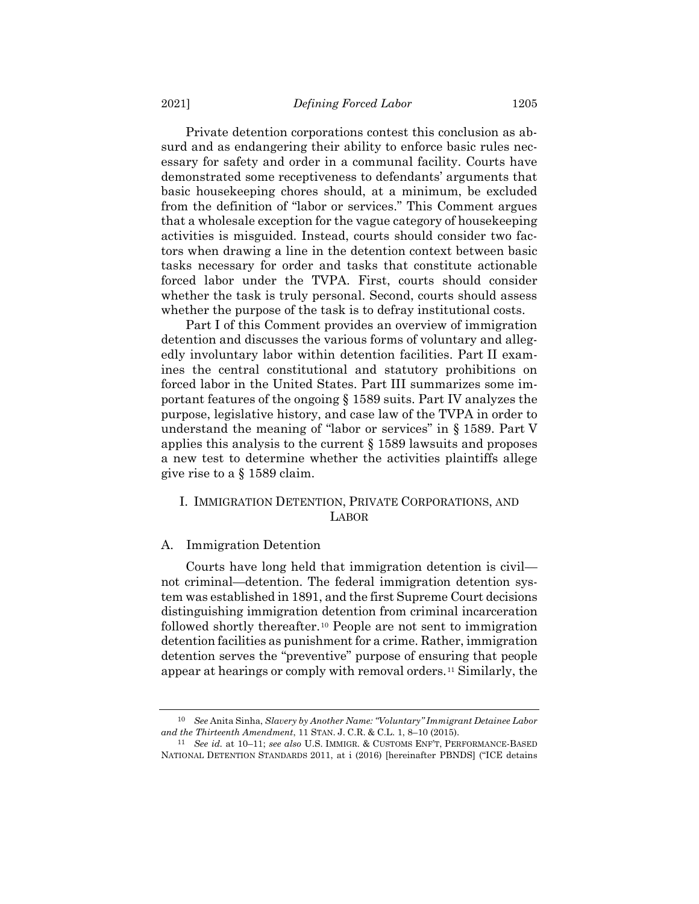Private detention corporations contest this conclusion as absurd and as endangering their ability to enforce basic rules necessary for safety and order in a communal facility. Courts have demonstrated some receptiveness to defendants' arguments that basic housekeeping chores should, at a minimum, be excluded from the definition of "labor or services." This Comment argues that a wholesale exception for the vague category of housekeeping activities is misguided. Instead, courts should consider two factors when drawing a line in the detention context between basic tasks necessary for order and tasks that constitute actionable forced labor under the TVPA. First, courts should consider whether the task is truly personal. Second, courts should assess whether the purpose of the task is to defray institutional costs.

Part I of this Comment provides an overview of immigration detention and discusses the various forms of voluntary and allegedly involuntary labor within detention facilities. Part II examines the central constitutional and statutory prohibitions on forced labor in the United States. Part III summarizes some important features of the ongoing § 1589 suits. Part IV analyzes the purpose, legislative history, and case law of the TVPA in order to understand the meaning of "labor or services" in § 1589. Part V applies this analysis to the current § 1589 lawsuits and proposes a new test to determine whether the activities plaintiffs allege give rise to a § 1589 claim.

## I. IMMIGRATION DETENTION, PRIVATE CORPORATIONS, AND LABOR

### A. Immigration Detention

Courts have long held that immigration detention is civil—not criminal—detention. The federal immigration detention system was established in 1891, and the first Supreme Court decisions distinguishing immigration detention from criminal incarceration followed shortly thereafter.[10] People are not sent to immigration detention facilities as punishment for a crime. Rather, immigration detention serves the "preventive" purpose of ensuring that people appear at hearings or comply with removal orders.[11] Similarly, the

---

[10] *See* Anita Sinha, *Slavery by Another Name: "Voluntary" Immigrant Detainee Labor and the Thirteenth Amendment*, 11 STAN. J. C.R. & C.L. 1, 8–10 (2015).

[11] *See id.* at 10–11; *see also* U.S. IMMIGR. & CUSTOMS ENF'T, PERFORMANCE-BASED NATIONAL DETENTION STANDARDS 2011, at i (2016) [hereinafter PBNDS] ("ICE detains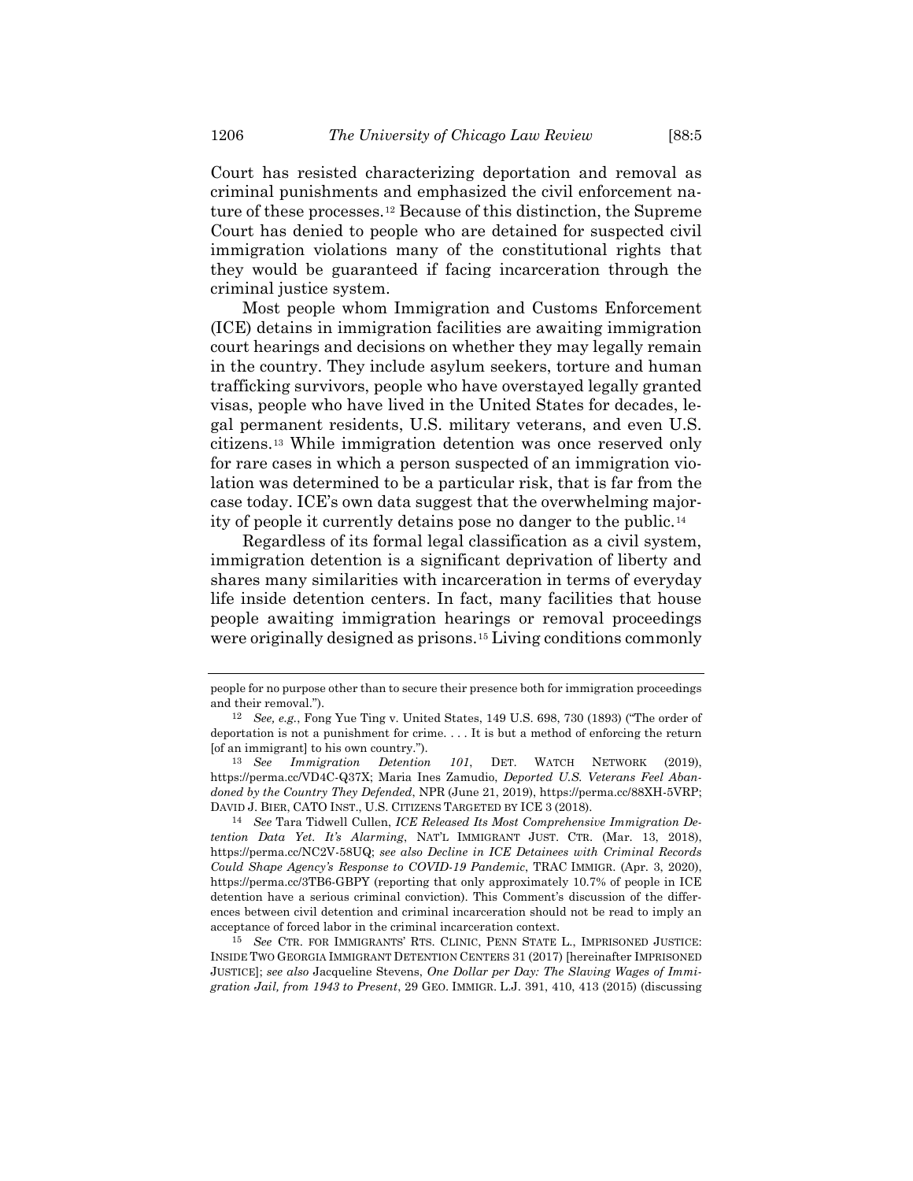Court has resisted characterizing deportation and removal as criminal punishments and emphasized the civil enforcement nature of these processes.[12] Because of this distinction, the Supreme Court has denied to people who are detained for suspected civil immigration violations many of the constitutional rights that they would be guaranteed if facing incarceration through the criminal justice system.

Most people whom Immigration and Customs Enforcement (ICE) detains in immigration facilities are awaiting immigration court hearings and decisions on whether they may legally remain in the country. They include asylum seekers, torture and human trafficking survivors, people who have overstayed legally granted visas, people who have lived in the United States for decades, legal permanent residents, U.S. military veterans, and even U.S. citizens.[13] While immigration detention was once reserved only for rare cases in which a person suspected of an immigration violation was determined to be a particular risk, that is far from the case today. ICE's own data suggest that the overwhelming majority of people it currently detains pose no danger to the public.[14]

Regardless of its formal legal classification as a civil system, immigration detention is a significant deprivation of liberty and shares many similarities with incarceration in terms of everyday life inside detention centers. In fact, many facilities that house people awaiting immigration hearings or removal proceedings were originally designed as prisons.[15] Living conditions commonly

---

people for no purpose other than to secure their presence both for immigration proceedings and their removal.").

[12] *See, e.g.*, Fong Yue Ting v. United States, 149 U.S. 698, 730 (1893) ("The order of deportation is not a punishment for crime. . . . It is but a method of enforcing the return [of an immigrant] to his own country.").

[13] *See* *Immigration Detention 101*, DET. WATCH NETWORK (2019), https://perma.cc/VD4C-Q37X; Maria Ines Zamudio, *Deported U.S. Veterans Feel Abandoned by the Country They Defended*, NPR (June 21, 2019), https://perma.cc/88XH-5VRP; DAVID J. BIER, CATO INST., U.S. CITIZENS TARGETED BY ICE 3 (2018).

[14] *See* Tara Tidwell Cullen, *ICE Released Its Most Comprehensive Immigration Detention Data Yet. It's Alarming*, NAT'L IMMIGRANT JUST. CTR. (Mar. 13, 2018), https://perma.cc/NC2V-58UQ; *see also Decline in ICE Detainees with Criminal Records Could Shape Agency's Response to COVID-19 Pandemic*, TRAC IMMIGR. (Apr. 3, 2020), https://perma.cc/3TB6-GBPY (reporting that only approximately 10.7% of people in ICE detention have a serious criminal conviction). This Comment's discussion of the differences between civil detention and criminal incarceration should not be read to imply an acceptance of forced labor in the criminal incarceration context.

[15] *See* CTR. FOR IMMIGRANTS' RTS. CLINIC, PENN STATE L., IMPRISONED JUSTICE: INSIDE TWO GEORGIA IMMIGRANT DETENTION CENTERS 31 (2017) [hereinafter IMPRISONED JUSTICE]; *see also* Jacqueline Stevens, *One Dollar per Day: The Slaving Wages of Immigration Jail, from 1943 to Present*, 29 GEO. IMMIGR. L.J. 391, 410, 413 (2015) (discussing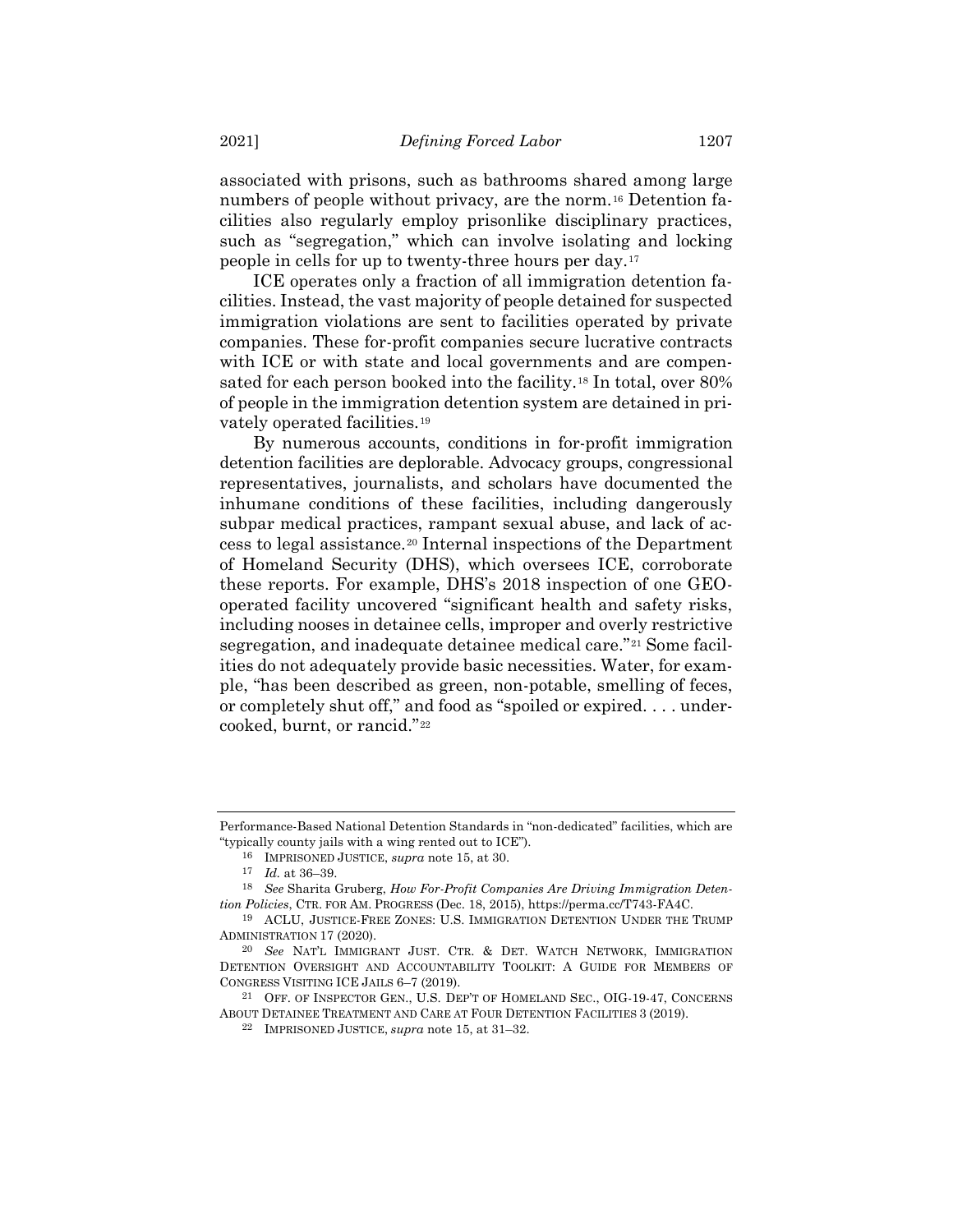associated with prisons, such as bathrooms shared among large numbers of people without privacy, are the norm.[16] Detention facilities also regularly employ prisonlike disciplinary practices, such as "segregation," which can involve isolating and locking people in cells for up to twenty-three hours per day.[17]

ICE operates only a fraction of all immigration detention facilities. Instead, the vast majority of people detained for suspected immigration violations are sent to facilities operated by private companies. These for-profit companies secure lucrative contracts with ICE or with state and local governments and are compensated for each person booked into the facility.[18] In total, over 80% of people in the immigration detention system are detained in privately operated facilities.[19]

By numerous accounts, conditions in for-profit immigration detention facilities are deplorable. Advocacy groups, congressional representatives, journalists, and scholars have documented the inhumane conditions of these facilities, including dangerously subpar medical practices, rampant sexual abuse, and lack of access to legal assistance.[20] Internal inspections of the Department of Homeland Security (DHS), which oversees ICE, corroborate these reports. For example, DHS's 2018 inspection of one GEO-operated facility uncovered "significant health and safety risks, including nooses in detainee cells, improper and overly restrictive segregation, and inadequate detainee medical care."[21] Some facilities do not adequately provide basic necessities. Water, for example, "has been described as green, non-potable, smelling of feces, or completely shut off," and food as "spoiled or expired. . . . undercooked, burnt, or rancid."[22]

---

Performance-Based National Detention Standards in "non-dedicated" facilities, which are "typically county jails with a wing rented out to ICE").

[16] IMPRISONED JUSTICE, *supra* note 15, at 30.

[17] *Id.* at 36–39.

[18] *See* Sharita Gruberg, *How For-Profit Companies Are Driving Immigration Detention Policies*, CTR. FOR AM. PROGRESS (Dec. 18, 2015), https://perma.cc/T743-FA4C.

[19] ACLU, JUSTICE-FREE ZONES: U.S. IMMIGRATION DETENTION UNDER THE TRUMP ADMINISTRATION 17 (2020).

[20] *See* NAT'L IMMIGRANT JUST. CTR. & DET. WATCH NETWORK, IMMIGRATION DETENTION OVERSIGHT AND ACCOUNTABILITY TOOLKIT: A GUIDE FOR MEMBERS OF CONGRESS VISITING ICE JAILS 6–7 (2019).

[21] OFF. OF INSPECTOR GEN., U.S. DEP'T OF HOMELAND SEC., OIG-19-47, CONCERNS ABOUT DETAINEE TREATMENT AND CARE AT FOUR DETENTION FACILITIES 3 (2019).

[22] IMPRISONED JUSTICE, *supra* note 15, at 31–32.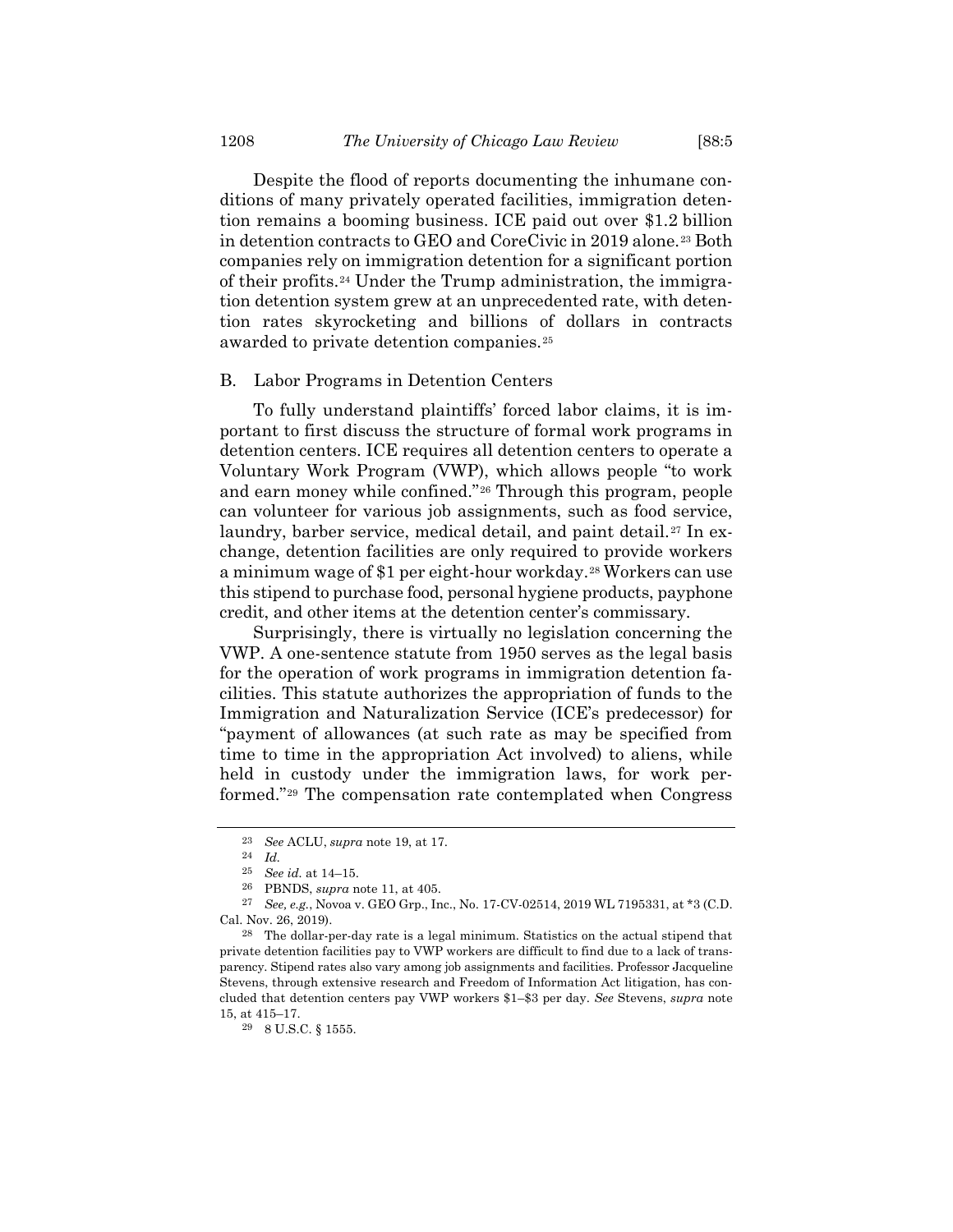Despite the flood of reports documenting the inhumane conditions of many privately operated facilities, immigration detention remains a booming business. ICE paid out over $1.2 billion in detention contracts to GEO and CoreCivic in 2019 alone.[23] Both companies rely on immigration detention for a significant portion of their profits.[24] Under the Trump administration, the immigration detention system grew at an unprecedented rate, with detention rates skyrocketing and billions of dollars in contracts awarded to private detention companies.[25]

### B. Labor Programs in Detention Centers

To fully understand plaintiffs' forced labor claims, it is important to first discuss the structure of formal work programs in detention centers. ICE requires all detention centers to operate a Voluntary Work Program (VWP), which allows people "to work and earn money while confined."[26] Through this program, people can volunteer for various job assignments, such as food service, laundry, barber service, medical detail, and paint detail.[27] In exchange, detention facilities are only required to provide workers a minimum wage of $1 per eight-hour workday.[28] Workers can use this stipend to purchase food, personal hygiene products, payphone credit, and other items at the detention center's commissary.

Surprisingly, there is virtually no legislation concerning the VWP. A one-sentence statute from 1950 serves as the legal basis for the operation of work programs in immigration detention facilities. This statute authorizes the appropriation of funds to the Immigration and Naturalization Service (ICE's predecessor) for "payment of allowances (at such rate as may be specified from time to time in the appropriation Act involved) to aliens, while held in custody under the immigration laws, for work performed."[29] The compensation rate contemplated when Congress

---

[23] *See* ACLU, *supra* note 19, at 17.

[24] *Id.*

[25] *See id.* at 14–15.

[26] PBNDS, *supra* note 11, at 405.

[27] *See, e.g.*, Novoa v. GEO Grp., Inc., No. 17-CV-02514, 2019 WL 7195331, at *3 (C.D. Cal. Nov. 26, 2019).

[28] The dollar-per-day rate is a legal minimum. Statistics on the actual stipend that private detention facilities pay to VWP workers are difficult to find due to a lack of transparency. Stipend rates also vary among job assignments and facilities. Professor Jacqueline Stevens, through extensive research and Freedom of Information Act litigation, has concluded that detention centers pay VWP workers $1–$3 per day. *See* Stevens, *supra* note 15, at 415–17.

[29] 8 U.S.C. § 1555.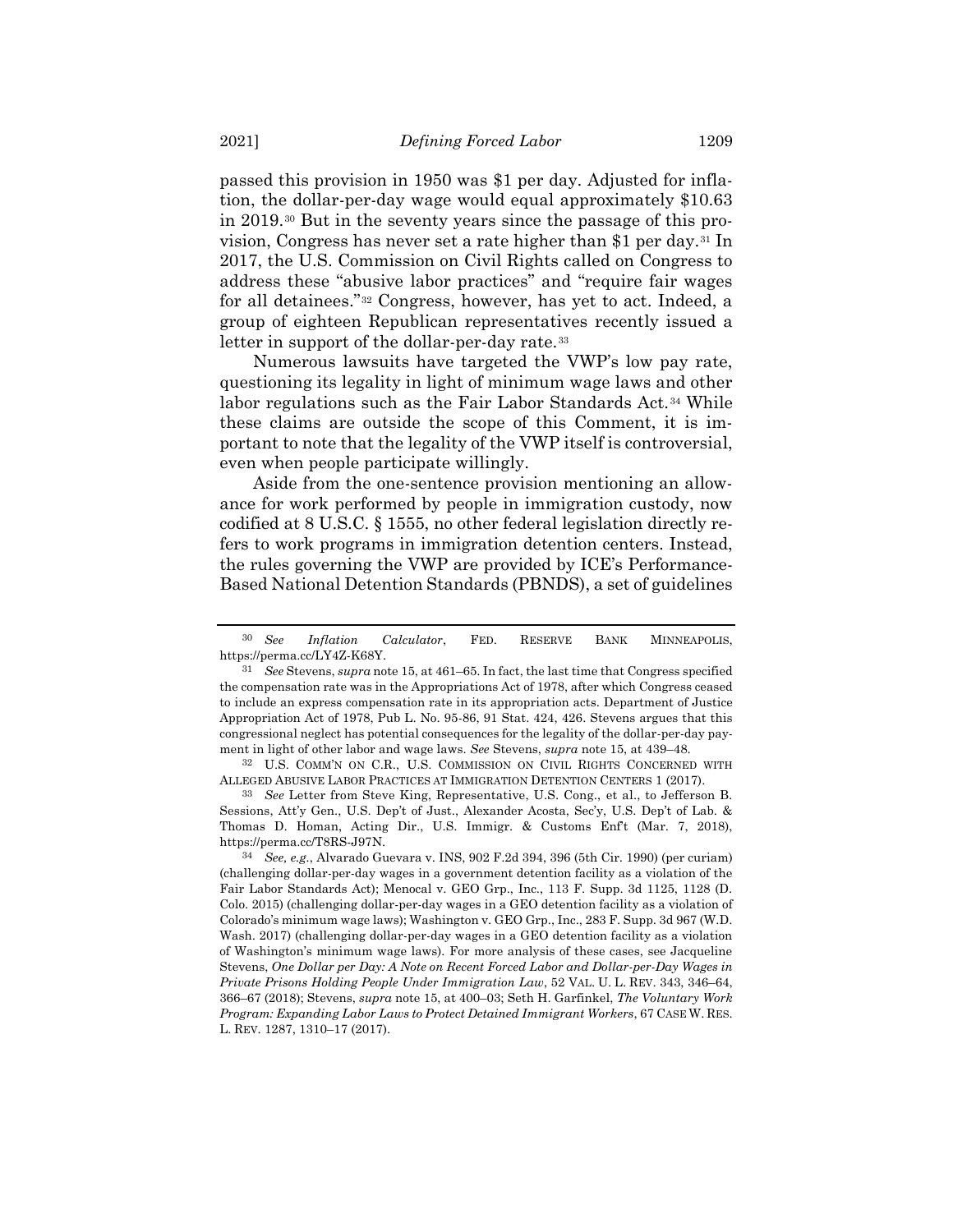passed this provision in 1950 was $1 per day. Adjusted for inflation, the dollar-per-day wage would equal approximately $10.63 in 2019.[30] But in the seventy years since the passage of this provision, Congress has never set a rate higher than $1 per day.[31] In 2017, the U.S. Commission on Civil Rights called on Congress to address these "abusive labor practices" and "require fair wages for all detainees."[32] Congress, however, has yet to act. Indeed, a group of eighteen Republican representatives recently issued a letter in support of the dollar-per-day rate.[33]

Numerous lawsuits have targeted the VWP's low pay rate, questioning its legality in light of minimum wage laws and other labor regulations such as the Fair Labor Standards Act.[34] While these claims are outside the scope of this Comment, it is important to note that the legality of the VWP itself is controversial, even when people participate willingly.

Aside from the one-sentence provision mentioning an allowance for work performed by people in immigration custody, now codified at 8 U.S.C. § 1555, no other federal legislation directly refers to work programs in immigration detention centers. Instead, the rules governing the VWP are provided by ICE's Performance-Based National Detention Standards (PBNDS), a set of guidelines

---

[30] *See* *Inflation Calculator*, FED. RESERVE BANK MINNEAPOLIS, https://perma.cc/LY4Z-K68Y.

[31] *See* Stevens, *supra* note 15, at 461–65. In fact, the last time that Congress specified the compensation rate was in the Appropriations Act of 1978, after which Congress ceased to include an express compensation rate in its appropriation acts. Department of Justice Appropriation Act of 1978, Pub L. No. 95-86, 91 Stat. 424, 426. Stevens argues that this congressional neglect has potential consequences for the legality of the dollar-per-day payment in light of other labor and wage laws. *See* Stevens, *supra* note 15, at 439–48.

[32] U.S. COMM'N ON C.R., U.S. COMMISSION ON CIVIL RIGHTS CONCERNED WITH ALLEGED ABUSIVE LABOR PRACTICES AT IMMIGRATION DETENTION CENTERS 1 (2017).

[33] *See* Letter from Steve King, Representative, U.S. Cong., et al., to Jefferson B. Sessions, Att'y Gen., U.S. Dep't of Just., Alexander Acosta, Sec'y, U.S. Dep't of Lab. & Thomas D. Homan, Acting Dir., U.S. Immigr. & Customs Enf't (Mar. 7, 2018), https://perma.cc/T8RS-J97N.

[34] *See, e.g.*, Alvarado Guevara v. INS, 902 F.2d 394, 396 (5th Cir. 1990) (per curiam) (challenging dollar-per-day wages in a government detention facility as a violation of the Fair Labor Standards Act); Menocal v. GEO Grp., Inc., 113 F. Supp. 3d 1125, 1128 (D. Colo. 2015) (challenging dollar-per-day wages in a GEO detention facility as a violation of Colorado's minimum wage laws); Washington v. GEO Grp., Inc., 283 F. Supp. 3d 967 (W.D. Wash. 2017) (challenging dollar-per-day wages in a GEO detention facility as a violation of Washington's minimum wage laws). For more analysis of these cases, see Jacqueline Stevens, *One Dollar per Day: A Note on Recent Forced Labor and Dollar-per-Day Wages in Private Prisons Holding People Under Immigration Law*, 52 VAL. U. L. REV. 343, 346–64, 366–67 (2018); Stevens, *supra* note 15, at 400–03; Seth H. Garfinkel, *The Voluntary Work Program: Expanding Labor Laws to Protect Detained Immigrant Workers*, 67 CASE W. RES. L. REV. 1287, 1310–17 (2017).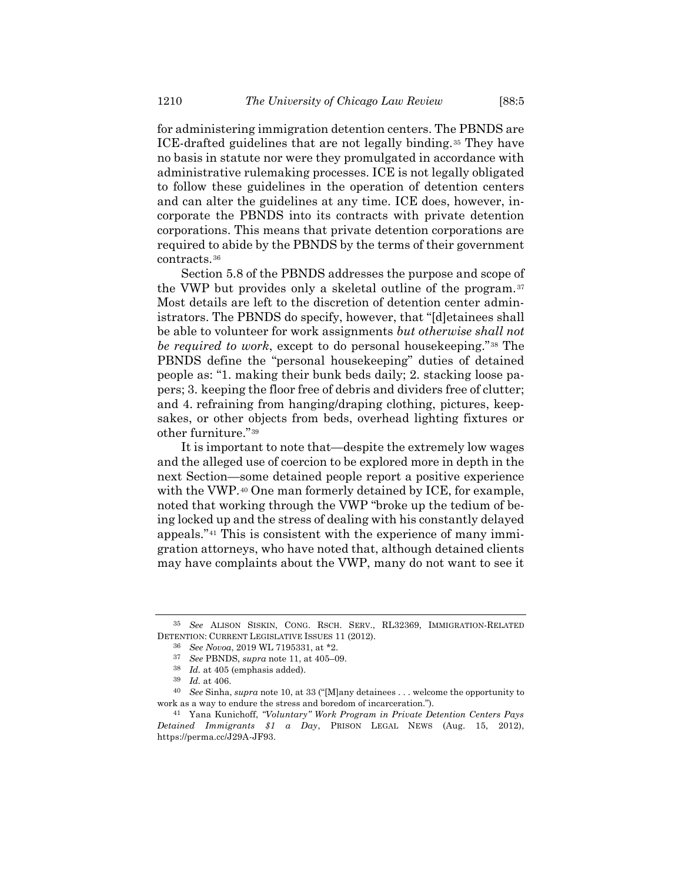for administering immigration detention centers. The PBNDS are ICE-drafted guidelines that are not legally binding.[35] They have no basis in statute nor were they promulgated in accordance with administrative rulemaking processes. ICE is not legally obligated to follow these guidelines in the operation of detention centers and can alter the guidelines at any time. ICE does, however, incorporate the PBNDS into its contracts with private detention corporations. This means that private detention corporations are required to abide by the PBNDS by the terms of their government contracts.[36]

Section 5.8 of the PBNDS addresses the purpose and scope of the VWP but provides only a skeletal outline of the program.[37] Most details are left to the discretion of detention center administrators. The PBNDS do specify, however, that "[d]etainees shall be able to volunteer for work assignments *but otherwise shall not be required to work*, except to do personal housekeeping."[38] The PBNDS define the "personal housekeeping" duties of detained people as: "1. making their bunk beds daily; 2. stacking loose papers; 3. keeping the floor free of debris and dividers free of clutter; and 4. refraining from hanging/draping clothing, pictures, keepsakes, or other objects from beds, overhead lighting fixtures or other furniture."[39]

It is important to note that—despite the extremely low wages and the alleged use of coercion to be explored more in depth in the next Section—some detained people report a positive experience with the VWP.[40] One man formerly detained by ICE, for example, noted that working through the VWP "broke up the tedium of being locked up and the stress of dealing with his constantly delayed appeals."[41] This is consistent with the experience of many immigration attorneys, who have noted that, although detained clients may have complaints about the VWP, many do not want to see it

---

[35] *See* ALISON SISKIN, CONG. RSCH. SERV., RL32369, IMMIGRATION-RELATED DETENTION: CURRENT LEGISLATIVE ISSUES 11 (2012).

[36] *See Novoa*, 2019 WL 7195331, at *2.

[37] *See* PBNDS, *supra* note 11, at 405–09.

[38] *Id.* at 405 (emphasis added).

[39] *Id.* at 406.

[40] *See* Sinha, *supra* note 10, at 33 ("[M]any detainees . . . welcome the opportunity to work as a way to endure the stress and boredom of incarceration.").

[41] Yana Kunichoff, *"Voluntary" Work Program in Private Detention Centers Pays Detained Immigrants $1 a Day*, PRISON LEGAL NEWS (Aug. 15, 2012), https://perma.cc/J29A-JF93.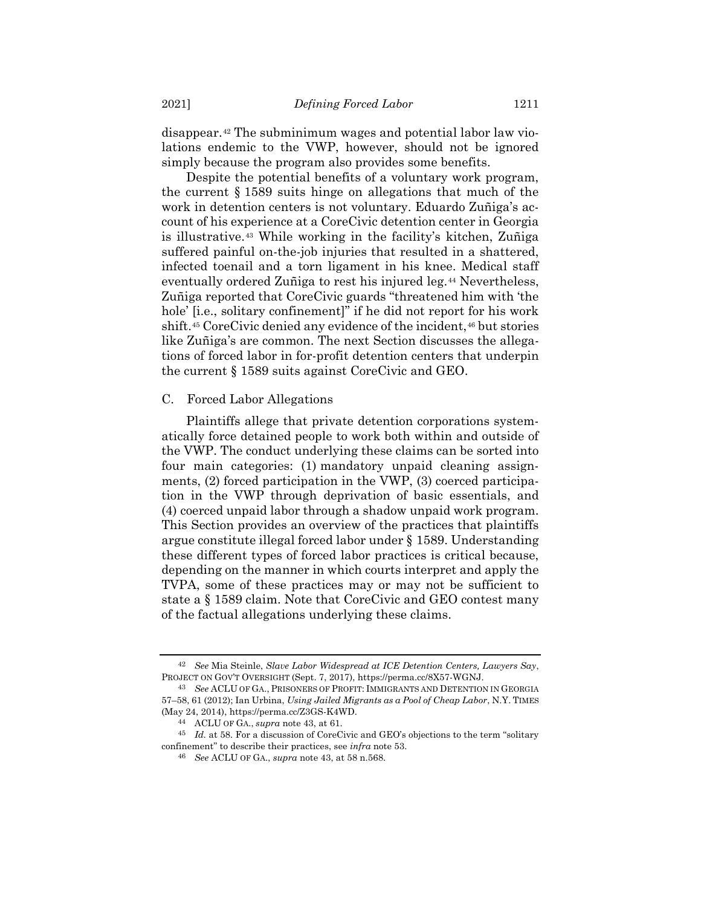disappear.[42] The subminimum wages and potential labor law violations endemic to the VWP, however, should not be ignored simply because the program also provides some benefits.

Despite the potential benefits of a voluntary work program, the current § 1589 suits hinge on allegations that much of the work in detention centers is not voluntary. Eduardo Zuñiga's account of his experience at a CoreCivic detention center in Georgia is illustrative.[43] While working in the facility's kitchen, Zuñiga suffered painful on-the-job injuries that resulted in a shattered, infected toenail and a torn ligament in his knee. Medical staff eventually ordered Zuñiga to rest his injured leg.[44] Nevertheless, Zuñiga reported that CoreCivic guards "threatened him with 'the hole' [i.e., solitary confinement]" if he did not report for his work shift.[45] CoreCivic denied any evidence of the incident,[46] but stories like Zuñiga's are common. The next Section discusses the allegations of forced labor in for-profit detention centers that underpin the current § 1589 suits against CoreCivic and GEO.

### C. Forced Labor Allegations

Plaintiffs allege that private detention corporations systematically force detained people to work both within and outside of the VWP. The conduct underlying these claims can be sorted into four main categories: (1) mandatory unpaid cleaning assignments, (2) forced participation in the VWP, (3) coerced participation in the VWP through deprivation of basic essentials, and (4) coerced unpaid labor through a shadow unpaid work program. This Section provides an overview of the practices that plaintiffs argue constitute illegal forced labor under § 1589. Understanding these different types of forced labor practices is critical because, depending on the manner in which courts interpret and apply the TVPA, some of these practices may or may not be sufficient to state a § 1589 claim. Note that CoreCivic and GEO contest many of the factual allegations underlying these claims.

---

[42] *See* Mia Steinle, *Slave Labor Widespread at ICE Detention Centers, Lawyers Say*, PROJECT ON GOV'T OVERSIGHT (Sept. 7, 2017), https://perma.cc/8X57-WGNJ.

[43] *See* ACLU OF GA., PRISONERS OF PROFIT: IMMIGRANTS AND DETENTION IN GEORGIA 57–58, 61 (2012); Ian Urbina, *Using Jailed Migrants as a Pool of Cheap Labor*, N.Y. TIMES (May 24, 2014), https://perma.cc/Z3GS-K4WD.

[44] ACLU OF GA., *supra* note 43, at 61.

[45] *Id.* at 58. For a discussion of CoreCivic and GEO's objections to the term "solitary confinement" to describe their practices, see *infra* note 53.

[46] *See* ACLU OF GA., *supra* note 43, at 58 n.568.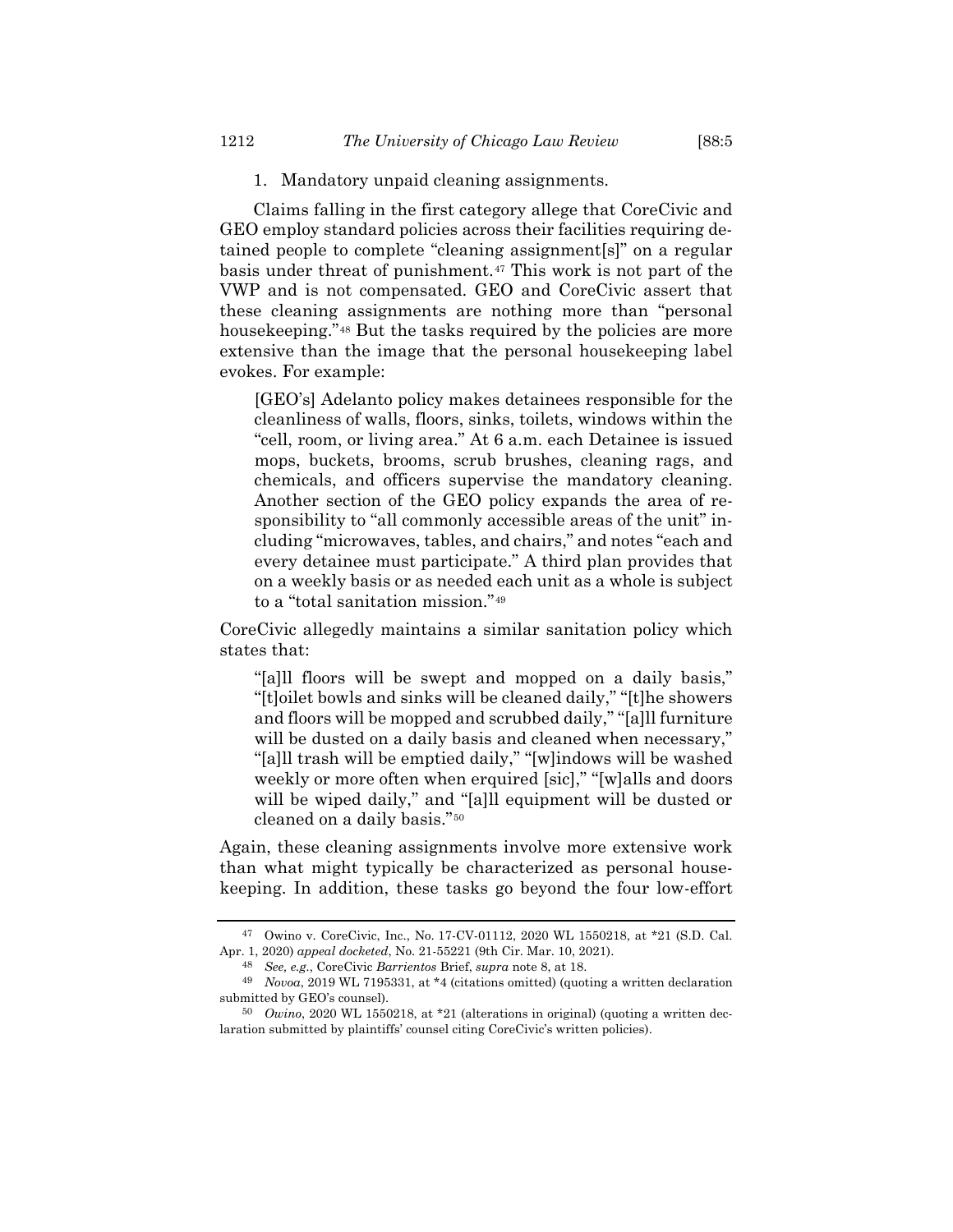### 1. Mandatory unpaid cleaning assignments.

Claims falling in the first category allege that CoreCivic and GEO employ standard policies across their facilities requiring detained people to complete "cleaning assignment[s]" on a regular basis under threat of punishment.[47] This work is not part of the VWP and is not compensated. GEO and CoreCivic assert that these cleaning assignments are nothing more than "personal housekeeping."[48] But the tasks required by the policies are more extensive than the image that the personal housekeeping label evokes. For example:

> [GEO's] Adelanto policy makes detainees responsible for the cleanliness of walls, floors, sinks, toilets, windows within the "cell, room, or living area." At 6 a.m. each Detainee is issued mops, buckets, brooms, scrub brushes, cleaning rags, and chemicals, and officers supervise the mandatory cleaning. Another section of the GEO policy expands the area of responsibility to "all commonly accessible areas of the unit" including "microwaves, tables, and chairs," and notes "each and every detainee must participate." A third plan provides that on a weekly basis or as needed each unit as a whole is subject to a "total sanitation mission."[49]

CoreCivic allegedly maintains a similar sanitation policy which states that:

> "[a]ll floors will be swept and mopped on a daily basis," "[t]oilet bowls and sinks will be cleaned daily," "[t]he showers and floors will be mopped and scrubbed daily," "[a]ll furniture will be dusted on a daily basis and cleaned when necessary," "[a]ll trash will be emptied daily," "[w]indows will be washed weekly or more often when erquired [sic]," "[w]alls and doors will be wiped daily," and "[a]ll equipment will be dusted or cleaned on a daily basis."[50]

Again, these cleaning assignments involve more extensive work than what might typically be characterized as personal housekeeping. In addition, these tasks go beyond the four low-effort

---

[47] Owino v. CoreCivic, Inc., No. 17-CV-01112, 2020 WL 1550218, at *21 (S.D. Cal. Apr. 1, 2020) *appeal docketed*, No. 21-55221 (9th Cir. Mar. 10, 2021).

[48] *See, e.g.*, CoreCivic *Barrientos* Brief, *supra* note 8, at 18.

[49] *Novoa*, 2019 WL 7195331, at *4 (citations omitted) (quoting a written declaration submitted by GEO's counsel).

[50] *Owino*, 2020 WL 1550218, at *21 (alterations in original) (quoting a written declaration submitted by plaintiffs' counsel citing CoreCivic's written policies).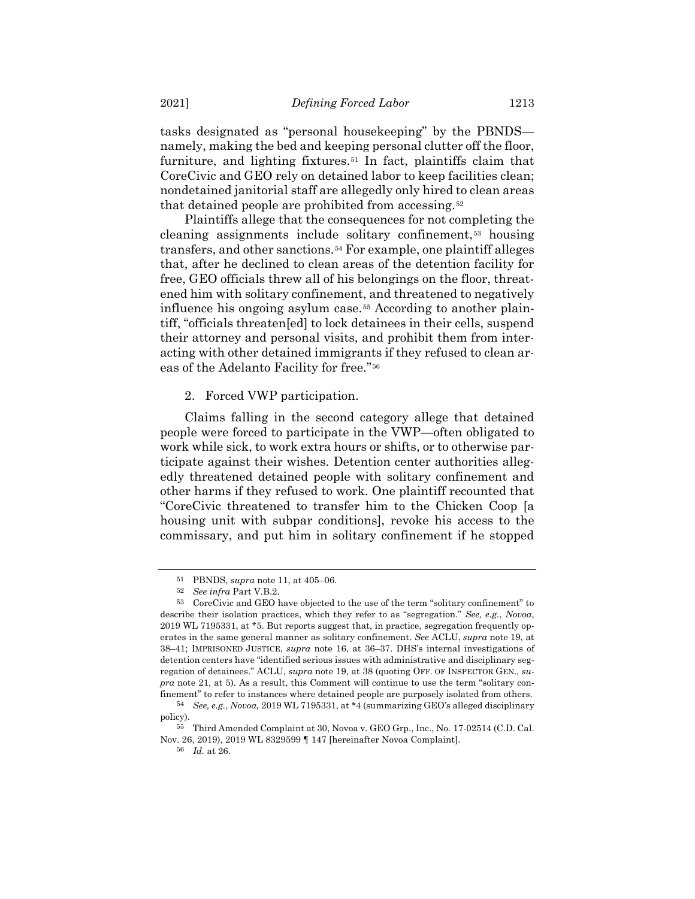tasks designated as "personal housekeeping" by the PBNDS—namely, making the bed and keeping personal clutter off the floor, furniture, and lighting fixtures.[51] In fact, plaintiffs claim that CoreCivic and GEO rely on detained labor to keep facilities clean; nondetained janitorial staff are allegedly only hired to clean areas that detained people are prohibited from accessing.[52]

Plaintiffs allege that the consequences for not completing the cleaning assignments include solitary confinement,[53] housing transfers, and other sanctions.[54] For example, one plaintiff alleges that, after he declined to clean areas of the detention facility for free, GEO officials threw all of his belongings on the floor, threatened him with solitary confinement, and threatened to negatively influence his ongoing asylum case.[55] According to another plaintiff, "officials threaten[ed] to lock detainees in their cells, suspend their attorney and personal visits, and prohibit them from interacting with other detained immigrants if they refused to clean areas of the Adelanto Facility for free."[56]

2. Forced VWP participation.

Claims falling in the second category allege that detained people were forced to participate in the VWP—often obligated to work while sick, to work extra hours or shifts, or to otherwise participate against their wishes. Detention center authorities allegedly threatened detained people with solitary confinement and other harms if they refused to work. One plaintiff recounted that "CoreCivic threatened to transfer him to the Chicken Coop [a housing unit with subpar conditions], revoke his access to the commissary, and put him in solitary confinement if he stopped

---

[51] PBNDS, *supra* note 11, at 405–06.

[52] *See infra* Part V.B.2.

[53] CoreCivic and GEO have objected to the use of the term "solitary confinement" to describe their isolation practices, which they refer to as "segregation." *See, e.g.*, *Novoa*, 2019 WL 7195331, at *5. But reports suggest that, in practice, segregation frequently operates in the same general manner as solitary confinement. *See* ACLU, *supra* note 19, at 38–41; IMPRISONED JUSTICE, *supra* note 16, at 36–37. DHS's internal investigations of detention centers have "identified serious issues with administrative and disciplinary segregation of detainees." ACLU, *supra* note 19, at 38 (quoting OFF. OF INSPECTOR GEN., *supra* note 21, at 5). As a result, this Comment will continue to use the term "solitary confinement" to refer to instances where detained people are purposely isolated from others.

[54] *See, e.g.*, *Novoa*, 2019 WL 7195331, at *4 (summarizing GEO's alleged disciplinary policy).

[55] Third Amended Complaint at 30, Novoa v. GEO Grp., Inc., No. 17-02514 (C.D. Cal. Nov. 26, 2019), 2019 WL 8329599 ¶ 147 [hereinafter Novoa Complaint].

[56] *Id.* at 26.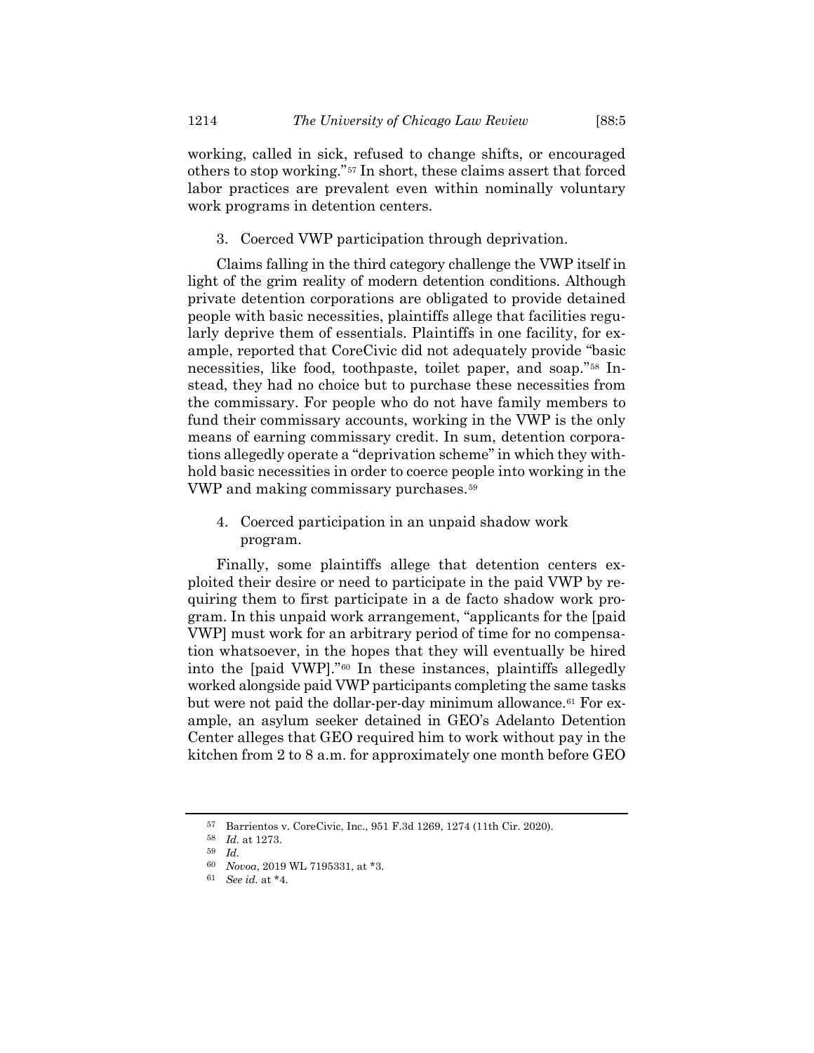working, called in sick, refused to change shifts, or encouraged others to stop working."[57] In short, these claims assert that forced labor practices are prevalent even within nominally voluntary work programs in detention centers.

### 3. Coerced VWP participation through deprivation.

Claims falling in the third category challenge the VWP itself in light of the grim reality of modern detention conditions. Although private detention corporations are obligated to provide detained people with basic necessities, plaintiffs allege that facilities regularly deprive them of essentials. Plaintiffs in one facility, for example, reported that CoreCivic did not adequately provide "basic necessities, like food, toothpaste, toilet paper, and soap."[58] Instead, they had no choice but to purchase these necessities from the commissary. For people who do not have family members to fund their commissary accounts, working in the VWP is the only means of earning commissary credit. In sum, detention corporations allegedly operate a "deprivation scheme" in which they withhold basic necessities in order to coerce people into working in the VWP and making commissary purchases.[59]

### 4. Coerced participation in an unpaid shadow work program.

Finally, some plaintiffs allege that detention centers exploited their desire or need to participate in the paid VWP by requiring them to first participate in a de facto shadow work program. In this unpaid work arrangement, "applicants for the [paid VWP] must work for an arbitrary period of time for no compensation whatsoever, in the hopes that they will eventually be hired into the [paid VWP]."[60] In these instances, plaintiffs allegedly worked alongside paid VWP participants completing the same tasks but were not paid the dollar-per-day minimum allowance.[61] For example, an asylum seeker detained in GEO's Adelanto Detention Center alleges that GEO required him to work without pay in the kitchen from 2 to 8 a.m. for approximately one month before GEO

---

[57] Barrientos v. CoreCivic, Inc., 951 F.3d 1269, 1274 (11th Cir. 2020).

[58] *Id.* at 1273.

[59] *Id.*

[60] *Novoa*, 2019 WL 7195331, at *3.

[61] *See id.* at *4.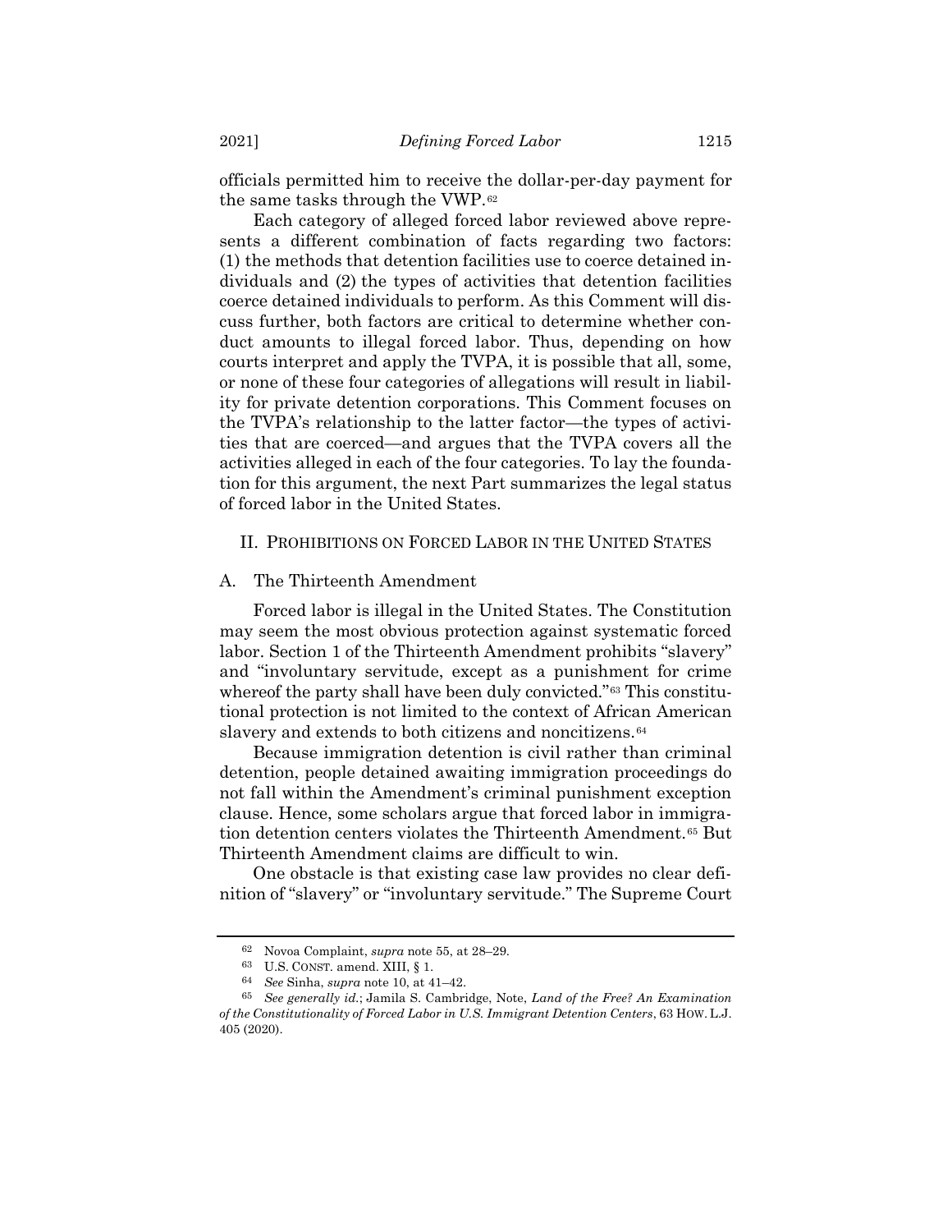officials permitted him to receive the dollar-per-day payment for the same tasks through the VWP.[62]

Each category of alleged forced labor reviewed above represents a different combination of facts regarding two factors: (1) the methods that detention facilities use to coerce detained individuals and (2) the types of activities that detention facilities coerce detained individuals to perform. As this Comment will discuss further, both factors are critical to determine whether conduct amounts to illegal forced labor. Thus, depending on how courts interpret and apply the TVPA, it is possible that all, some, or none of these four categories of allegations will result in liability for private detention corporations. This Comment focuses on the TVPA's relationship to the latter factor—the types of activities that are coerced—and argues that the TVPA covers all the activities alleged in each of the four categories. To lay the foundation for this argument, the next Part summarizes the legal status of forced labor in the United States.

## II. PROHIBITIONS ON FORCED LABOR IN THE UNITED STATES

### A. The Thirteenth Amendment

Forced labor is illegal in the United States. The Constitution may seem the most obvious protection against systematic forced labor. Section 1 of the Thirteenth Amendment prohibits "slavery" and "involuntary servitude, except as a punishment for crime whereof the party shall have been duly convicted."[63] This constitutional protection is not limited to the context of African American slavery and extends to both citizens and noncitizens.[64]

Because immigration detention is civil rather than criminal detention, people detained awaiting immigration proceedings do not fall within the Amendment's criminal punishment exception clause. Hence, some scholars argue that forced labor in immigration detention centers violates the Thirteenth Amendment.[65] But Thirteenth Amendment claims are difficult to win.

One obstacle is that existing case law provides no clear definition of "slavery" or "involuntary servitude." The Supreme Court

---

[62] Novoa Complaint, *supra* note 55, at 28–29.

[63] U.S. CONST. amend. XIII, § 1.

[64] *See* Sinha, *supra* note 10, at 41–42.

[65] *See generally id.*; Jamila S. Cambridge, Note, *Land of the Free? An Examination of the Constitutionality of Forced Labor in U.S. Immigrant Detention Centers*, 63 HOW. L.J. 405 (2020).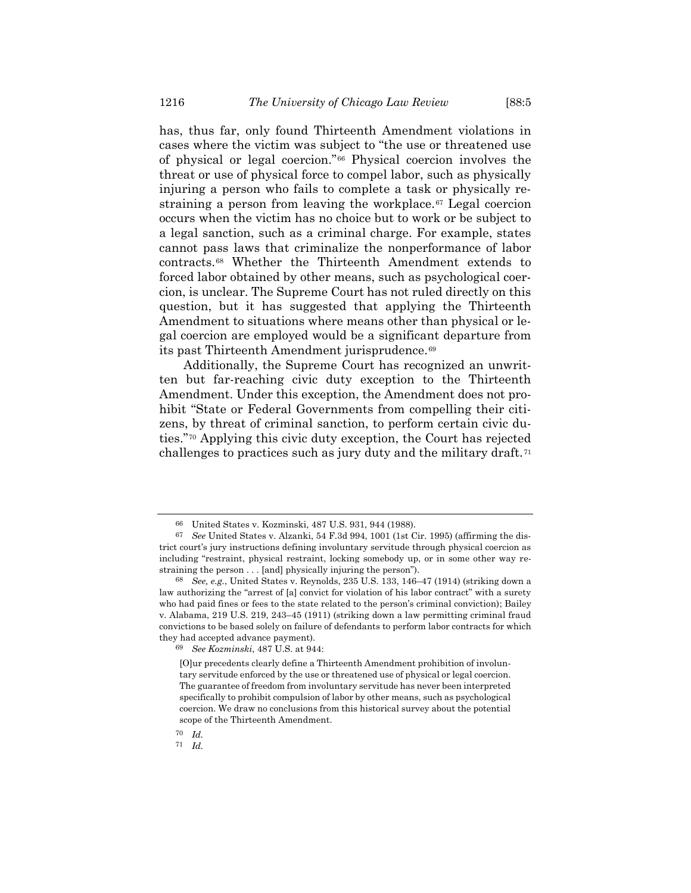has, thus far, only found Thirteenth Amendment violations in cases where the victim was subject to "the use or threatened use of physical or legal coercion."[66] Physical coercion involves the threat or use of physical force to compel labor, such as physically injuring a person who fails to complete a task or physically restraining a person from leaving the workplace.[67] Legal coercion occurs when the victim has no choice but to work or be subject to a legal sanction, such as a criminal charge. For example, states cannot pass laws that criminalize the nonperformance of labor contracts.[68] Whether the Thirteenth Amendment extends to forced labor obtained by other means, such as psychological coercion, is unclear. The Supreme Court has not ruled directly on this question, but it has suggested that applying the Thirteenth Amendment to situations where means other than physical or legal coercion are employed would be a significant departure from its past Thirteenth Amendment jurisprudence.[69]

Additionally, the Supreme Court has recognized an unwritten but far-reaching civic duty exception to the Thirteenth Amendment. Under this exception, the Amendment does not prohibit "State or Federal Governments from compelling their citizens, by threat of criminal sanction, to perform certain civic duties."[70] Applying this civic duty exception, the Court has rejected challenges to practices such as jury duty and the military draft.[71]

---

[66] United States v. Kozminski, 487 U.S. 931, 944 (1988).

[67] *See* United States v. Alzanki, 54 F.3d 994, 1001 (1st Cir. 1995) (affirming the district court's jury instructions defining involuntary servitude through physical coercion as including "restraint, physical restraint, locking somebody up, or in some other way restraining the person . . . [and] physically injuring the person").

[68] *See, e.g.*, United States v. Reynolds, 235 U.S. 133, 146–47 (1914) (striking down a law authorizing the "arrest of [a] convict for violation of his labor contract" with a surety who had paid fines or fees to the state related to the person's criminal conviction); Bailey v. Alabama, 219 U.S. 219, 243–45 (1911) (striking down a law permitting criminal fraud convictions to be based solely on failure of defendants to perform labor contracts for which they had accepted advance payment).

[69] *See Kozminski*, 487 U.S. at 944:

> [O]ur precedents clearly define a Thirteenth Amendment prohibition of involuntary servitude enforced by the use or threatened use of physical or legal coercion. The guarantee of freedom from involuntary servitude has never been interpreted specifically to prohibit compulsion of labor by other means, such as psychological coercion. We draw no conclusions from this historical survey about the potential scope of the Thirteenth Amendment.

[70] *Id.*

[71] *Id.*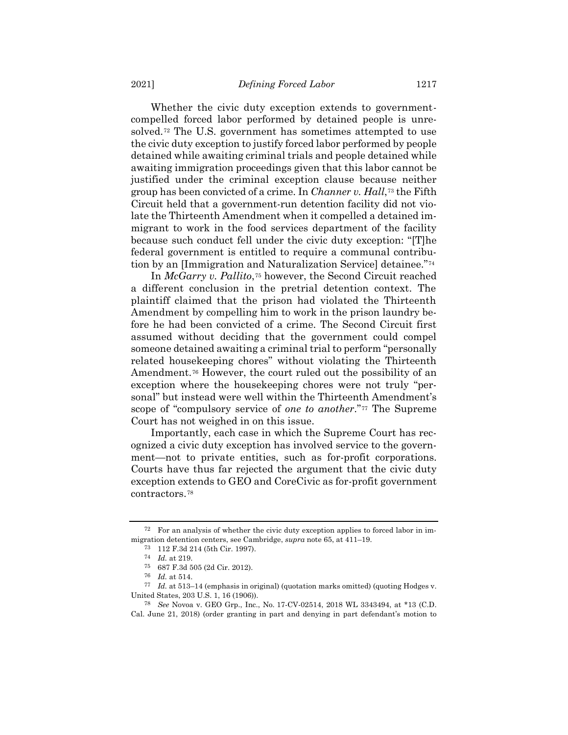Whether the civic duty exception extends to government-compelled forced labor performed by detained people is unresolved.[72] The U.S. government has sometimes attempted to use the civic duty exception to justify forced labor performed by people detained while awaiting criminal trials and people detained while awaiting immigration proceedings given that this labor cannot be justified under the criminal exception clause because neither group has been convicted of a crime. In *Channer v. Hall*,[73] the Fifth Circuit held that a government-run detention facility did not violate the Thirteenth Amendment when it compelled a detained immigrant to work in the food services department of the facility because such conduct fell under the civic duty exception: "[T]he federal government is entitled to require a communal contribution by an [Immigration and Naturalization Service] detainee."[74]

In *McGarry v. Pallito*,[75] however, the Second Circuit reached a different conclusion in the pretrial detention context. The plaintiff claimed that the prison had violated the Thirteenth Amendment by compelling him to work in the prison laundry before he had been convicted of a crime. The Second Circuit first assumed without deciding that the government could compel someone detained awaiting a criminal trial to perform "personally related housekeeping chores" without violating the Thirteenth Amendment.[76] However, the court ruled out the possibility of an exception where the housekeeping chores were not truly "personal" but instead were well within the Thirteenth Amendment's scope of "compulsory service of *one to another*."[77] The Supreme Court has not weighed in on this issue.

Importantly, each case in which the Supreme Court has recognized a civic duty exception has involved service to the government—not to private entities, such as for-profit corporations. Courts have thus far rejected the argument that the civic duty exception extends to GEO and CoreCivic as for-profit government contractors.[78]

---

[72] For an analysis of whether the civic duty exception applies to forced labor in immigration detention centers, see Cambridge, *supra* note 65, at 411–19.

[73] 112 F.3d 214 (5th Cir. 1997).

[74] *Id.* at 219.

[75] 687 F.3d 505 (2d Cir. 2012).

[76] *Id.* at 514.

[77] *Id.* at 513–14 (emphasis in original) (quotation marks omitted) (quoting Hodges v. United States, 203 U.S. 1, 16 (1906)).

[78] *See* Novoa v. GEO Grp., Inc., No. 17-CV-02514, 2018 WL 3343494, at *13 (C.D. Cal. June 21, 2018) (order granting in part and denying in part defendant's motion to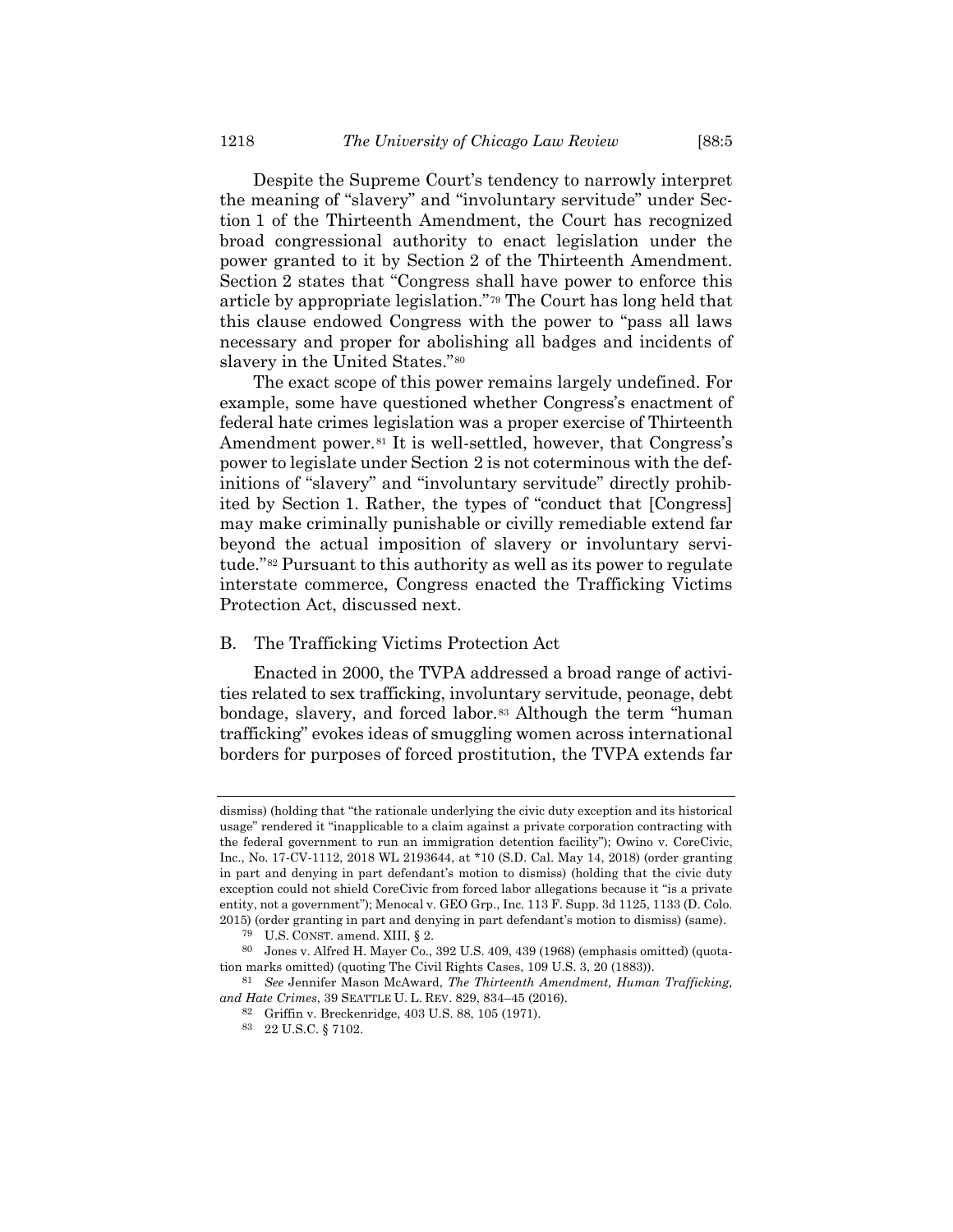Despite the Supreme Court's tendency to narrowly interpret the meaning of "slavery" and "involuntary servitude" under Section 1 of the Thirteenth Amendment, the Court has recognized broad congressional authority to enact legislation under the power granted to it by Section 2 of the Thirteenth Amendment. Section 2 states that "Congress shall have power to enforce this article by appropriate legislation."[79] The Court has long held that this clause endowed Congress with the power to "pass all laws necessary and proper for abolishing all badges and incidents of slavery in the United States."[80]

The exact scope of this power remains largely undefined. For example, some have questioned whether Congress's enactment of federal hate crimes legislation was a proper exercise of Thirteenth Amendment power.[81] It is well-settled, however, that Congress's power to legislate under Section 2 is not coterminous with the definitions of "slavery" and "involuntary servitude" directly prohibited by Section 1. Rather, the types of "conduct that [Congress] may make criminally punishable or civilly remediable extend far beyond the actual imposition of slavery or involuntary servitude."[82] Pursuant to this authority as well as its power to regulate interstate commerce, Congress enacted the Trafficking Victims Protection Act, discussed next.

## B. The Trafficking Victims Protection Act

Enacted in 2000, the TVPA addressed a broad range of activities related to sex trafficking, involuntary servitude, peonage, debt bondage, slavery, and forced labor.[83] Although the term "human trafficking" evokes ideas of smuggling women across international borders for purposes of forced prostitution, the TVPA extends far

---

dismiss) (holding that "the rationale underlying the civic duty exception and its historical usage" rendered it "inapplicable to a claim against a private corporation contracting with the federal government to run an immigration detention facility"); Owino v. CoreCivic, Inc., No. 17-CV-1112, 2018 WL 2193644, at *10 (S.D. Cal. May 14, 2018) (order granting in part and denying in part defendant's motion to dismiss) (holding that the civic duty exception could not shield CoreCivic from forced labor allegations because it "is a private entity, not a government"); Menocal v. GEO Grp., Inc. 113 F. Supp. 3d 1125, 1133 (D. Colo. 2015) (order granting in part and denying in part defendant's motion to dismiss) (same).

[79] U.S. CONST. amend. XIII, § 2.

[80] Jones v. Alfred H. Mayer Co., 392 U.S. 409, 439 (1968) (emphasis omitted) (quotation marks omitted) (quoting The Civil Rights Cases, 109 U.S. 3, 20 (1883)).

[81] *See* Jennifer Mason McAward, *The Thirteenth Amendment, Human Trafficking, and Hate Crimes*, 39 SEATTLE U. L. REV. 829, 834–45 (2016).

[82] Griffin v. Breckenridge, 403 U.S. 88, 105 (1971).

[83] 22 U.S.C. § 7102.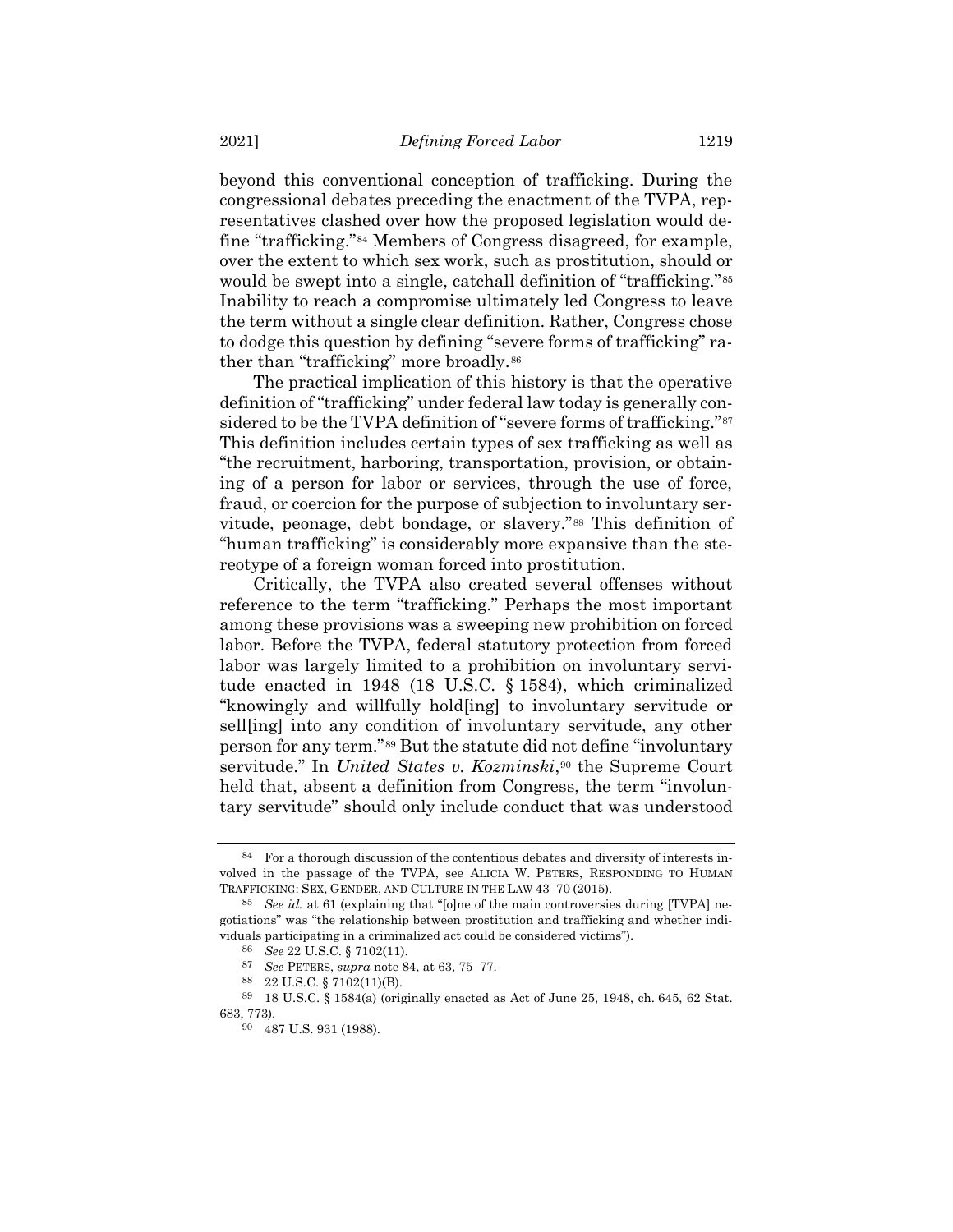beyond this conventional conception of trafficking. During the congressional debates preceding the enactment of the TVPA, representatives clashed over how the proposed legislation would define "trafficking."[84] Members of Congress disagreed, for example, over the extent to which sex work, such as prostitution, should or would be swept into a single, catchall definition of "trafficking."[85] Inability to reach a compromise ultimately led Congress to leave the term without a single clear definition. Rather, Congress chose to dodge this question by defining "severe forms of trafficking" rather than "trafficking" more broadly.[86]

The practical implication of this history is that the operative definition of "trafficking" under federal law today is generally considered to be the TVPA definition of "severe forms of trafficking."[87] This definition includes certain types of sex trafficking as well as "the recruitment, harboring, transportation, provision, or obtaining of a person for labor or services, through the use of force, fraud, or coercion for the purpose of subjection to involuntary servitude, peonage, debt bondage, or slavery."[88] This definition of "human trafficking" is considerably more expansive than the stereotype of a foreign woman forced into prostitution.

Critically, the TVPA also created several offenses without reference to the term "trafficking." Perhaps the most important among these provisions was a sweeping new prohibition on forced labor. Before the TVPA, federal statutory protection from forced labor was largely limited to a prohibition on involuntary servitude enacted in 1948 (18 U.S.C. § 1584), which criminalized "knowingly and willfully hold[ing] to involuntary servitude or sell[ing] into any condition of involuntary servitude, any other person for any term."[89] But the statute did not define "involuntary servitude." In *United States v. Kozminski*,[90] the Supreme Court held that, absent a definition from Congress, the term "involuntary servitude" should only include conduct that was understood

---

[84] For a thorough discussion of the contentious debates and diversity of interests involved in the passage of the TVPA, see ALICIA W. PETERS, RESPONDING TO HUMAN TRAFFICKING: SEX, GENDER, AND CULTURE IN THE LAW 43–70 (2015).

[85] *See id.* at 61 (explaining that "[o]ne of the main controversies during [TVPA] negotiations" was "the relationship between prostitution and trafficking and whether individuals participating in a criminalized act could be considered victims").

[86] *See* 22 U.S.C. § 7102(11).

[87] *See* PETERS, *supra* note 84, at 63, 75–77.

[88] 22 U.S.C. § 7102(11)(B).

[89] 18 U.S.C. § 1584(a) (originally enacted as Act of June 25, 1948, ch. 645, 62 Stat. 683, 773).

[90] 487 U.S. 931 (1988).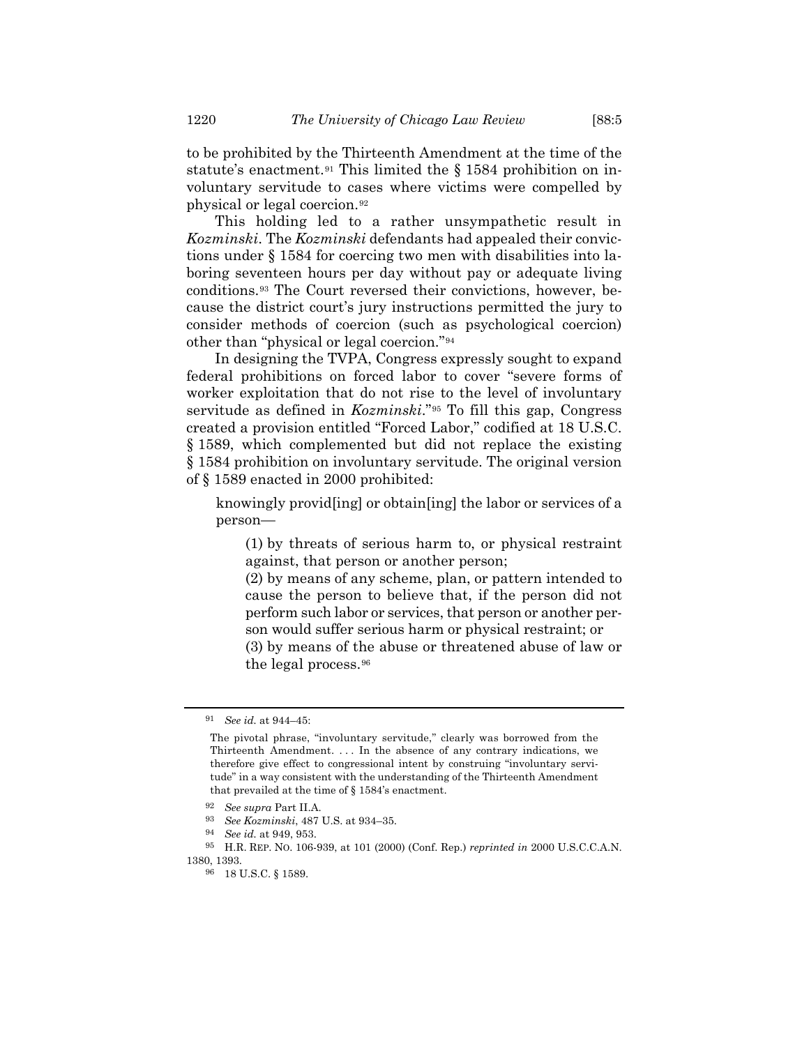to be prohibited by the Thirteenth Amendment at the time of the statute's enactment.[91] This limited the § 1584 prohibition on involuntary servitude to cases where victims were compelled by physical or legal coercion.[92]

This holding led to a rather unsympathetic result in *Kozminski*. The *Kozminski* defendants had appealed their convictions under § 1584 for coercing two men with disabilities into laboring seventeen hours per day without pay or adequate living conditions.[93] The Court reversed their convictions, however, because the district court's jury instructions permitted the jury to consider methods of coercion (such as psychological coercion) other than "physical or legal coercion."[94]

In designing the TVPA, Congress expressly sought to expand federal prohibitions on forced labor to cover "severe forms of worker exploitation that do not rise to the level of involuntary servitude as defined in *Kozminski*."[95] To fill this gap, Congress created a provision entitled "Forced Labor," codified at 18 U.S.C. § 1589, which complemented but did not replace the existing § 1584 prohibition on involuntary servitude. The original version of § 1589 enacted in 2000 prohibited:

> knowingly provid[ing] or obtain[ing] the labor or services of a person—
>
> > (1) by threats of serious harm to, or physical restraint against, that person or another person;
> >
> > (2) by means of any scheme, plan, or pattern intended to cause the person to believe that, if the person did not perform such labor or services, that person or another person would suffer serious harm or physical restraint; or
> >
> > (3) by means of the abuse or threatened abuse of law or the legal process.[96]

---

[91] *See id.* at 944–45:

> The pivotal phrase, "involuntary servitude," clearly was borrowed from the Thirteenth Amendment. . . . In the absence of any contrary indications, we therefore give effect to congressional intent by construing "involuntary servitude" in a way consistent with the understanding of the Thirteenth Amendment that prevailed at the time of § 1584's enactment.

[92] *See supra* Part II.A.

[93] *See Kozminski*, 487 U.S. at 934–35.

[94] *See id.* at 949, 953.

[95] H.R. REP. NO. 106-939, at 101 (2000) (Conf. Rep.) *reprinted in* 2000 U.S.C.C.A.N. 1380, 1393.

[96] 18 U.S.C. § 1589.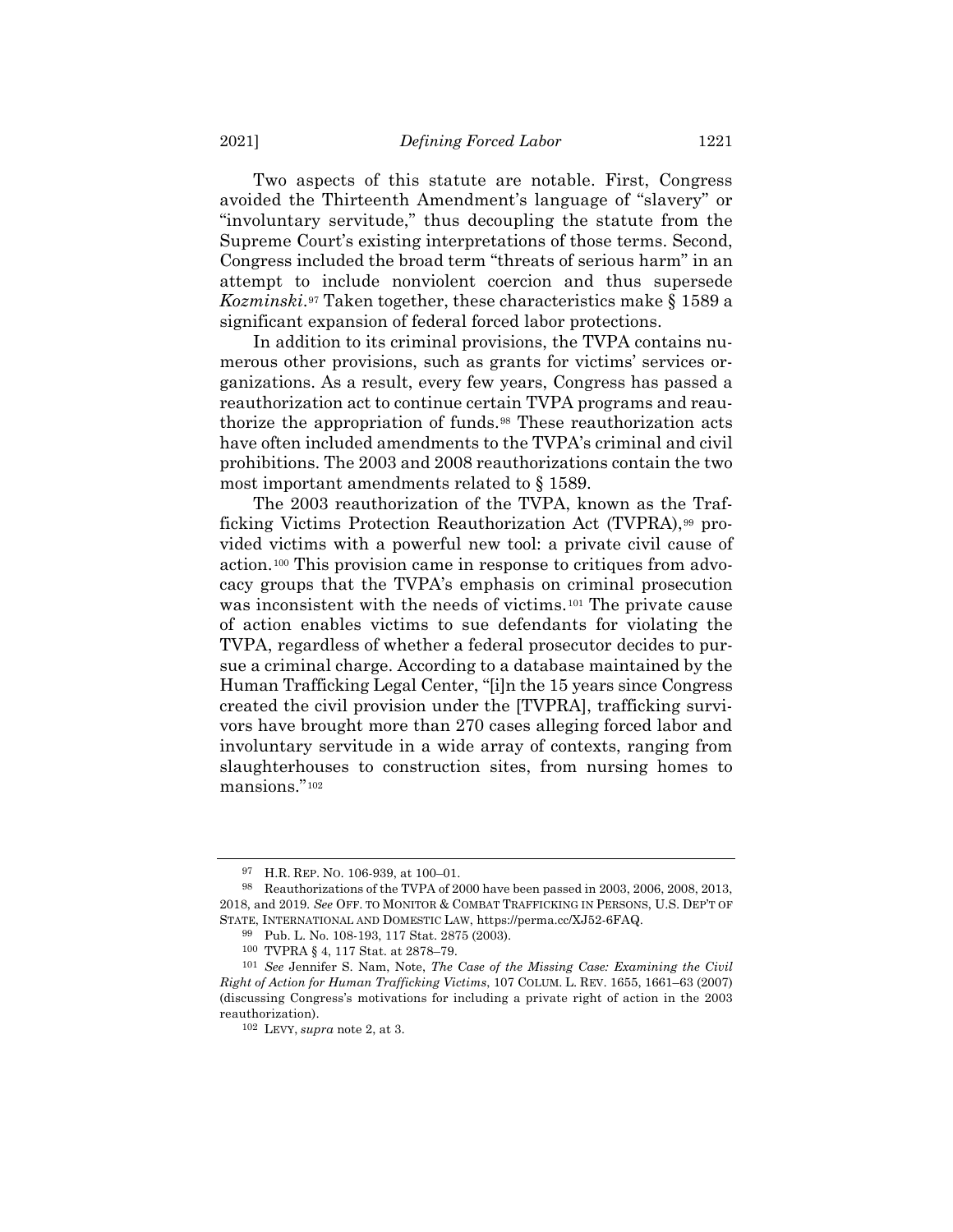Two aspects of this statute are notable. First, Congress avoided the Thirteenth Amendment's language of "slavery" or "involuntary servitude," thus decoupling the statute from the Supreme Court's existing interpretations of those terms. Second, Congress included the broad term "threats of serious harm" in an attempt to include nonviolent coercion and thus supersede *Kozminski*.[97] Taken together, these characteristics make § 1589 a significant expansion of federal forced labor protections.

In addition to its criminal provisions, the TVPA contains numerous other provisions, such as grants for victims' services organizations. As a result, every few years, Congress has passed a reauthorization act to continue certain TVPA programs and reauthorize the appropriation of funds.[98] These reauthorization acts have often included amendments to the TVPA's criminal and civil prohibitions. The 2003 and 2008 reauthorizations contain the two most important amendments related to § 1589.

The 2003 reauthorization of the TVPA, known as the Trafficking Victims Protection Reauthorization Act (TVPRA),[99] provided victims with a powerful new tool: a private civil cause of action.[100] This provision came in response to critiques from advocacy groups that the TVPA's emphasis on criminal prosecution was inconsistent with the needs of victims.[101] The private cause of action enables victims to sue defendants for violating the TVPA, regardless of whether a federal prosecutor decides to pursue a criminal charge. According to a database maintained by the Human Trafficking Legal Center, "[i]n the 15 years since Congress created the civil provision under the [TVPRA], trafficking survivors have brought more than 270 cases alleging forced labor and involuntary servitude in a wide array of contexts, ranging from slaughterhouses to construction sites, from nursing homes to mansions."[102]

---

[97] H.R. REP. NO. 106-939, at 100–01.

[98] Reauthorizations of the TVPA of 2000 have been passed in 2003, 2006, 2008, 2013, 2018, and 2019. *See* OFF. TO MONITOR & COMBAT TRAFFICKING IN PERSONS, U.S. DEP'T OF STATE, INTERNATIONAL AND DOMESTIC LAW, https://perma.cc/XJ52-6FAQ.

[99] Pub. L. No. 108-193, 117 Stat. 2875 (2003).

[100] TVPRA § 4, 117 Stat. at 2878–79.

[101] *See* Jennifer S. Nam, Note, *The Case of the Missing Case: Examining the Civil Right of Action for Human Trafficking Victims*, 107 COLUM. L. REV. 1655, 1661–63 (2007) (discussing Congress's motivations for including a private right of action in the 2003 reauthorization).

[102] LEVY, *supra* note 2, at 3.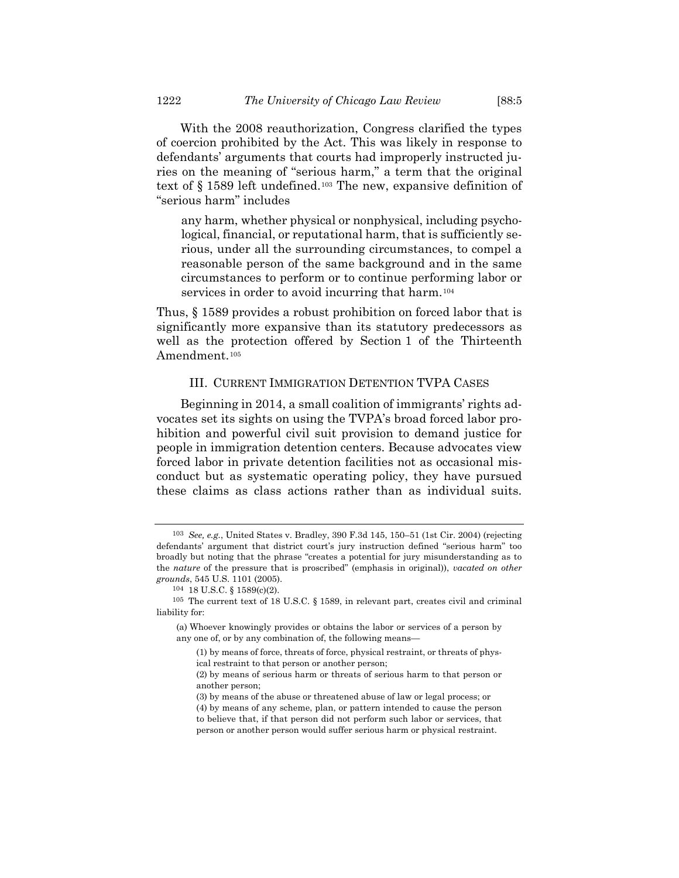With the 2008 reauthorization, Congress clarified the types of coercion prohibited by the Act. This was likely in response to defendants' arguments that courts had improperly instructed juries on the meaning of "serious harm," a term that the original text of § 1589 left undefined.[103] The new, expansive definition of "serious harm" includes

> any harm, whether physical or nonphysical, including psychological, financial, or reputational harm, that is sufficiently serious, under all the surrounding circumstances, to compel a reasonable person of the same background and in the same circumstances to perform or to continue performing labor or services in order to avoid incurring that harm.[104]

Thus, § 1589 provides a robust prohibition on forced labor that is significantly more expansive than its statutory predecessors as well as the protection offered by Section 1 of the Thirteenth Amendment.[105]

## III. Current Immigration Detention TVPA Cases

Beginning in 2014, a small coalition of immigrants' rights advocates set its sights on using the TVPA's broad forced labor prohibition and powerful civil suit provision to demand justice for people in immigration detention centers. Because advocates view forced labor in private detention facilities not as occasional misconduct but as systematic operating policy, they have pursued these claims as class actions rather than as individual suits.

---

[103] *See, e.g.*, United States v. Bradley, 390 F.3d 145, 150–51 (1st Cir. 2004) (rejecting defendants' argument that district court's jury instruction defined "serious harm" too broadly but noting that the phrase "creates a potential for jury misunderstanding as to the *nature* of the pressure that is proscribed" (emphasis in original)), *vacated on other grounds*, 545 U.S. 1101 (2005).

[104] 18 U.S.C. § 1589(c)(2).

[105] The current text of 18 U.S.C. § 1589, in relevant part, creates civil and criminal liability for:

> (a) Whoever knowingly provides or obtains the labor or services of a person by any one of, or by any combination of, the following means—
>
> (1) by means of force, threats of force, physical restraint, or threats of physical restraint to that person or another person;
>
> (2) by means of serious harm or threats of serious harm to that person or another person;
>
> (3) by means of the abuse or threatened abuse of law or legal process; or
>
> (4) by means of any scheme, plan, or pattern intended to cause the person to believe that, if that person did not perform such labor or services, that person or another person would suffer serious harm or physical restraint.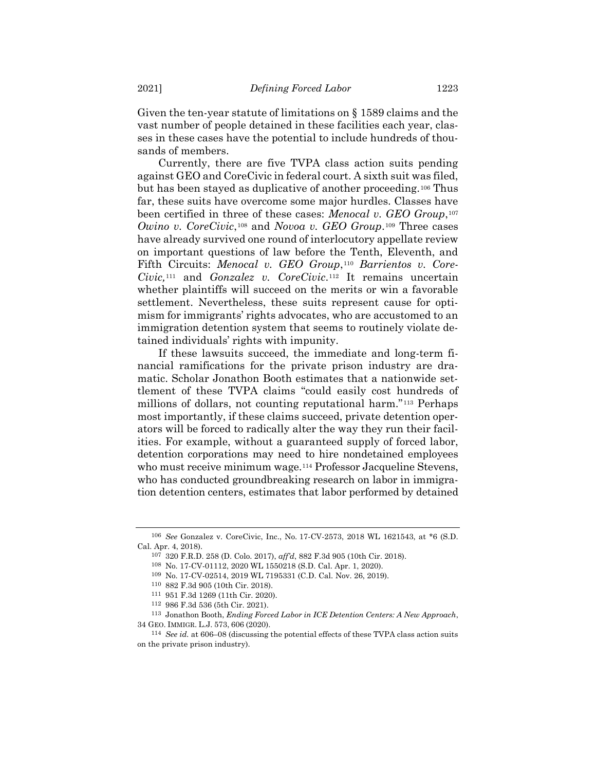Given the ten-year statute of limitations on § 1589 claims and the vast number of people detained in these facilities each year, classes in these cases have the potential to include hundreds of thousands of members.

Currently, there are five TVPA class action suits pending against GEO and CoreCivic in federal court. A sixth suit was filed, but has been stayed as duplicative of another proceeding.[106] Thus far, these suits have overcome some major hurdles. Classes have been certified in three of these cases: *Menocal v. GEO Group*,[107] *Owino v. CoreCivic*,[108] and *Novoa v. GEO Group*.[109] Three cases have already survived one round of interlocutory appellate review on important questions of law before the Tenth, Eleventh, and Fifth Circuits: *Menocal v. GEO Group*,[110] *Barrientos v. CoreCivic*,[111] and *Gonzalez v. CoreCivic*.[112] It remains uncertain whether plaintiffs will succeed on the merits or win a favorable settlement. Nevertheless, these suits represent cause for optimism for immigrants' rights advocates, who are accustomed to an immigration detention system that seems to routinely violate detained individuals' rights with impunity.

If these lawsuits succeed, the immediate and long-term financial ramifications for the private prison industry are dramatic. Scholar Jonathon Booth estimates that a nationwide settlement of these TVPA claims "could easily cost hundreds of millions of dollars, not counting reputational harm."[113] Perhaps most importantly, if these claims succeed, private detention operators will be forced to radically alter the way they run their facilities. For example, without a guaranteed supply of forced labor, detention corporations may need to hire nondetained employees who must receive minimum wage.[114] Professor Jacqueline Stevens, who has conducted groundbreaking research on labor in immigration detention centers, estimates that labor performed by detained

---

[106] *See* Gonzalez v. CoreCivic, Inc., No. 17-CV-2573, 2018 WL 1621543, at *6 (S.D. Cal. Apr. 4, 2018).

[107] 320 F.R.D. 258 (D. Colo. 2017), *aff'd*, 882 F.3d 905 (10th Cir. 2018).

[108] No. 17-CV-01112, 2020 WL 1550218 (S.D. Cal. Apr. 1, 2020).

[109] No. 17-CV-02514, 2019 WL 7195331 (C.D. Cal. Nov. 26, 2019).

[110] 882 F.3d 905 (10th Cir. 2018).

[111] 951 F.3d 1269 (11th Cir. 2020).

[112] 986 F.3d 536 (5th Cir. 2021).

[113] Jonathon Booth, *Ending Forced Labor in ICE Detention Centers: A New Approach*, 34 GEO. IMMIGR. L.J. 573, 606 (2020).

[114] *See id.* at 606–08 (discussing the potential effects of these TVPA class action suits on the private prison industry).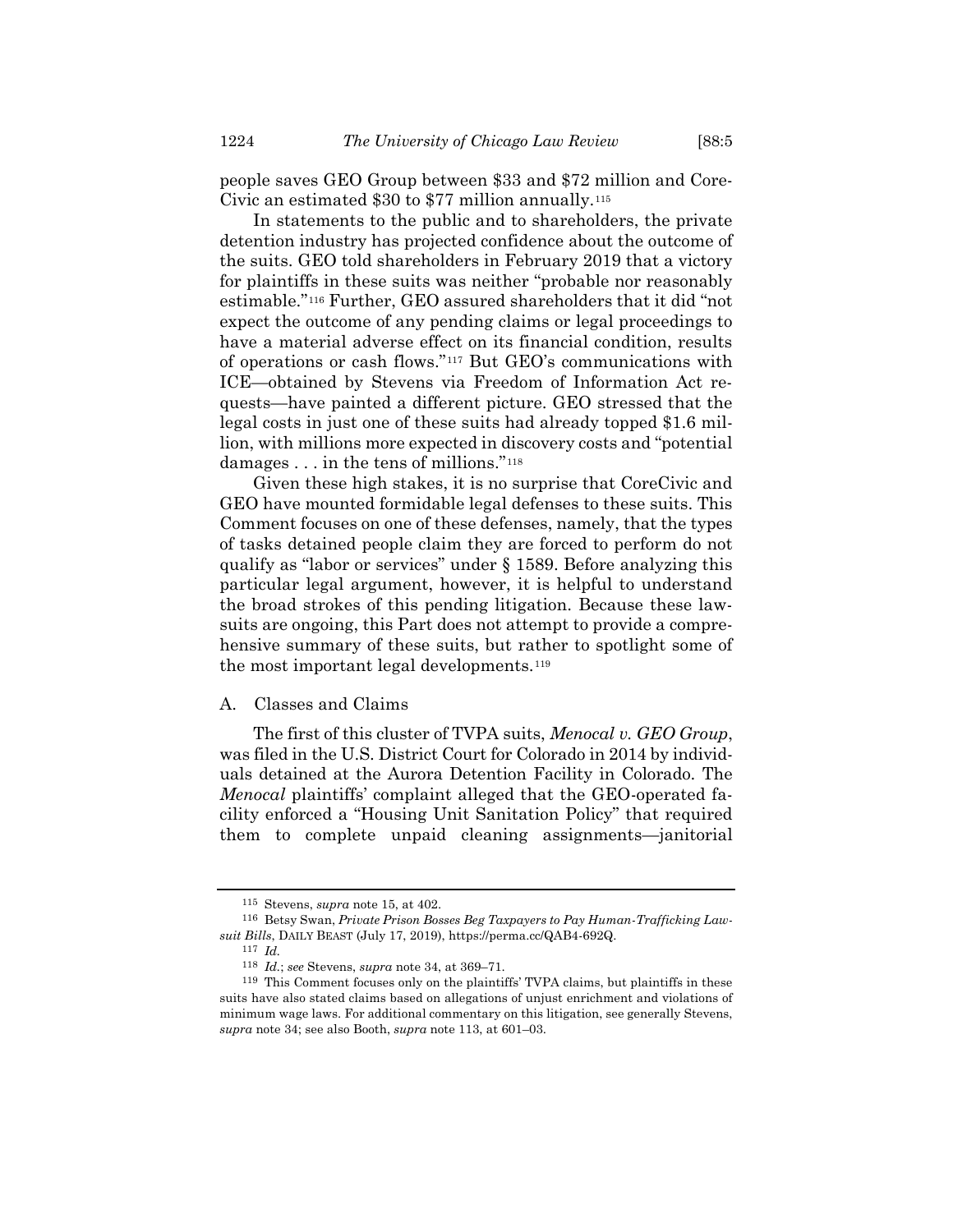people saves GEO Group between \$33 and \$72 million and CoreCivic an estimated \$30 to \$77 million annually.[115]

In statements to the public and to shareholders, the private detention industry has projected confidence about the outcome of the suits. GEO told shareholders in February 2019 that a victory for plaintiffs in these suits was neither "probable nor reasonably estimable."[116] Further, GEO assured shareholders that it did "not expect the outcome of any pending claims or legal proceedings to have a material adverse effect on its financial condition, results of operations or cash flows."[117] But GEO's communications with ICE—obtained by Stevens via Freedom of Information Act requests—have painted a different picture. GEO stressed that the legal costs in just one of these suits had already topped \$1.6 million, with millions more expected in discovery costs and "potential damages . . . in the tens of millions."[118]

Given these high stakes, it is no surprise that CoreCivic and GEO have mounted formidable legal defenses to these suits. This Comment focuses on one of these defenses, namely, that the types of tasks detained people claim they are forced to perform do not qualify as "labor or services" under § 1589. Before analyzing this particular legal argument, however, it is helpful to understand the broad strokes of this pending litigation. Because these lawsuits are ongoing, this Part does not attempt to provide a comprehensive summary of these suits, but rather to spotlight some of the most important legal developments.[119]

## A. Classes and Claims

The first of this cluster of TVPA suits, *Menocal v. GEO Group*, was filed in the U.S. District Court for Colorado in 2014 by individuals detained at the Aurora Detention Facility in Colorado. The *Menocal* plaintiffs' complaint alleged that the GEO-operated facility enforced a "Housing Unit Sanitation Policy" that required them to complete unpaid cleaning assignments—janitorial

---

115 Stevens, *supra* note 15, at 402.

116 Betsy Swan, *Private Prison Bosses Beg Taxpayers to Pay Human-Trafficking Lawsuit Bills*, DAILY BEAST (July 17, 2019), https://perma.cc/QAB4-692Q.

117 *Id.*

118 *Id.*; *see* Stevens, *supra* note 34, at 369–71.

119 This Comment focuses only on the plaintiffs' TVPA claims, but plaintiffs in these suits have also stated claims based on allegations of unjust enrichment and violations of minimum wage laws. For additional commentary on this litigation, see generally Stevens, *supra* note 34; see also Booth, *supra* note 113, at 601–03.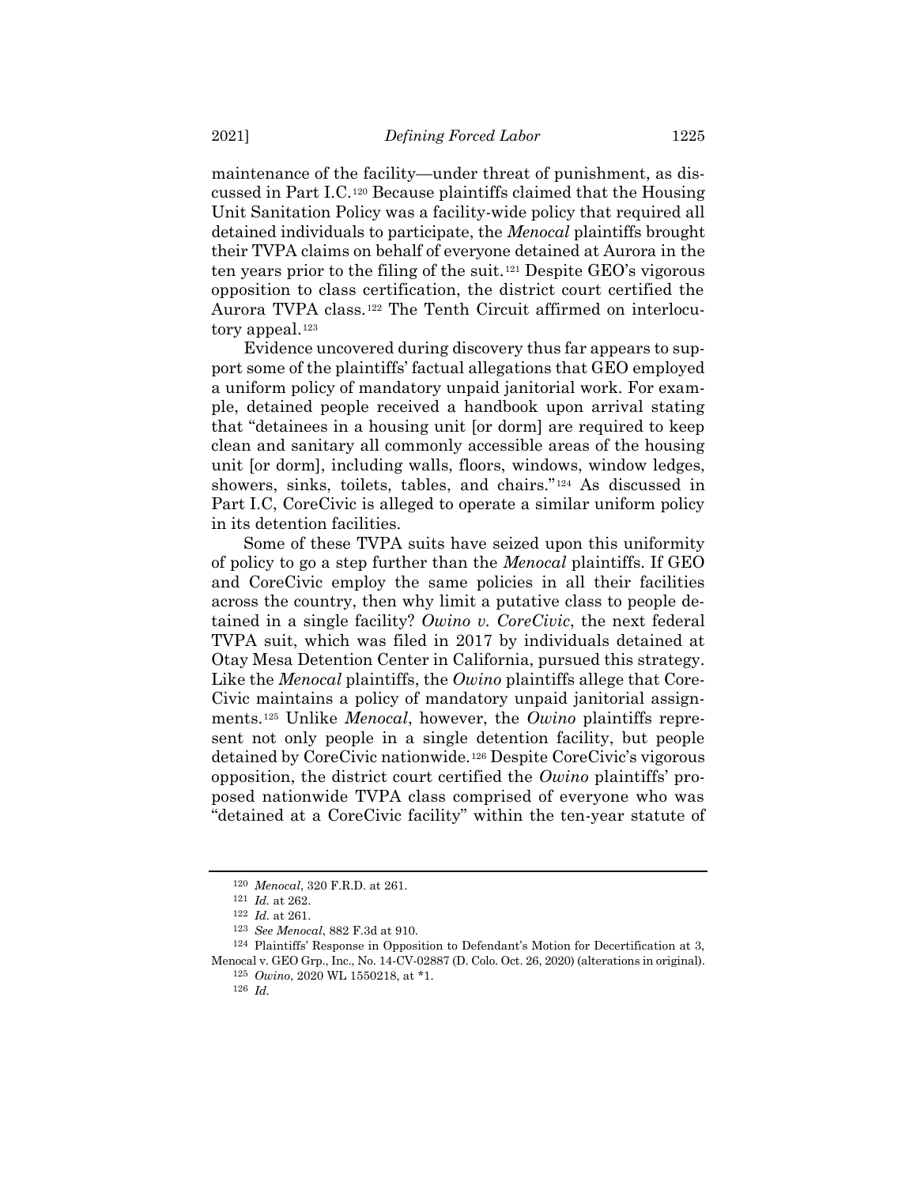maintenance of the facility—under threat of punishment, as discussed in Part I.C.[120] Because plaintiffs claimed that the Housing Unit Sanitation Policy was a facility-wide policy that required all detained individuals to participate, the *Menocal* plaintiffs brought their TVPA claims on behalf of everyone detained at Aurora in the ten years prior to the filing of the suit.[121] Despite GEO's vigorous opposition to class certification, the district court certified the Aurora TVPA class.[122] The Tenth Circuit affirmed on interlocutory appeal.[123]

Evidence uncovered during discovery thus far appears to support some of the plaintiffs' factual allegations that GEO employed a uniform policy of mandatory unpaid janitorial work. For example, detained people received a handbook upon arrival stating that "detainees in a housing unit [or dorm] are required to keep clean and sanitary all commonly accessible areas of the housing unit [or dorm], including walls, floors, windows, window ledges, showers, sinks, toilets, tables, and chairs."[124] As discussed in Part I.C, CoreCivic is alleged to operate a similar uniform policy in its detention facilities.

Some of these TVPA suits have seized upon this uniformity of policy to go a step further than the *Menocal* plaintiffs. If GEO and CoreCivic employ the same policies in all their facilities across the country, then why limit a putative class to people detained in a single facility? *Owino v. CoreCivic*, the next federal TVPA suit, which was filed in 2017 by individuals detained at Otay Mesa Detention Center in California, pursued this strategy. Like the *Menocal* plaintiffs, the *Owino* plaintiffs allege that CoreCivic maintains a policy of mandatory unpaid janitorial assignments.[125] Unlike *Menocal*, however, the *Owino* plaintiffs represent not only people in a single detention facility, but people detained by CoreCivic nationwide.[126] Despite CoreCivic's vigorous opposition, the district court certified the *Owino* plaintiffs' proposed nationwide TVPA class comprised of everyone who was "detained at a CoreCivic facility" within the ten-year statute of

[120] *Menocal*, 320 F.R.D. at 261.

[121] *Id.* at 262.

[122] *Id.* at 261.

[123] *See Menocal*, 882 F.3d at 910.

[124] Plaintiffs' Response in Opposition to Defendant's Motion for Decertification at 3, Menocal v. GEO Grp., Inc., No. 14-CV-02887 (D. Colo. Oct. 26, 2020) (alterations in original).

[125] *Owino*, 2020 WL 1550218, at *1.

[126] *Id.*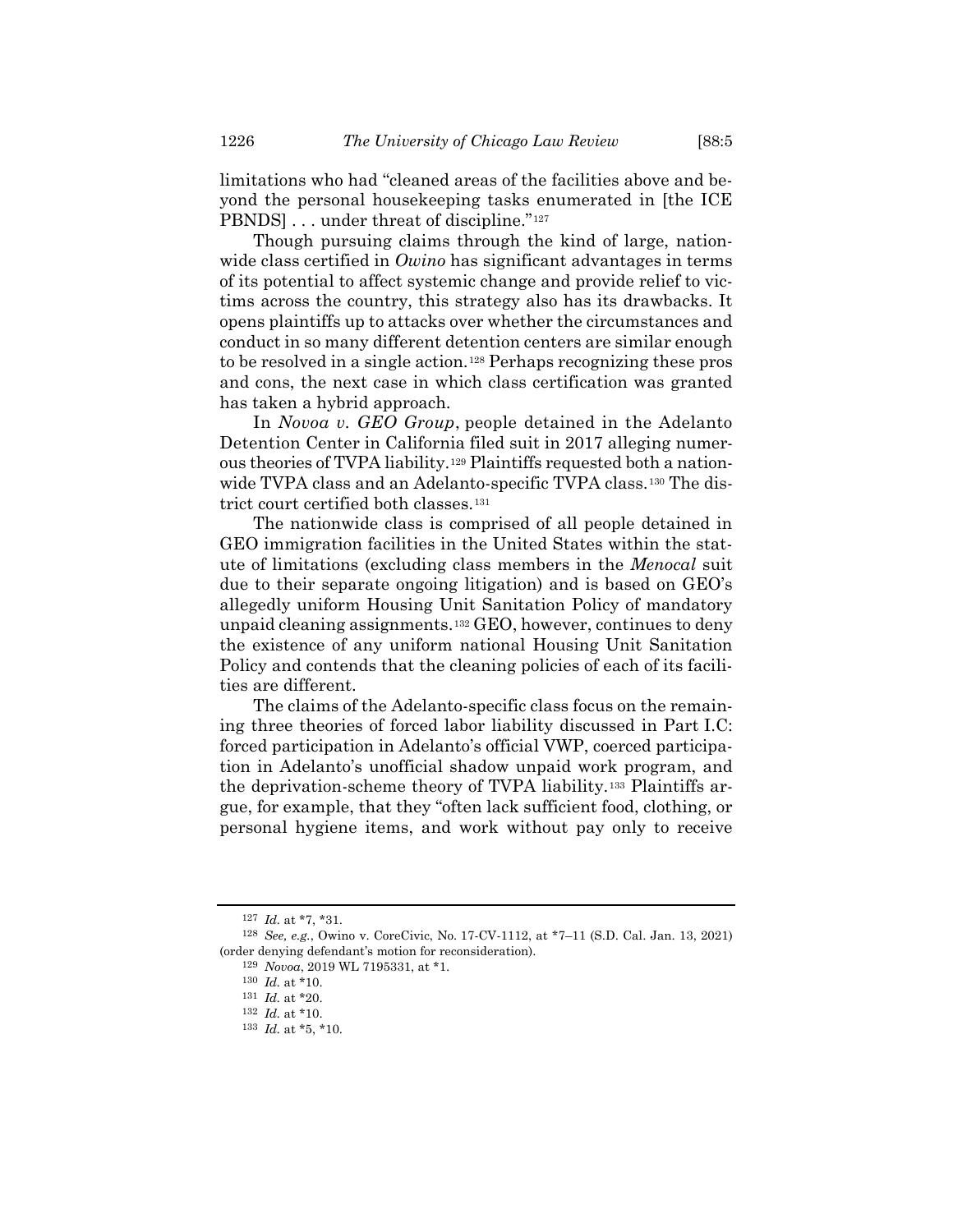limitations who had "cleaned areas of the facilities above and beyond the personal housekeeping tasks enumerated in [the ICE PBNDS] . . . under threat of discipline."[127]

Though pursuing claims through the kind of large, nationwide class certified in *Owino* has significant advantages in terms of its potential to affect systemic change and provide relief to victims across the country, this strategy also has its drawbacks. It opens plaintiffs up to attacks over whether the circumstances and conduct in so many different detention centers are similar enough to be resolved in a single action.[128] Perhaps recognizing these pros and cons, the next case in which class certification was granted has taken a hybrid approach.

In *Novoa v. GEO Group*, people detained in the Adelanto Detention Center in California filed suit in 2017 alleging numerous theories of TVPA liability.[129] Plaintiffs requested both a nationwide TVPA class and an Adelanto-specific TVPA class.[130] The district court certified both classes.[131]

The nationwide class is comprised of all people detained in GEO immigration facilities in the United States within the statute of limitations (excluding class members in the *Menocal* suit due to their separate ongoing litigation) and is based on GEO's allegedly uniform Housing Unit Sanitation Policy of mandatory unpaid cleaning assignments.[132] GEO, however, continues to deny the existence of any uniform national Housing Unit Sanitation Policy and contends that the cleaning policies of each of its facilities are different.

The claims of the Adelanto-specific class focus on the remaining three theories of forced labor liability discussed in Part I.C: forced participation in Adelanto's official VWP, coerced participation in Adelanto's unofficial shadow unpaid work program, and the deprivation-scheme theory of TVPA liability.[133] Plaintiffs argue, for example, that they "often lack sufficient food, clothing, or personal hygiene items, and work without pay only to receive

---

[127] *Id.* at *7, *31.

[128] *See, e.g.*, Owino v. CoreCivic, No. 17-CV-1112, at *7–11 (S.D. Cal. Jan. 13, 2021) (order denying defendant's motion for reconsideration).

[129] *Novoa*, 2019 WL 7195331, at *1.

[130] *Id.* at *10.

[131] *Id.* at *20.

[132] *Id.* at *10.

[133] *Id.* at *5, *10.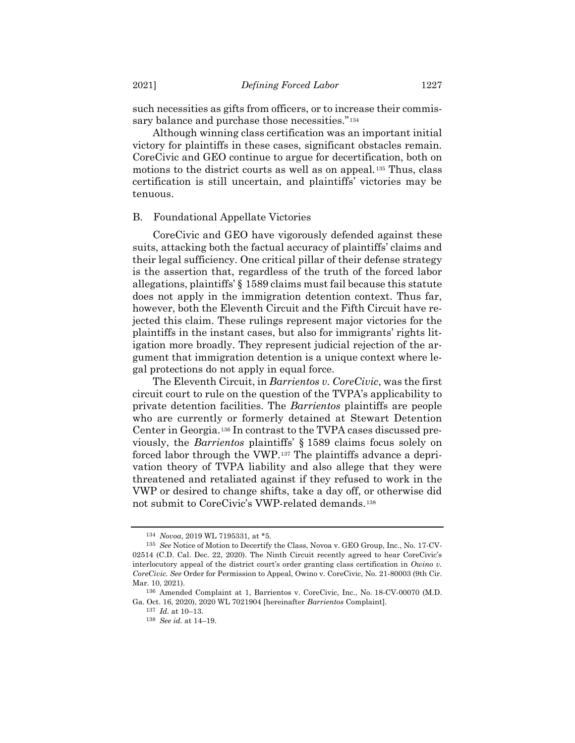such necessities as gifts from officers, or to increase their commissary balance and purchase those necessities."[134]

Although winning class certification was an important initial victory for plaintiffs in these cases, significant obstacles remain. CoreCivic and GEO continue to argue for decertification, both on motions to the district courts as well as on appeal.[135] Thus, class certification is still uncertain, and plaintiffs' victories may be tenuous.

## B. Foundational Appellate Victories

CoreCivic and GEO have vigorously defended against these suits, attacking both the factual accuracy of plaintiffs' claims and their legal sufficiency. One critical pillar of their defense strategy is the assertion that, regardless of the truth of the forced labor allegations, plaintiffs' § 1589 claims must fail because this statute does not apply in the immigration detention context. Thus far, however, both the Eleventh Circuit and the Fifth Circuit have rejected this claim. These rulings represent major victories for the plaintiffs in the instant cases, but also for immigrants' rights litigation more broadly. They represent judicial rejection of the argument that immigration detention is a unique context where legal protections do not apply in equal force.

The Eleventh Circuit, in *Barrientos v. CoreCivic*, was the first circuit court to rule on the question of the TVPA's applicability to private detention facilities. The *Barrientos* plaintiffs are people who are currently or formerly detained at Stewart Detention Center in Georgia.[136] In contrast to the TVPA cases discussed previously, the *Barrientos* plaintiffs' § 1589 claims focus solely on forced labor through the VWP.[137] The plaintiffs advance a deprivation theory of TVPA liability and also allege that they were threatened and retaliated against if they refused to work in the VWP or desired to change shifts, take a day off, or otherwise did not submit to CoreCivic's VWP-related demands.[138]

---

[134] *Novoa*, 2019 WL 7195331, at *5.

[135] *See* Notice of Motion to Decertify the Class, Novoa v. GEO Group, Inc., No. 17-CV-02514 (C.D. Cal. Dec. 22, 2020). The Ninth Circuit recently agreed to hear CoreCivic's interlocutory appeal of the district court's order granting class certification in *Owino v. CoreCivic*. *See* Order for Permission to Appeal, Owino v. CoreCivic, No. 21-80003 (9th Cir. Mar. 10, 2021).

[136] Amended Complaint at 1, Barrientos v. CoreCivic, Inc., No. 18-CV-00070 (M.D. Ga. Oct. 16, 2020), 2020 WL 7021904 [hereinafter *Barrientos* Complaint].

[137] *Id.* at 10–13.

[138] *See id.* at 14–19.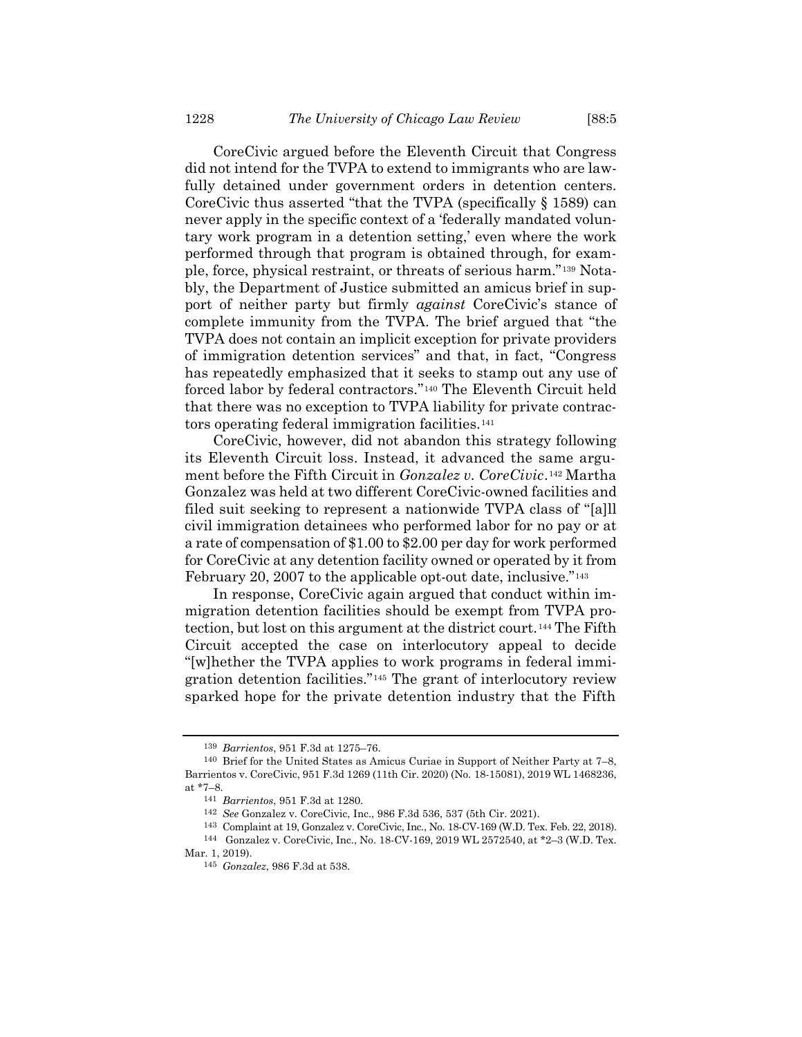CoreCivic argued before the Eleventh Circuit that Congress did not intend for the TVPA to extend to immigrants who are lawfully detained under government orders in detention centers. CoreCivic thus asserted "that the TVPA (specifically § 1589) can never apply in the specific context of a 'federally mandated voluntary work program in a detention setting,' even where the work performed through that program is obtained through, for example, force, physical restraint, or threats of serious harm."[139] Notably, the Department of Justice submitted an amicus brief in support of neither party but firmly *against* CoreCivic's stance of complete immunity from the TVPA. The brief argued that "the TVPA does not contain an implicit exception for private providers of immigration detention services" and that, in fact, "Congress has repeatedly emphasized that it seeks to stamp out any use of forced labor by federal contractors."[140] The Eleventh Circuit held that there was no exception to TVPA liability for private contractors operating federal immigration facilities.[141]

CoreCivic, however, did not abandon this strategy following its Eleventh Circuit loss. Instead, it advanced the same argument before the Fifth Circuit in *Gonzalez v. CoreCivic*.[142] Martha Gonzalez was held at two different CoreCivic-owned facilities and filed suit seeking to represent a nationwide TVPA class of "[a]ll civil immigration detainees who performed labor for no pay or at a rate of compensation of $1.00 to $2.00 per day for work performed for CoreCivic at any detention facility owned or operated by it from February 20, 2007 to the applicable opt-out date, inclusive."[143]

In response, CoreCivic again argued that conduct within immigration detention facilities should be exempt from TVPA protection, but lost on this argument at the district court.[144] The Fifth Circuit accepted the case on interlocutory appeal to decide "[w]hether the TVPA applies to work programs in federal immigration detention facilities."[145] The grant of interlocutory review sparked hope for the private detention industry that the Fifth

---

[139] *Barrientos*, 951 F.3d at 1275–76.

[140] Brief for the United States as Amicus Curiae in Support of Neither Party at 7–8, Barrientos v. CoreCivic, 951 F.3d 1269 (11th Cir. 2020) (No. 18-15081), 2019 WL 1468236, at *7–8.

[141] *Barrientos*, 951 F.3d at 1280.

[142] *See* Gonzalez v. CoreCivic, Inc., 986 F.3d 536, 537 (5th Cir. 2021).

[143] Complaint at 19, Gonzalez v. CoreCivic, Inc., No. 18-CV-169 (W.D. Tex. Feb. 22, 2018).

[144] Gonzalez v. CoreCivic, Inc., No. 18-CV-169, 2019 WL 2572540, at *2–3 (W.D. Tex. Mar. 1, 2019).

[145] *Gonzalez*, 986 F.3d at 538.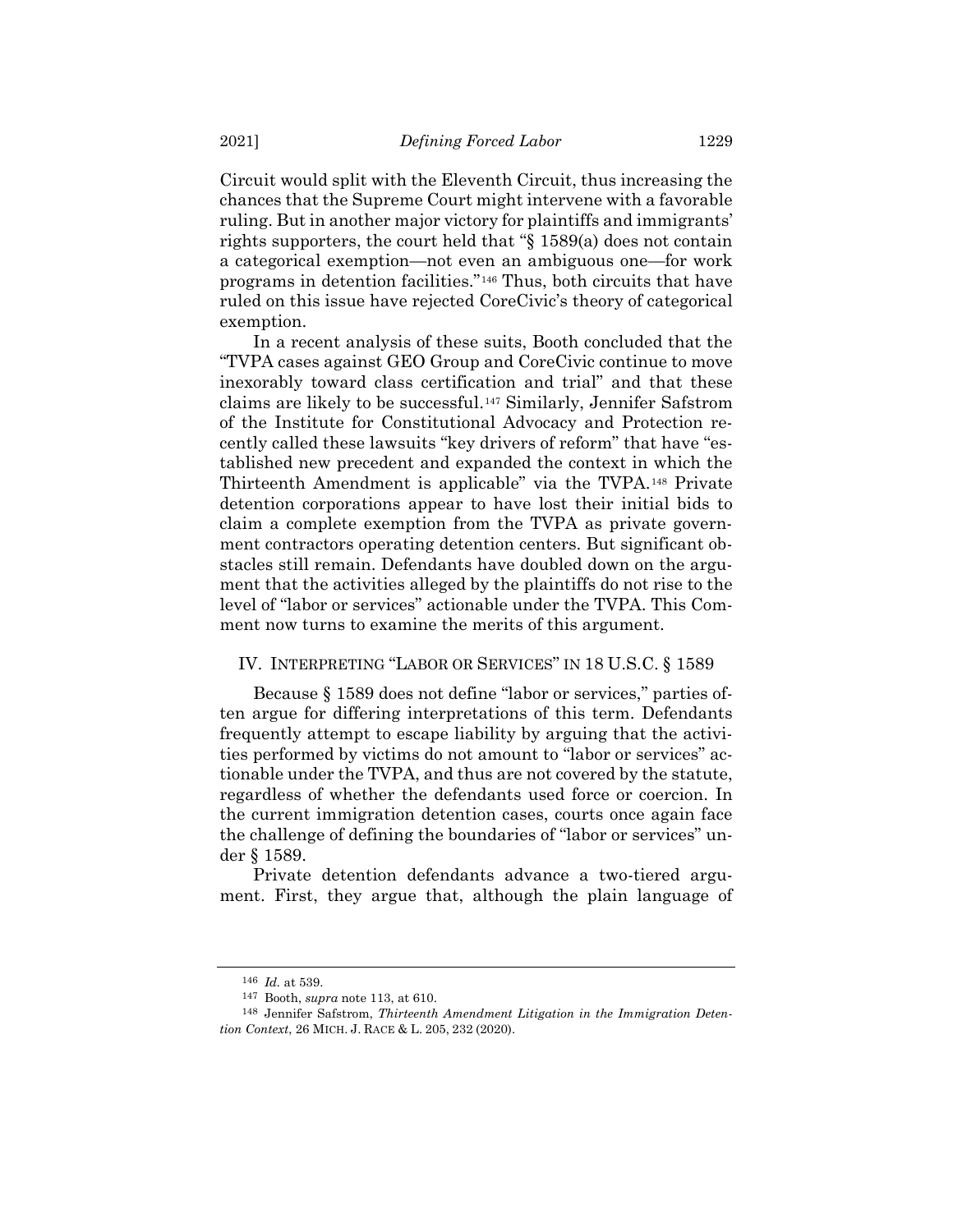Circuit would split with the Eleventh Circuit, thus increasing the chances that the Supreme Court might intervene with a favorable ruling. But in another major victory for plaintiffs and immigrants' rights supporters, the court held that "§ 1589(a) does not contain a categorical exemption—not even an ambiguous one—for work programs in detention facilities."[146] Thus, both circuits that have ruled on this issue have rejected CoreCivic's theory of categorical exemption.

In a recent analysis of these suits, Booth concluded that the "TVPA cases against GEO Group and CoreCivic continue to move inexorably toward class certification and trial" and that these claims are likely to be successful.[147] Similarly, Jennifer Safstrom of the Institute for Constitutional Advocacy and Protection recently called these lawsuits "key drivers of reform" that have "established new precedent and expanded the context in which the Thirteenth Amendment is applicable" via the TVPA.[148] Private detention corporations appear to have lost their initial bids to claim a complete exemption from the TVPA as private government contractors operating detention centers. But significant obstacles still remain. Defendants have doubled down on the argument that the activities alleged by the plaintiffs do not rise to the level of "labor or services" actionable under the TVPA. This Comment now turns to examine the merits of this argument.

## IV. INTERPRETING "LABOR OR SERVICES" IN 18 U.S.C. § 1589

Because § 1589 does not define "labor or services," parties often argue for differing interpretations of this term. Defendants frequently attempt to escape liability by arguing that the activities performed by victims do not amount to "labor or services" actionable under the TVPA, and thus are not covered by the statute, regardless of whether the defendants used force or coercion. In the current immigration detention cases, courts once again face the challenge of defining the boundaries of "labor or services" under § 1589.

Private detention defendants advance a two-tiered argument. First, they argue that, although the plain language of

---

146 *Id.* at 539.

147 Booth, *supra* note 113, at 610.

148 Jennifer Safstrom, *Thirteenth Amendment Litigation in the Immigration Detention Context*, 26 MICH. J. RACE & L. 205, 232 (2020).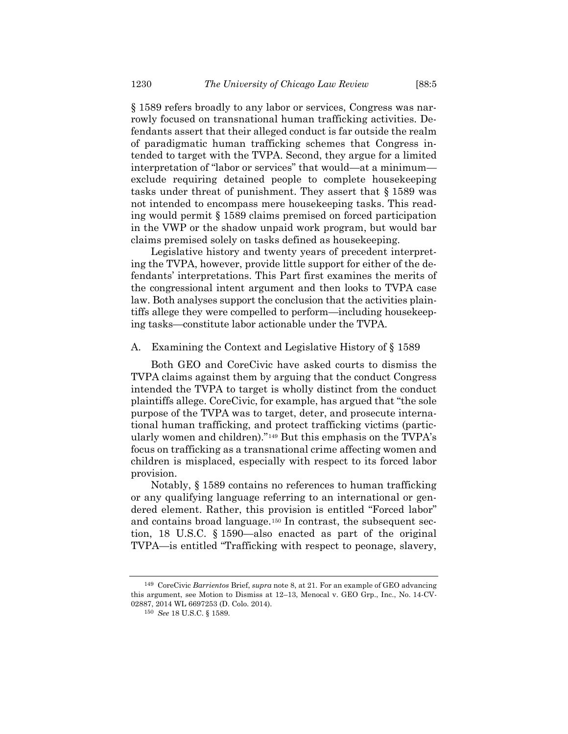§ 1589 refers broadly to any labor or services, Congress was narrowly focused on transnational human trafficking activities. Defendants assert that their alleged conduct is far outside the realm of paradigmatic human trafficking schemes that Congress intended to target with the TVPA. Second, they argue for a limited interpretation of "labor or services" that would—at a minimum—exclude requiring detained people to complete housekeeping tasks under threat of punishment. They assert that § 1589 was not intended to encompass mere housekeeping tasks. This reading would permit § 1589 claims premised on forced participation in the VWP or the shadow unpaid work program, but would bar claims premised solely on tasks defined as housekeeping.

Legislative history and twenty years of precedent interpreting the TVPA, however, provide little support for either of the defendants' interpretations. This Part first examines the merits of the congressional intent argument and then looks to TVPA case law. Both analyses support the conclusion that the activities plaintiffs allege they were compelled to perform—including housekeeping tasks—constitute labor actionable under the TVPA.

## A. Examining the Context and Legislative History of § 1589

Both GEO and CoreCivic have asked courts to dismiss the TVPA claims against them by arguing that the conduct Congress intended the TVPA to target is wholly distinct from the conduct plaintiffs allege. CoreCivic, for example, has argued that "the sole purpose of the TVPA was to target, deter, and prosecute international human trafficking, and protect trafficking victims (particularly women and children)."[149] But this emphasis on the TVPA's focus on trafficking as a transnational crime affecting women and children is misplaced, especially with respect to its forced labor provision.

Notably, § 1589 contains no references to human trafficking or any qualifying language referring to an international or gendered element. Rather, this provision is entitled "Forced labor" and contains broad language.[150] In contrast, the subsequent section, 18 U.S.C. § 1590—also enacted as part of the original TVPA—is entitled "Trafficking with respect to peonage, slavery,

---

[149] CoreCivic *Barrientos* Brief, *supra* note 8, at 21. For an example of GEO advancing this argument, see Motion to Dismiss at 12–13, Menocal v. GEO Grp., Inc., No. 14-CV-02887, 2014 WL 6697253 (D. Colo. 2014).

[150] *See* 18 U.S.C. § 1589.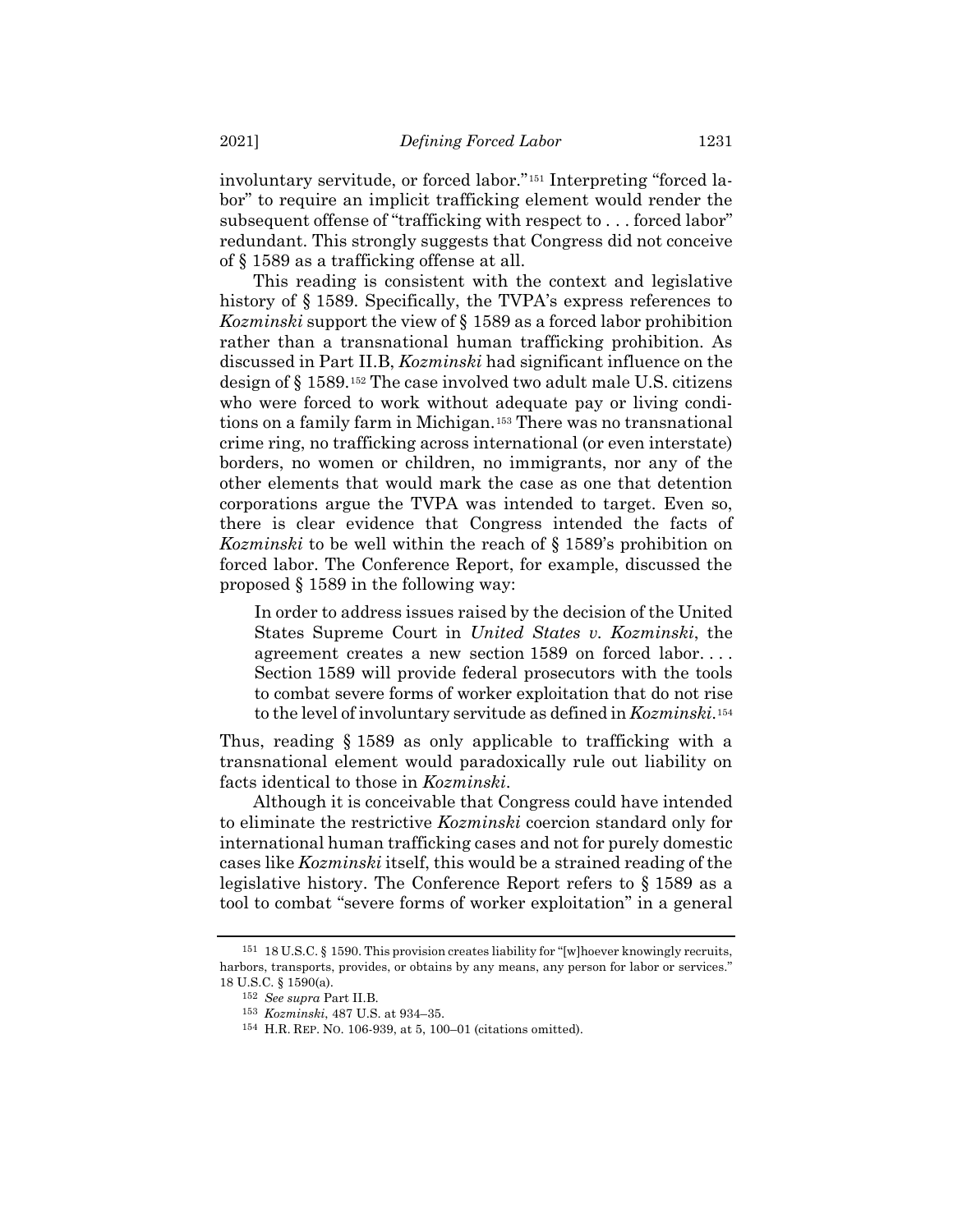involuntary servitude, or forced labor."[151] Interpreting "forced labor" to require an implicit trafficking element would render the subsequent offense of "trafficking with respect to . . . forced labor" redundant. This strongly suggests that Congress did not conceive of § 1589 as a trafficking offense at all.

This reading is consistent with the context and legislative history of § 1589. Specifically, the TVPA's express references to *Kozminski* support the view of § 1589 as a forced labor prohibition rather than a transnational human trafficking prohibition. As discussed in Part II.B, *Kozminski* had significant influence on the design of § 1589.[152] The case involved two adult male U.S. citizens who were forced to work without adequate pay or living conditions on a family farm in Michigan.[153] There was no transnational crime ring, no trafficking across international (or even interstate) borders, no women or children, no immigrants, nor any of the other elements that would mark the case as one that detention corporations argue the TVPA was intended to target. Even so, there is clear evidence that Congress intended the facts of *Kozminski* to be well within the reach of § 1589's prohibition on forced labor. The Conference Report, for example, discussed the proposed § 1589 in the following way:

> In order to address issues raised by the decision of the United States Supreme Court in *United States v. Kozminski*, the agreement creates a new section 1589 on forced labor. . . . Section 1589 will provide federal prosecutors with the tools to combat severe forms of worker exploitation that do not rise to the level of involuntary servitude as defined in *Kozminski*.[154]

Thus, reading § 1589 as only applicable to trafficking with a transnational element would paradoxically rule out liability on facts identical to those in *Kozminski*.

Although it is conceivable that Congress could have intended to eliminate the restrictive *Kozminski* coercion standard only for international human trafficking cases and not for purely domestic cases like *Kozminski* itself, this would be a strained reading of the legislative history. The Conference Report refers to § 1589 as a tool to combat "severe forms of worker exploitation" in a general

---

[151] 18 U.S.C. § 1590. This provision creates liability for "[w]hoever knowingly recruits, harbors, transports, provides, or obtains by any means, any person for labor or services." 18 U.S.C. § 1590(a).

[152] *See supra* Part II.B.

[153] *Kozminski*, 487 U.S. at 934–35.

[154] H.R. REP. NO. 106-939, at 5, 100–01 (citations omitted).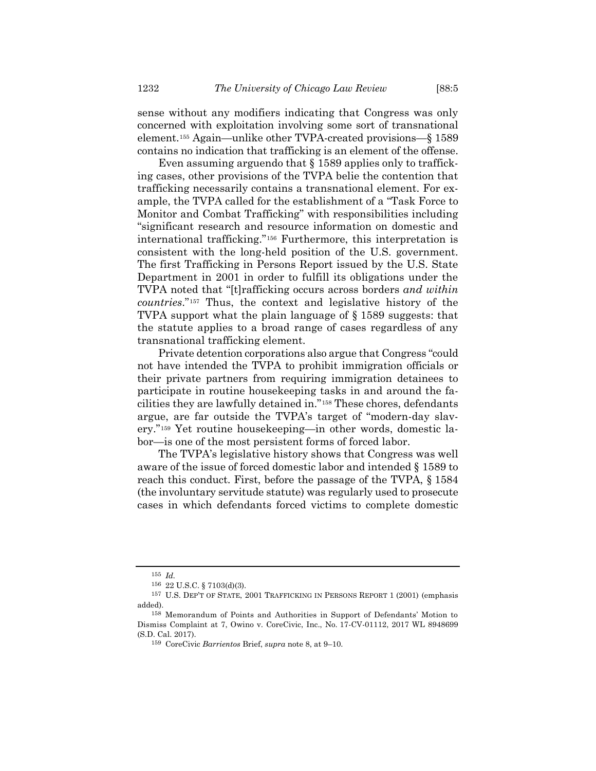sense without any modifiers indicating that Congress was only concerned with exploitation involving some sort of transnational element.[155] Again—unlike other TVPA-created provisions—§ 1589 contains no indication that trafficking is an element of the offense.

Even assuming arguendo that § 1589 applies only to trafficking cases, other provisions of the TVPA belie the contention that trafficking necessarily contains a transnational element. For example, the TVPA called for the establishment of a "Task Force to Monitor and Combat Trafficking" with responsibilities including "significant research and resource information on domestic and international trafficking."[156] Furthermore, this interpretation is consistent with the long-held position of the U.S. government. The first Trafficking in Persons Report issued by the U.S. State Department in 2001 in order to fulfill its obligations under the TVPA noted that "[t]rafficking occurs across borders *and within countries*."[157] Thus, the context and legislative history of the TVPA support what the plain language of § 1589 suggests: that the statute applies to a broad range of cases regardless of any transnational trafficking element.

Private detention corporations also argue that Congress "could not have intended the TVPA to prohibit immigration officials or their private partners from requiring immigration detainees to participate in routine housekeeping tasks in and around the facilities they are lawfully detained in."[158] These chores, defendants argue, are far outside the TVPA's target of "modern-day slavery."[159] Yet routine housekeeping—in other words, domestic labor—is one of the most persistent forms of forced labor.

The TVPA's legislative history shows that Congress was well aware of the issue of forced domestic labor and intended § 1589 to reach this conduct. First, before the passage of the TVPA, § 1584 (the involuntary servitude statute) was regularly used to prosecute cases in which defendants forced victims to complete domestic

---

155 *Id.*

156 22 U.S.C. § 7103(d)(3).

157 U.S. DEP'T OF STATE, 2001 TRAFFICKING IN PERSONS REPORT 1 (2001) (emphasis added).

158 Memorandum of Points and Authorities in Support of Defendants' Motion to Dismiss Complaint at 7, Owino v. CoreCivic, Inc., No. 17-CV-01112, 2017 WL 8948699 (S.D. Cal. 2017).

159 CoreCivic *Barrientos* Brief, *supra* note 8, at 9–10.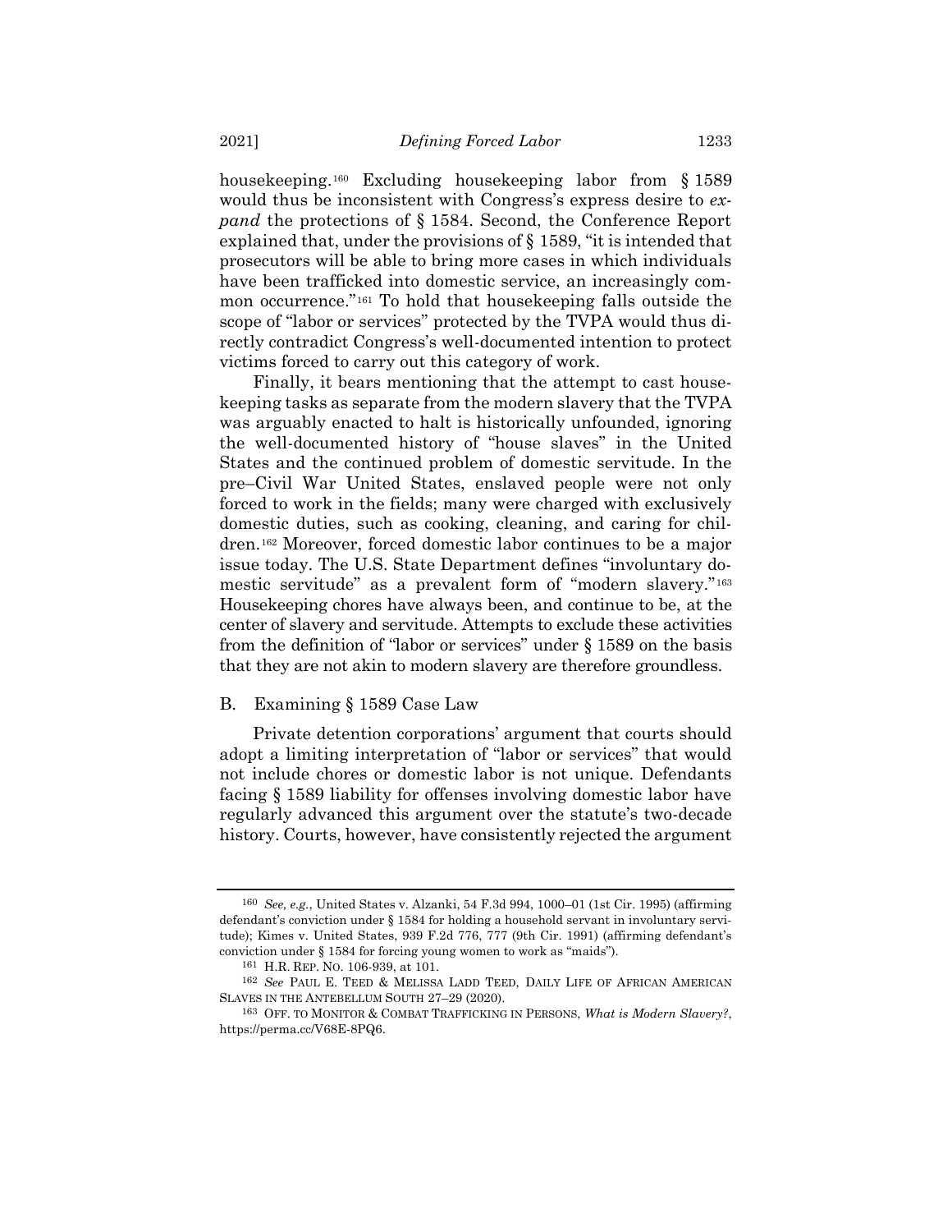housekeeping.[160] Excluding housekeeping labor from § 1589 would thus be inconsistent with Congress's express desire to *expand* the protections of § 1584. Second, the Conference Report explained that, under the provisions of § 1589, "it is intended that prosecutors will be able to bring more cases in which individuals have been trafficked into domestic service, an increasingly common occurrence."[161] To hold that housekeeping falls outside the scope of "labor or services" protected by the TVPA would thus directly contradict Congress's well-documented intention to protect victims forced to carry out this category of work.

Finally, it bears mentioning that the attempt to cast housekeeping tasks as separate from the modern slavery that the TVPA was arguably enacted to halt is historically unfounded, ignoring the well-documented history of "house slaves" in the United States and the continued problem of domestic servitude. In the pre–Civil War United States, enslaved people were not only forced to work in the fields; many were charged with exclusively domestic duties, such as cooking, cleaning, and caring for children.[162] Moreover, forced domestic labor continues to be a major issue today. The U.S. State Department defines "involuntary domestic servitude" as a prevalent form of "modern slavery."[163] Housekeeping chores have always been, and continue to be, at the center of slavery and servitude. Attempts to exclude these activities from the definition of "labor or services" under § 1589 on the basis that they are not akin to modern slavery are therefore groundless.

### B. Examining § 1589 Case Law

Private detention corporations' argument that courts should adopt a limiting interpretation of "labor or services" that would not include chores or domestic labor is not unique. Defendants facing § 1589 liability for offenses involving domestic labor have regularly advanced this argument over the statute's two-decade history. Courts, however, have consistently rejected the argument

---

[160] *See, e.g.*, United States v. Alzanki, 54 F.3d 994, 1000–01 (1st Cir. 1995) (affirming defendant's conviction under § 1584 for holding a household servant in involuntary servitude); Kimes v. United States, 939 F.2d 776, 777 (9th Cir. 1991) (affirming defendant's conviction under § 1584 for forcing young women to work as "maids").

[161] H.R. REP. NO. 106-939, at 101.

[162] *See* PAUL E. TEED & MELISSA LADD TEED, DAILY LIFE OF AFRICAN AMERICAN SLAVES IN THE ANTEBELLUM SOUTH 27–29 (2020).

[163] OFF. TO MONITOR & COMBAT TRAFFICKING IN PERSONS, *What is Modern Slavery?*, https://perma.cc/V68E-8PQ6.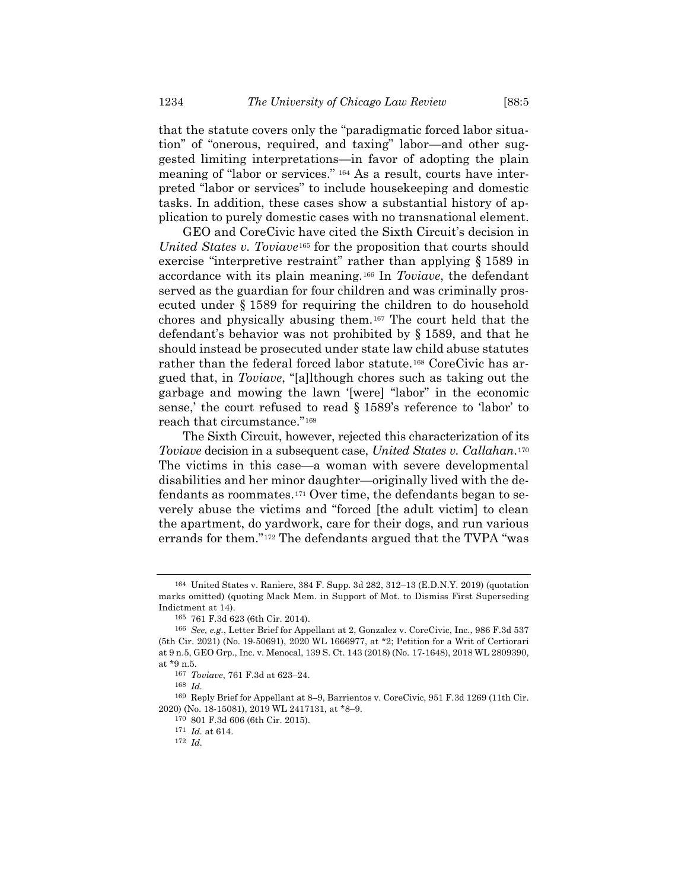that the statute covers only the "paradigmatic forced labor situation" of "onerous, required, and taxing" labor—and other suggested limiting interpretations—in favor of adopting the plain meaning of "labor or services." [164] As a result, courts have interpreted "labor or services" to include housekeeping and domestic tasks. In addition, these cases show a substantial history of application to purely domestic cases with no transnational element.

GEO and CoreCivic have cited the Sixth Circuit's decision in *United States v. Toviave*[165] for the proposition that courts should exercise "interpretive restraint" rather than applying § 1589 in accordance with its plain meaning.[166] In *Toviave*, the defendant served as the guardian for four children and was criminally prosecuted under § 1589 for requiring the children to do household chores and physically abusing them.[167] The court held that the defendant's behavior was not prohibited by § 1589, and that he should instead be prosecuted under state law child abuse statutes rather than the federal forced labor statute.[168] CoreCivic has argued that, in *Toviave*, "[a]lthough chores such as taking out the garbage and mowing the lawn '[were] "labor" in the economic sense,' the court refused to read § 1589's reference to 'labor' to reach that circumstance."[169]

The Sixth Circuit, however, rejected this characterization of its *Toviave* decision in a subsequent case, *United States v. Callahan*.[170] The victims in this case—a woman with severe developmental disabilities and her minor daughter—originally lived with the defendants as roommates.[171] Over time, the defendants began to severely abuse the victims and "forced [the adult victim] to clean the apartment, do yardwork, care for their dogs, and run various errands for them."[172] The defendants argued that the TVPA "was

---

[164] United States v. Raniere, 384 F. Supp. 3d 282, 312–13 (E.D.N.Y. 2019) (quotation marks omitted) (quoting Mack Mem. in Support of Mot. to Dismiss First Superseding Indictment at 14).

[165] 761 F.3d 623 (6th Cir. 2014).

[166] *See, e.g.*, Letter Brief for Appellant at 2, Gonzalez v. CoreCivic, Inc., 986 F.3d 537 (5th Cir. 2021) (No. 19-50691), 2020 WL 1666977, at *2; Petition for a Writ of Certiorari at 9 n.5, GEO Grp., Inc. v. Menocal, 139 S. Ct. 143 (2018) (No. 17-1648), 2018 WL 2809390, at *9 n.5.

[167] *Toviave*, 761 F.3d at 623–24.

[168] *Id.*

[169] Reply Brief for Appellant at 8–9, Barrientos v. CoreCivic, 951 F.3d 1269 (11th Cir. 2020) (No. 18-15081), 2019 WL 2417131, at *8–9.

[170] 801 F.3d 606 (6th Cir. 2015).

[171] *Id.* at 614.

[172] *Id.*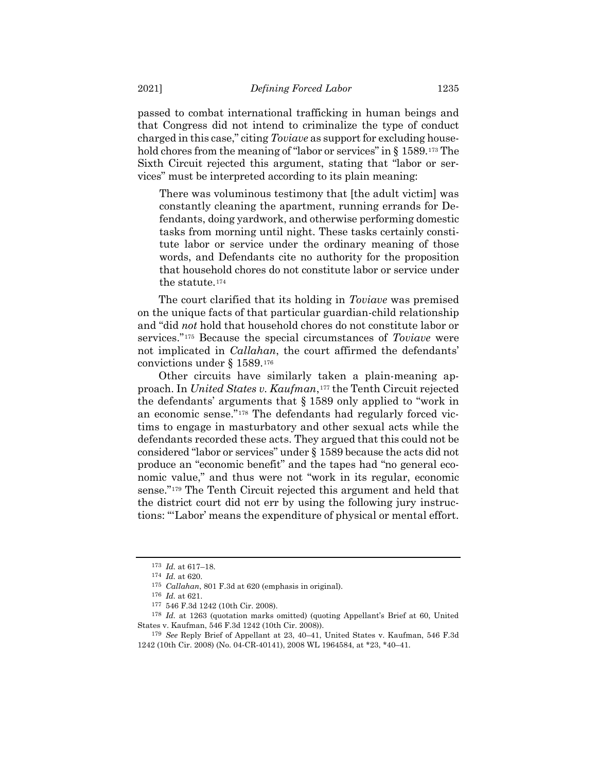passed to combat international trafficking in human beings and that Congress did not intend to criminalize the type of conduct charged in this case," citing *Toviave* as support for excluding household chores from the meaning of "labor or services" in § 1589.[173] The Sixth Circuit rejected this argument, stating that "labor or services" must be interpreted according to its plain meaning:

> There was voluminous testimony that [the adult victim] was constantly cleaning the apartment, running errands for Defendants, doing yardwork, and otherwise performing domestic tasks from morning until night. These tasks certainly constitute labor or service under the ordinary meaning of those words, and Defendants cite no authority for the proposition that household chores do not constitute labor or service under the statute.[174]

The court clarified that its holding in *Toviave* was premised on the unique facts of that particular guardian-child relationship and "did *not* hold that household chores do not constitute labor or services."[175] Because the special circumstances of *Toviave* were not implicated in *Callahan*, the court affirmed the defendants' convictions under § 1589.[176]

Other circuits have similarly taken a plain-meaning approach. In *United States v. Kaufman*,[177] the Tenth Circuit rejected the defendants' arguments that § 1589 only applied to "work in an economic sense."[178] The defendants had regularly forced victims to engage in masturbatory and other sexual acts while the defendants recorded these acts. They argued that this could not be considered "labor or services" under § 1589 because the acts did not produce an "economic benefit" and the tapes had "no general economic value," and thus were not "work in its regular, economic sense."[179] The Tenth Circuit rejected this argument and held that the district court did not err by using the following jury instructions: "'Labor' means the expenditure of physical or mental effort.

---

[173] *Id.* at 617–18.

[174] *Id.* at 620.

[175] *Callahan*, 801 F.3d at 620 (emphasis in original).

[176] *Id.* at 621.

[177] 546 F.3d 1242 (10th Cir. 2008).

[178] *Id.* at 1263 (quotation marks omitted) (quoting Appellant's Brief at 60, United States v. Kaufman, 546 F.3d 1242 (10th Cir. 2008)).

[179] *See* Reply Brief of Appellant at 23, 40–41, United States v. Kaufman, 546 F.3d 1242 (10th Cir. 2008) (No. 04-CR-40141), 2008 WL 1964584, at *23, *40–41.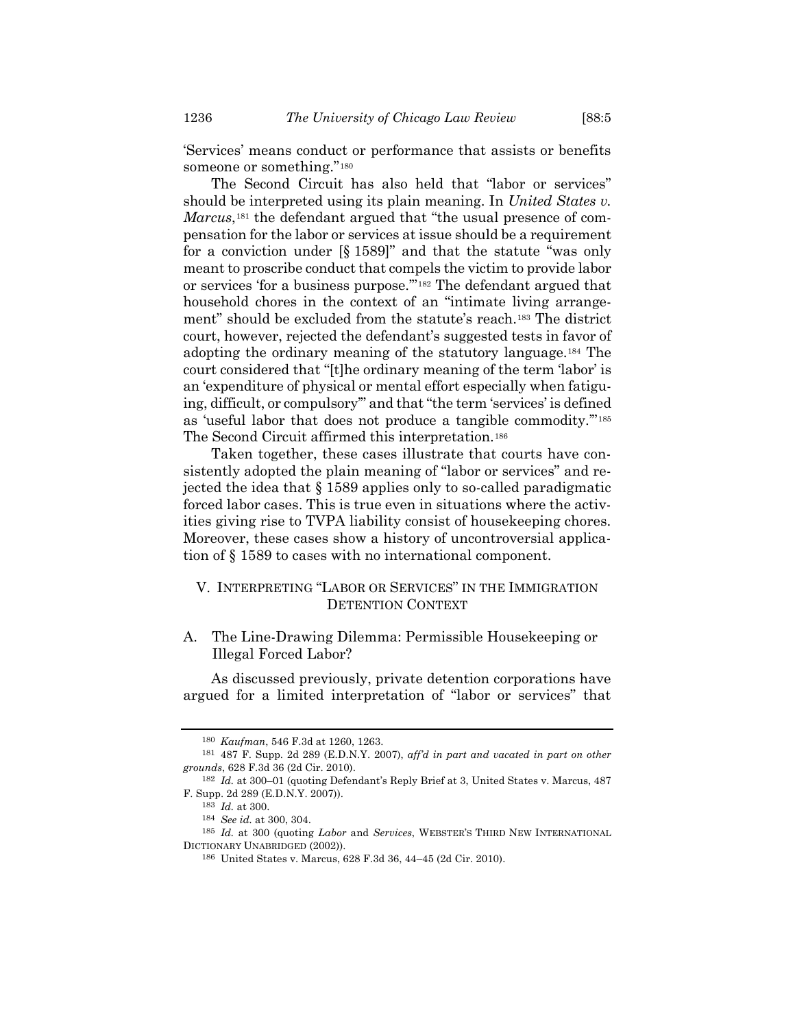'Services' means conduct or performance that assists or benefits someone or something."[180]

The Second Circuit has also held that "labor or services" should be interpreted using its plain meaning. In *United States v. Marcus*,[181] the defendant argued that "the usual presence of compensation for the labor or services at issue should be a requirement for a conviction under [§ 1589]" and that the statute "was only meant to proscribe conduct that compels the victim to provide labor or services 'for a business purpose.'"[182] The defendant argued that household chores in the context of an "intimate living arrangement" should be excluded from the statute's reach.[183] The district court, however, rejected the defendant's suggested tests in favor of adopting the ordinary meaning of the statutory language.[184] The court considered that "[t]he ordinary meaning of the term 'labor' is an 'expenditure of physical or mental effort especially when fatiguing, difficult, or compulsory'" and that "the term 'services' is defined as 'useful labor that does not produce a tangible commodity.'"[185] The Second Circuit affirmed this interpretation.[186]

Taken together, these cases illustrate that courts have consistently adopted the plain meaning of "labor or services" and rejected the idea that § 1589 applies only to so-called paradigmatic forced labor cases. This is true even in situations where the activities giving rise to TVPA liability consist of housekeeping chores. Moreover, these cases show a history of uncontroversial application of § 1589 to cases with no international component.

## V. Interpreting "Labor or Services" in the Immigration Detention Context

### A. The Line-Drawing Dilemma: Permissible Housekeeping or Illegal Forced Labor?

As discussed previously, private detention corporations have argued for a limited interpretation of "labor or services" that

---

[180] *Kaufman*, 546 F.3d at 1260, 1263.

[181] 487 F. Supp. 2d 289 (E.D.N.Y. 2007), *aff'd in part and vacated in part on other grounds*, 628 F.3d 36 (2d Cir. 2010).

[182] *Id.* at 300–01 (quoting Defendant's Reply Brief at 3, United States v. Marcus, 487 F. Supp. 2d 289 (E.D.N.Y. 2007)).

[183] *Id.* at 300.

[184] *See id.* at 300, 304.

[185] *Id.* at 300 (quoting *Labor* and *Services*, Webster's Third New International Dictionary Unabridged (2002)).

[186] United States v. Marcus, 628 F.3d 36, 44–45 (2d Cir. 2010).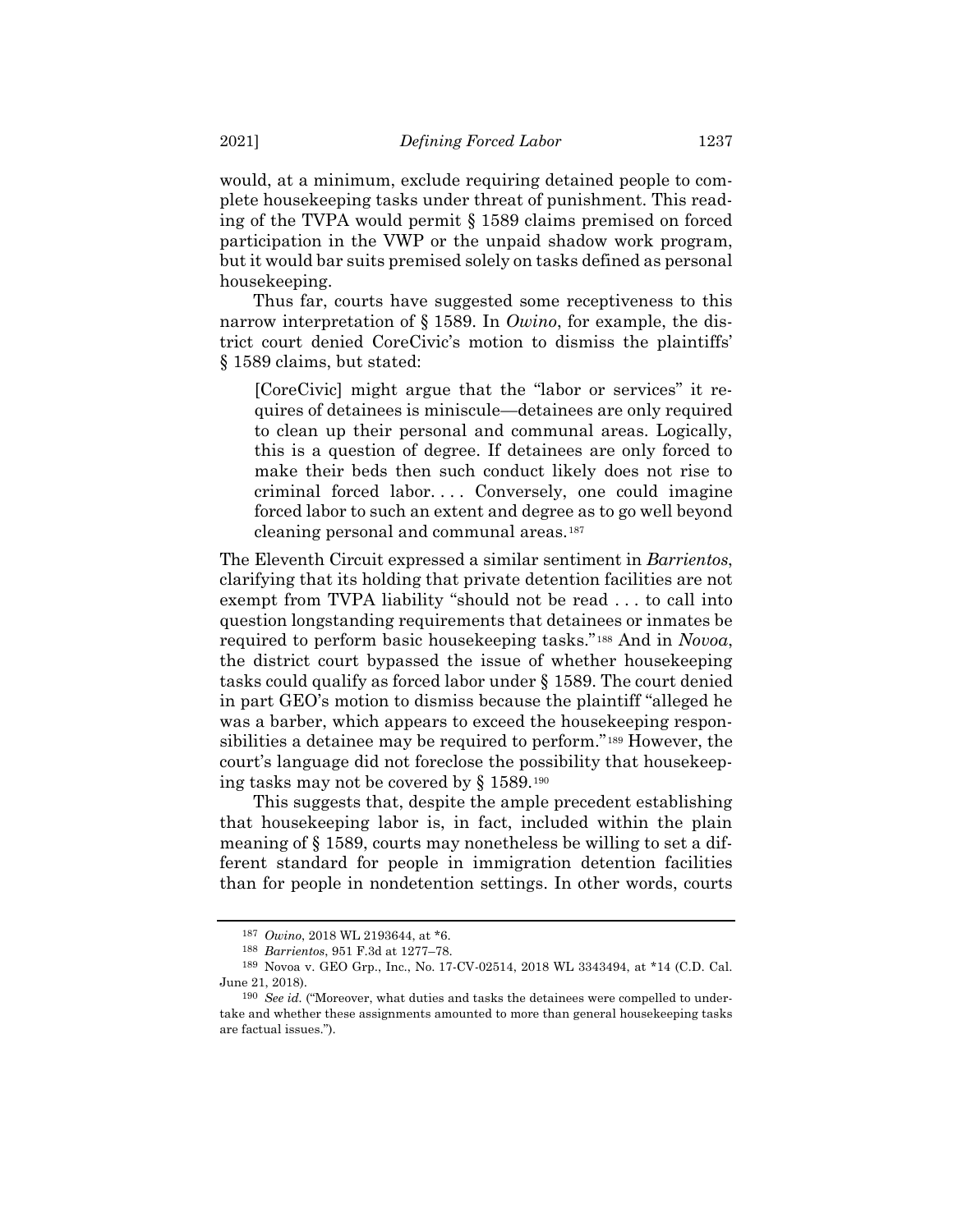would, at a minimum, exclude requiring detained people to complete housekeeping tasks under threat of punishment. This reading of the TVPA would permit § 1589 claims premised on forced participation in the VWP or the unpaid shadow work program, but it would bar suits premised solely on tasks defined as personal housekeeping.

Thus far, courts have suggested some receptiveness to this narrow interpretation of § 1589. In *Owino*, for example, the district court denied CoreCivic's motion to dismiss the plaintiffs' § 1589 claims, but stated:

> [CoreCivic] might argue that the "labor or services" it requires of detainees is miniscule—detainees are only required to clean up their personal and communal areas. Logically, this is a question of degree. If detainees are only forced to make their beds then such conduct likely does not rise to criminal forced labor. . . . Conversely, one could imagine forced labor to such an extent and degree as to go well beyond cleaning personal and communal areas.[187]

The Eleventh Circuit expressed a similar sentiment in *Barrientos*, clarifying that its holding that private detention facilities are not exempt from TVPA liability "should not be read . . . to call into question longstanding requirements that detainees or inmates be required to perform basic housekeeping tasks."[188] And in *Novoa*, the district court bypassed the issue of whether housekeeping tasks could qualify as forced labor under § 1589. The court denied in part GEO's motion to dismiss because the plaintiff "alleged he was a barber, which appears to exceed the housekeeping responsibilities a detainee may be required to perform."[189] However, the court's language did not foreclose the possibility that housekeeping tasks may not be covered by § 1589.[190]

This suggests that, despite the ample precedent establishing that housekeeping labor is, in fact, included within the plain meaning of § 1589, courts may nonetheless be willing to set a different standard for people in immigration detention facilities than for people in nondetention settings. In other words, courts

---

[187] *Owino*, 2018 WL 2193644, at *6.

[188] *Barrientos*, 951 F.3d at 1277–78.

[189] Novoa v. GEO Grp., Inc., No. 17-CV-02514, 2018 WL 3343494, at *14 (C.D. Cal. June 21, 2018).

[190] *See id.* ("Moreover, what duties and tasks the detainees were compelled to undertake and whether these assignments amounted to more than general housekeeping tasks are factual issues.").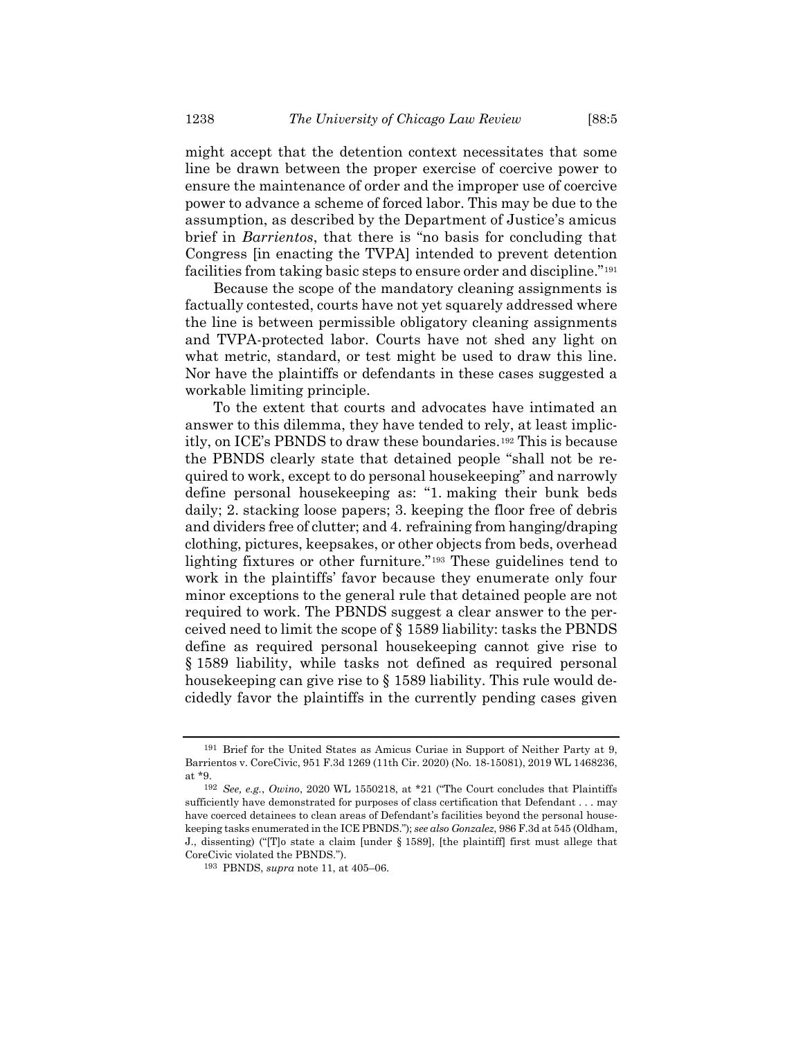might accept that the detention context necessitates that some line be drawn between the proper exercise of coercive power to ensure the maintenance of order and the improper use of coercive power to advance a scheme of forced labor. This may be due to the assumption, as described by the Department of Justice's amicus brief in *Barrientos*, that there is "no basis for concluding that Congress [in enacting the TVPA] intended to prevent detention facilities from taking basic steps to ensure order and discipline."[191]

Because the scope of the mandatory cleaning assignments is factually contested, courts have not yet squarely addressed where the line is between permissible obligatory cleaning assignments and TVPA-protected labor. Courts have not shed any light on what metric, standard, or test might be used to draw this line. Nor have the plaintiffs or defendants in these cases suggested a workable limiting principle.

To the extent that courts and advocates have intimated an answer to this dilemma, they have tended to rely, at least implicitly, on ICE's PBNDS to draw these boundaries.[192] This is because the PBNDS clearly state that detained people "shall not be required to work, except to do personal housekeeping" and narrowly define personal housekeeping as: "1. making their bunk beds daily; 2. stacking loose papers; 3. keeping the floor free of debris and dividers free of clutter; and 4. refraining from hanging/draping clothing, pictures, keepsakes, or other objects from beds, overhead lighting fixtures or other furniture."[193] These guidelines tend to work in the plaintiffs' favor because they enumerate only four minor exceptions to the general rule that detained people are not required to work. The PBNDS suggest a clear answer to the perceived need to limit the scope of § 1589 liability: tasks the PBNDS define as required personal housekeeping cannot give rise to § 1589 liability, while tasks not defined as required personal housekeeping can give rise to § 1589 liability. This rule would decidedly favor the plaintiffs in the currently pending cases given

---

[191] Brief for the United States as Amicus Curiae in Support of Neither Party at 9, Barrientos v. CoreCivic, 951 F.3d 1269 (11th Cir. 2020) (No. 18-15081), 2019 WL 1468236, at *9.

[192] *See, e.g.*, *Owino*, 2020 WL 1550218, at *21 ("The Court concludes that Plaintiffs sufficiently have demonstrated for purposes of class certification that Defendant . . . may have coerced detainees to clean areas of Defendant's facilities beyond the personal housekeeping tasks enumerated in the ICE PBNDS."); *see also Gonzalez*, 986 F.3d at 545 (Oldham, J., dissenting) ("[T]o state a claim [under § 1589], [the plaintiff] first must allege that CoreCivic violated the PBNDS.").

[193] PBNDS, *supra* note 11, at 405–06.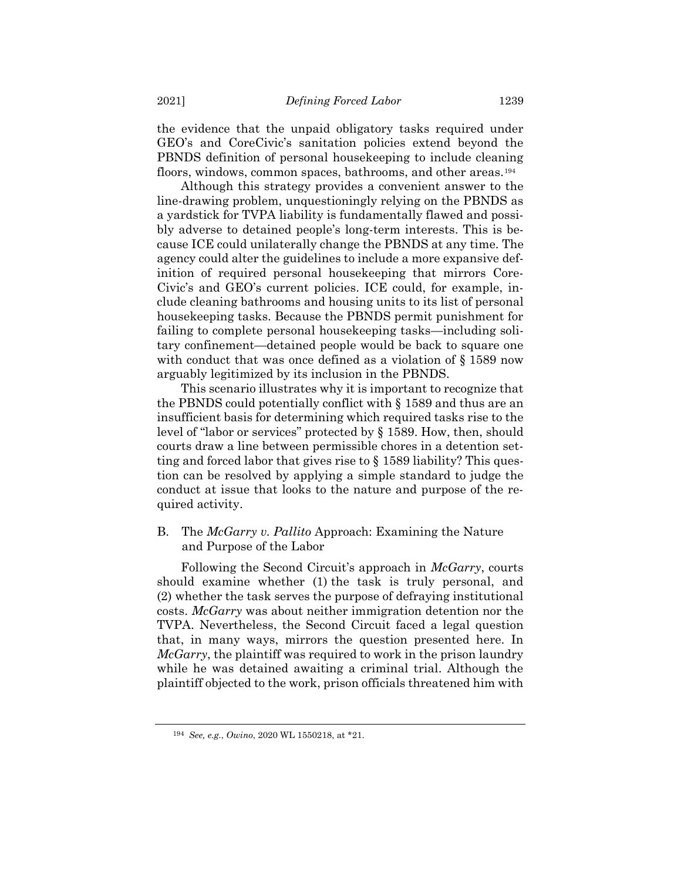the evidence that the unpaid obligatory tasks required under GEO's and CoreCivic's sanitation policies extend beyond the PBNDS definition of personal housekeeping to include cleaning floors, windows, common spaces, bathrooms, and other areas.[194]

Although this strategy provides a convenient answer to the line-drawing problem, unquestioningly relying on the PBNDS as a yardstick for TVPA liability is fundamentally flawed and possibly adverse to detained people's long-term interests. This is because ICE could unilaterally change the PBNDS at any time. The agency could alter the guidelines to include a more expansive definition of required personal housekeeping that mirrors CoreCivic's and GEO's current policies. ICE could, for example, include cleaning bathrooms and housing units to its list of personal housekeeping tasks. Because the PBNDS permit punishment for failing to complete personal housekeeping tasks—including solitary confinement—detained people would be back to square one with conduct that was once defined as a violation of § 1589 now arguably legitimized by its inclusion in the PBNDS.

This scenario illustrates why it is important to recognize that the PBNDS could potentially conflict with § 1589 and thus are an insufficient basis for determining which required tasks rise to the level of "labor or services" protected by § 1589. How, then, should courts draw a line between permissible chores in a detention setting and forced labor that gives rise to § 1589 liability? This question can be resolved by applying a simple standard to judge the conduct at issue that looks to the nature and purpose of the required activity.

## B. The *McGarry v. Pallito* Approach: Examining the Nature and Purpose of the Labor

Following the Second Circuit's approach in *McGarry*, courts should examine whether (1) the task is truly personal, and (2) whether the task serves the purpose of defraying institutional costs. *McGarry* was about neither immigration detention nor the TVPA. Nevertheless, the Second Circuit faced a legal question that, in many ways, mirrors the question presented here. In *McGarry*, the plaintiff was required to work in the prison laundry while he was detained awaiting a criminal trial. Although the plaintiff objected to the work, prison officials threatened him with

---

[194] *See, e.g.*, *Owino*, 2020 WL 1550218, at *21.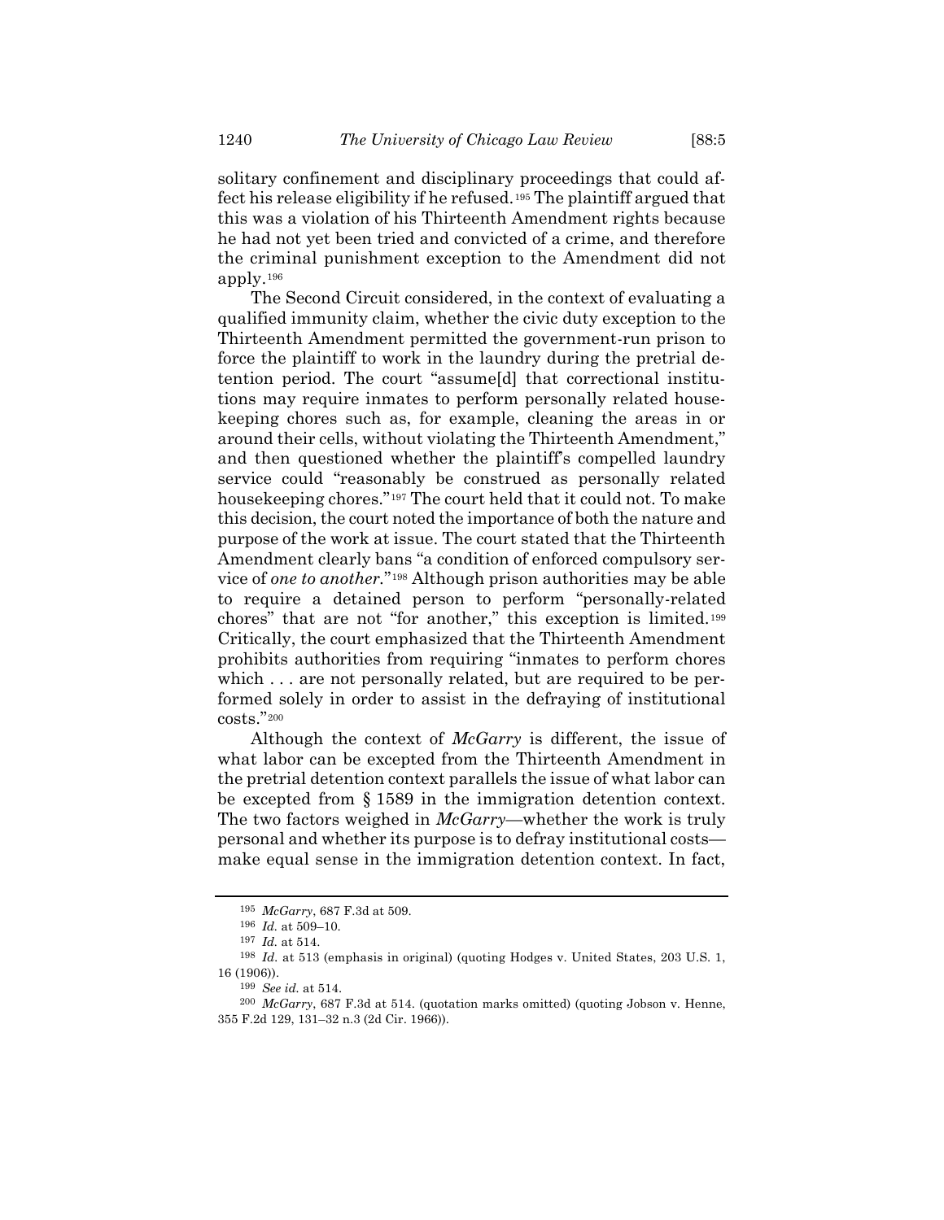solitary confinement and disciplinary proceedings that could affect his release eligibility if he refused.[195] The plaintiff argued that this was a violation of his Thirteenth Amendment rights because he had not yet been tried and convicted of a crime, and therefore the criminal punishment exception to the Amendment did not apply.[196]

The Second Circuit considered, in the context of evaluating a qualified immunity claim, whether the civic duty exception to the Thirteenth Amendment permitted the government-run prison to force the plaintiff to work in the laundry during the pretrial detention period. The court "assume[d] that correctional institutions may require inmates to perform personally related housekeeping chores such as, for example, cleaning the areas in or around their cells, without violating the Thirteenth Amendment," and then questioned whether the plaintiff's compelled laundry service could "reasonably be construed as personally related housekeeping chores."[197] The court held that it could not. To make this decision, the court noted the importance of both the nature and purpose of the work at issue. The court stated that the Thirteenth Amendment clearly bans "a condition of enforced compulsory service of *one to another*."[198] Although prison authorities may be able to require a detained person to perform "personally-related chores" that are not "for another," this exception is limited.[199] Critically, the court emphasized that the Thirteenth Amendment prohibits authorities from requiring "inmates to perform chores which . . . are not personally related, but are required to be performed solely in order to assist in the defraying of institutional costs."[200]

Although the context of *McGarry* is different, the issue of what labor can be excepted from the Thirteenth Amendment in the pretrial detention context parallels the issue of what labor can be excepted from § 1589 in the immigration detention context. The two factors weighed in *McGarry*—whether the work is truly personal and whether its purpose is to defray institutional costs—make equal sense in the immigration detention context. In fact,

---

[195] *McGarry*, 687 F.3d at 509.

[196] *Id.* at 509–10.

[197] *Id.* at 514.

[198] *Id.* at 513 (emphasis in original) (quoting Hodges v. United States, 203 U.S. 1, 16 (1906)).

[199] *See id.* at 514.

[200] *McGarry*, 687 F.3d at 514. (quotation marks omitted) (quoting Jobson v. Henne, 355 F.2d 129, 131–32 n.3 (2d Cir. 1966)).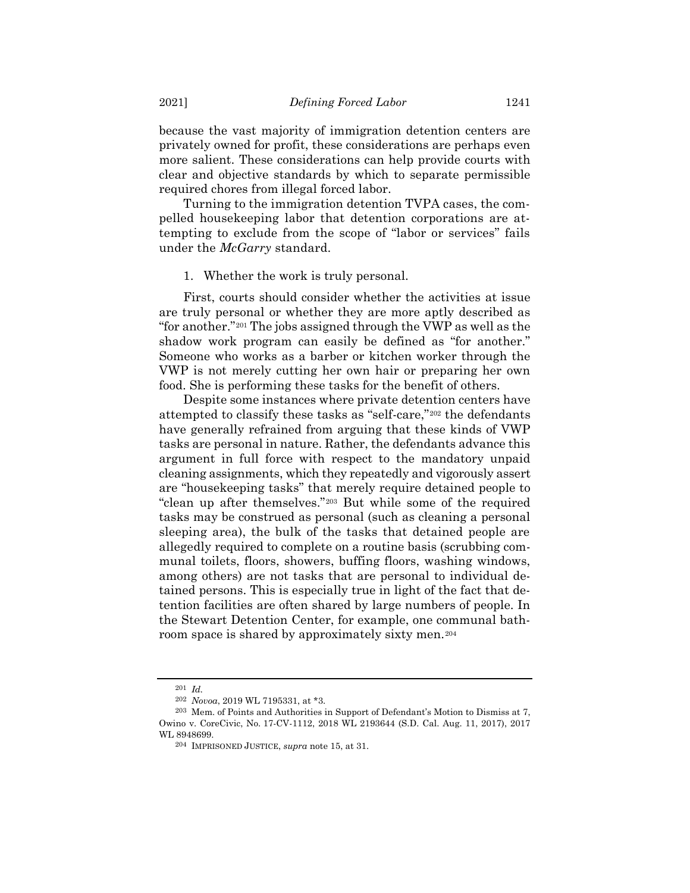because the vast majority of immigration detention centers are privately owned for profit, these considerations are perhaps even more salient. These considerations can help provide courts with clear and objective standards by which to separate permissible required chores from illegal forced labor.

Turning to the immigration detention TVPA cases, the compelled housekeeping labor that detention corporations are attempting to exclude from the scope of "labor or services" fails under the *McGarry* standard.

1. Whether the work is truly personal.

First, courts should consider whether the activities at issue are truly personal or whether they are more aptly described as "for another."[201] The jobs assigned through the VWP as well as the shadow work program can easily be defined as "for another." Someone who works as a barber or kitchen worker through the VWP is not merely cutting her own hair or preparing her own food. She is performing these tasks for the benefit of others.

Despite some instances where private detention centers have attempted to classify these tasks as "self-care,"[202] the defendants have generally refrained from arguing that these kinds of VWP tasks are personal in nature. Rather, the defendants advance this argument in full force with respect to the mandatory unpaid cleaning assignments, which they repeatedly and vigorously assert are "housekeeping tasks" that merely require detained people to "clean up after themselves."[203] But while some of the required tasks may be construed as personal (such as cleaning a personal sleeping area), the bulk of the tasks that detained people are allegedly required to complete on a routine basis (scrubbing communal toilets, floors, showers, buffing floors, washing windows, among others) are not tasks that are personal to individual detained persons. This is especially true in light of the fact that detention facilities are often shared by large numbers of people. In the Stewart Detention Center, for example, one communal bathroom space is shared by approximately sixty men.[204]

---

[201] *Id.*

[202] *Novoa*, 2019 WL 7195331, at *3.

[203] Mem. of Points and Authorities in Support of Defendant's Motion to Dismiss at 7, Owino v. CoreCivic, No. 17-CV-1112, 2018 WL 2193644 (S.D. Cal. Aug. 11, 2017), 2017 WL 8948699.

[204] IMPRISONED JUSTICE, *supra* note 15, at 31.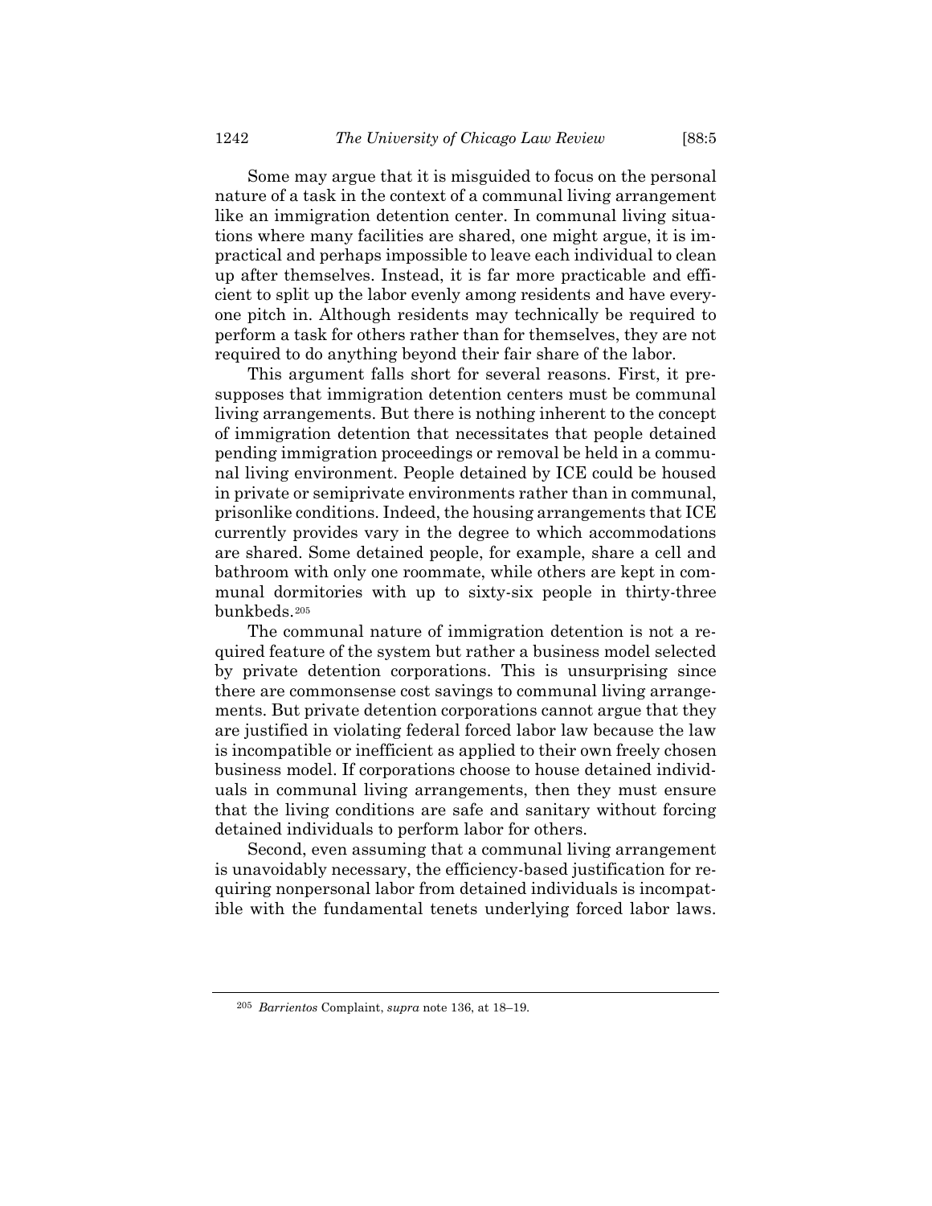Some may argue that it is misguided to focus on the personal nature of a task in the context of a communal living arrangement like an immigration detention center. In communal living situations where many facilities are shared, one might argue, it is impractical and perhaps impossible to leave each individual to clean up after themselves. Instead, it is far more practicable and efficient to split up the labor evenly among residents and have everyone pitch in. Although residents may technically be required to perform a task for others rather than for themselves, they are not required to do anything beyond their fair share of the labor.

This argument falls short for several reasons. First, it presupposes that immigration detention centers must be communal living arrangements. But there is nothing inherent to the concept of immigration detention that necessitates that people detained pending immigration proceedings or removal be held in a communal living environment. People detained by ICE could be housed in private or semiprivate environments rather than in communal, prisonlike conditions. Indeed, the housing arrangements that ICE currently provides vary in the degree to which accommodations are shared. Some detained people, for example, share a cell and bathroom with only one roommate, while others are kept in communal dormitories with up to sixty-six people in thirty-three bunkbeds.[205]

The communal nature of immigration detention is not a required feature of the system but rather a business model selected by private detention corporations. This is unsurprising since there are commonsense cost savings to communal living arrangements. But private detention corporations cannot argue that they are justified in violating federal forced labor law because the law is incompatible or inefficient as applied to their own freely chosen business model. If corporations choose to house detained individuals in communal living arrangements, then they must ensure that the living conditions are safe and sanitary without forcing detained individuals to perform labor for others.

Second, even assuming that a communal living arrangement is unavoidably necessary, the efficiency-based justification for requiring nonpersonal labor from detained individuals is incompatible with the fundamental tenets underlying forced labor laws.

---

[205] *Barrientos* Complaint, *supra* note 136, at 18–19.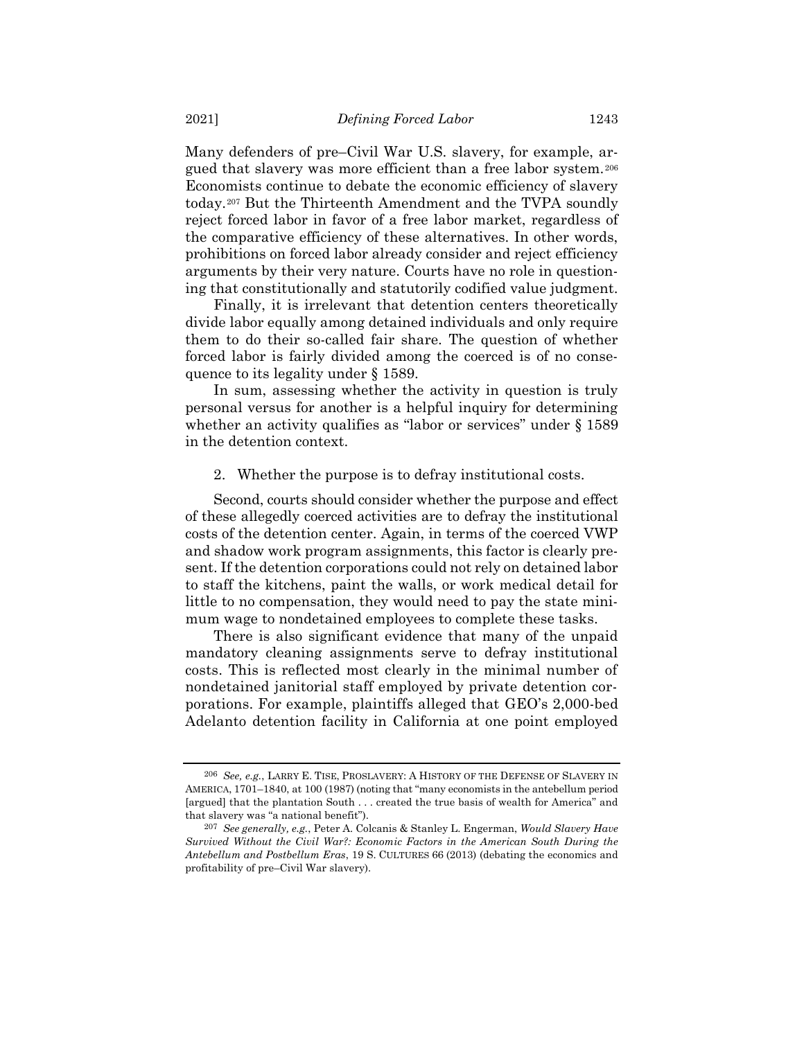Many defenders of pre–Civil War U.S. slavery, for example, argued that slavery was more efficient than a free labor system.[206] Economists continue to debate the economic efficiency of slavery today.[207] But the Thirteenth Amendment and the TVPA soundly reject forced labor in favor of a free labor market, regardless of the comparative efficiency of these alternatives. In other words, prohibitions on forced labor already consider and reject efficiency arguments by their very nature. Courts have no role in questioning that constitutionally and statutorily codified value judgment.

Finally, it is irrelevant that detention centers theoretically divide labor equally among detained individuals and only require them to do their so-called fair share. The question of whether forced labor is fairly divided among the coerced is of no consequence to its legality under § 1589.

In sum, assessing whether the activity in question is truly personal versus for another is a helpful inquiry for determining whether an activity qualifies as "labor or services" under § 1589 in the detention context.

2. Whether the purpose is to defray institutional costs.

Second, courts should consider whether the purpose and effect of these allegedly coerced activities are to defray the institutional costs of the detention center. Again, in terms of the coerced VWP and shadow work program assignments, this factor is clearly present. If the detention corporations could not rely on detained labor to staff the kitchens, paint the walls, or work medical detail for little to no compensation, they would need to pay the state minimum wage to nondetained employees to complete these tasks.

There is also significant evidence that many of the unpaid mandatory cleaning assignments serve to defray institutional costs. This is reflected most clearly in the minimal number of nondetained janitorial staff employed by private detention corporations. For example, plaintiffs alleged that GEO's 2,000-bed Adelanto detention facility in California at one point employed

---

[206] *See, e.g.*, LARRY E. TISE, PROSLAVERY: A HISTORY OF THE DEFENSE OF SLAVERY IN AMERICA, 1701–1840, at 100 (1987) (noting that "many economists in the antebellum period [argued] that the plantation South . . . created the true basis of wealth for America" and that slavery was "a national benefit").

[207] *See generally, e.g.*, Peter A. Colcanis & Stanley L. Engerman, *Would Slavery Have Survived Without the Civil War?: Economic Factors in the American South During the Antebellum and Postbellum Eras*, 19 S. CULTURES 66 (2013) (debating the economics and profitability of pre–Civil War slavery).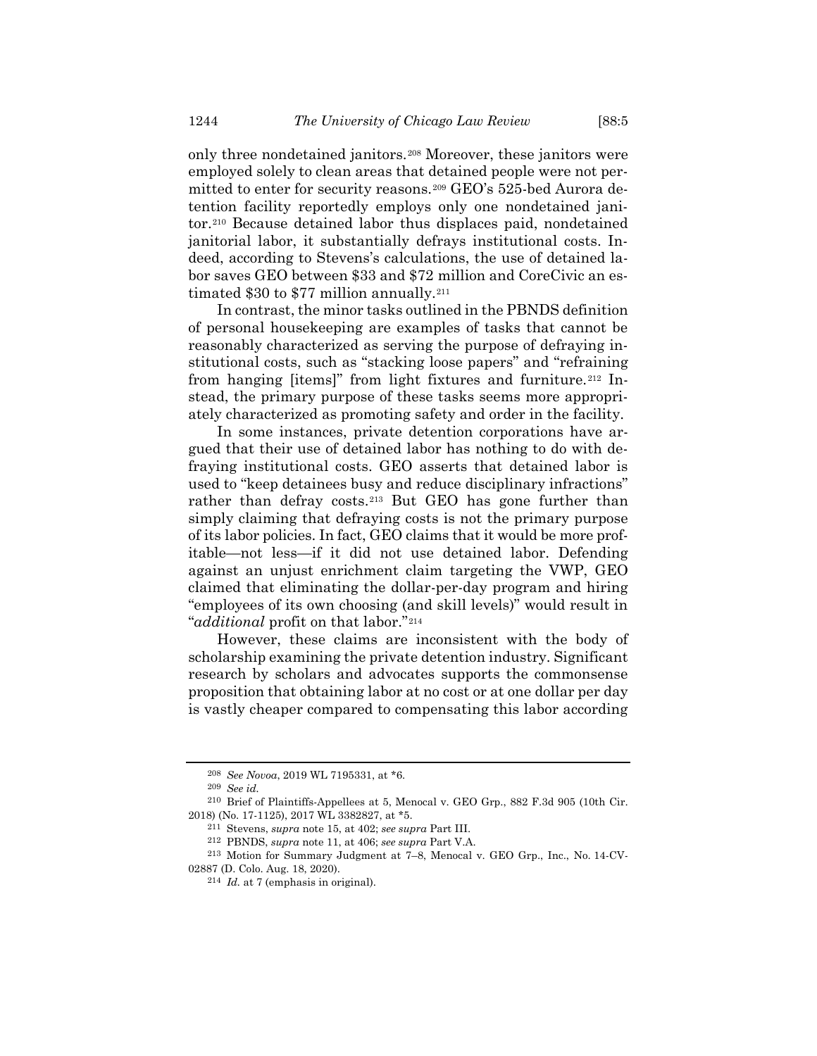only three nondetained janitors.[208] Moreover, these janitors were employed solely to clean areas that detained people were not permitted to enter for security reasons.[209] GEO's 525-bed Aurora detention facility reportedly employs only one nondetained janitor.[210] Because detained labor thus displaces paid, nondetained janitorial labor, it substantially defrays institutional costs. Indeed, according to Stevens's calculations, the use of detained labor saves GEO between $33 and $72 million and CoreCivic an estimated $30 to $77 million annually.[211]

In contrast, the minor tasks outlined in the PBNDS definition of personal housekeeping are examples of tasks that cannot be reasonably characterized as serving the purpose of defraying institutional costs, such as "stacking loose papers" and "refraining from hanging [items]" from light fixtures and furniture.[212] Instead, the primary purpose of these tasks seems more appropriately characterized as promoting safety and order in the facility.

In some instances, private detention corporations have argued that their use of detained labor has nothing to do with defraying institutional costs. GEO asserts that detained labor is used to "keep detainees busy and reduce disciplinary infractions" rather than defray costs.[213] But GEO has gone further than simply claiming that defraying costs is not the primary purpose of its labor policies. In fact, GEO claims that it would be more profitable—not less—if it did not use detained labor. Defending against an unjust enrichment claim targeting the VWP, GEO claimed that eliminating the dollar-per-day program and hiring "employees of its own choosing (and skill levels)" would result in "*additional* profit on that labor."[214]

However, these claims are inconsistent with the body of scholarship examining the private detention industry. Significant research by scholars and advocates supports the commonsense proposition that obtaining labor at no cost or at one dollar per day is vastly cheaper compared to compensating this labor according

---

[208] *See Novoa*, 2019 WL 7195331, at *6.

[209] *See id.*

[210] Brief of Plaintiffs-Appellees at 5, Menocal v. GEO Grp., 882 F.3d 905 (10th Cir. 2018) (No. 17-1125), 2017 WL 3382827, at *5.

[211] Stevens, *supra* note 15, at 402; *see supra* Part III.

[212] PBNDS, *supra* note 11, at 406; *see supra* Part V.A.

[213] Motion for Summary Judgment at 7–8, Menocal v. GEO Grp., Inc., No. 14-CV-02887 (D. Colo. Aug. 18, 2020).

[214] *Id.* at 7 (emphasis in original).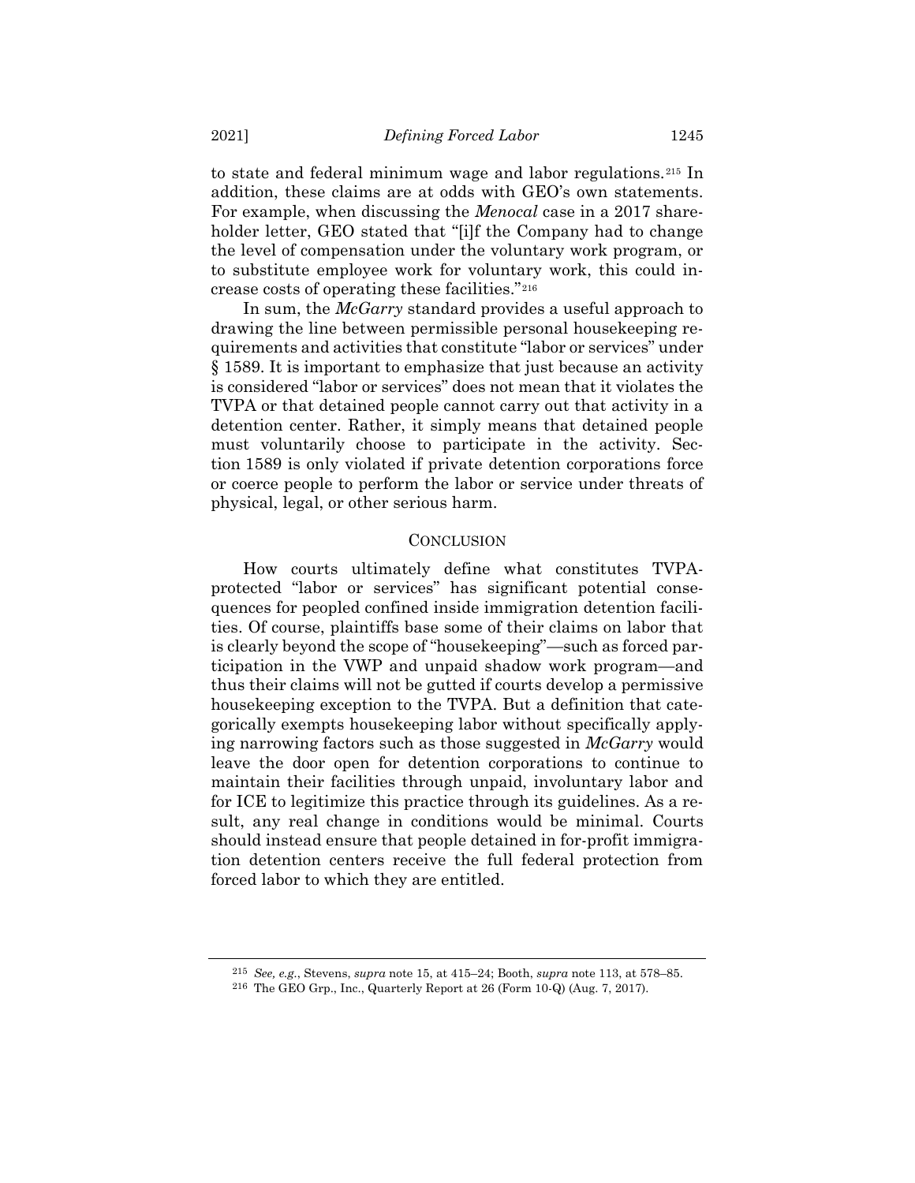to state and federal minimum wage and labor regulations.[215] In addition, these claims are at odds with GEO's own statements. For example, when discussing the *Menocal* case in a 2017 shareholder letter, GEO stated that "[i]f the Company had to change the level of compensation under the voluntary work program, or to substitute employee work for voluntary work, this could increase costs of operating these facilities."[216]

In sum, the *McGarry* standard provides a useful approach to drawing the line between permissible personal housekeeping requirements and activities that constitute "labor or services" under § 1589. It is important to emphasize that just because an activity is considered "labor or services" does not mean that it violates the TVPA or that detained people cannot carry out that activity in a detention center. Rather, it simply means that detained people must voluntarily choose to participate in the activity. Section 1589 is only violated if private detention corporations force or coerce people to perform the labor or service under threats of physical, legal, or other serious harm.

## CONCLUSION

How courts ultimately define what constitutes TVPA-protected "labor or services" has significant potential consequences for peopled confined inside immigration detention facilities. Of course, plaintiffs base some of their claims on labor that is clearly beyond the scope of "housekeeping"—such as forced participation in the VWP and unpaid shadow work program—and thus their claims will not be gutted if courts develop a permissive housekeeping exception to the TVPA. But a definition that categorically exempts housekeeping labor without specifically applying narrowing factors such as those suggested in *McGarry* would leave the door open for detention corporations to continue to maintain their facilities through unpaid, involuntary labor and for ICE to legitimize this practice through its guidelines. As a result, any real change in conditions would be minimal. Courts should instead ensure that people detained in for-profit immigration detention centers receive the full federal protection from forced labor to which they are entitled.

---

[215] *See, e.g.*, Stevens, *supra* note 15, at 415–24; Booth, *supra* note 113, at 578–85.

[216] The GEO Grp., Inc., Quarterly Report at 26 (Form 10-Q) (Aug. 7, 2017).